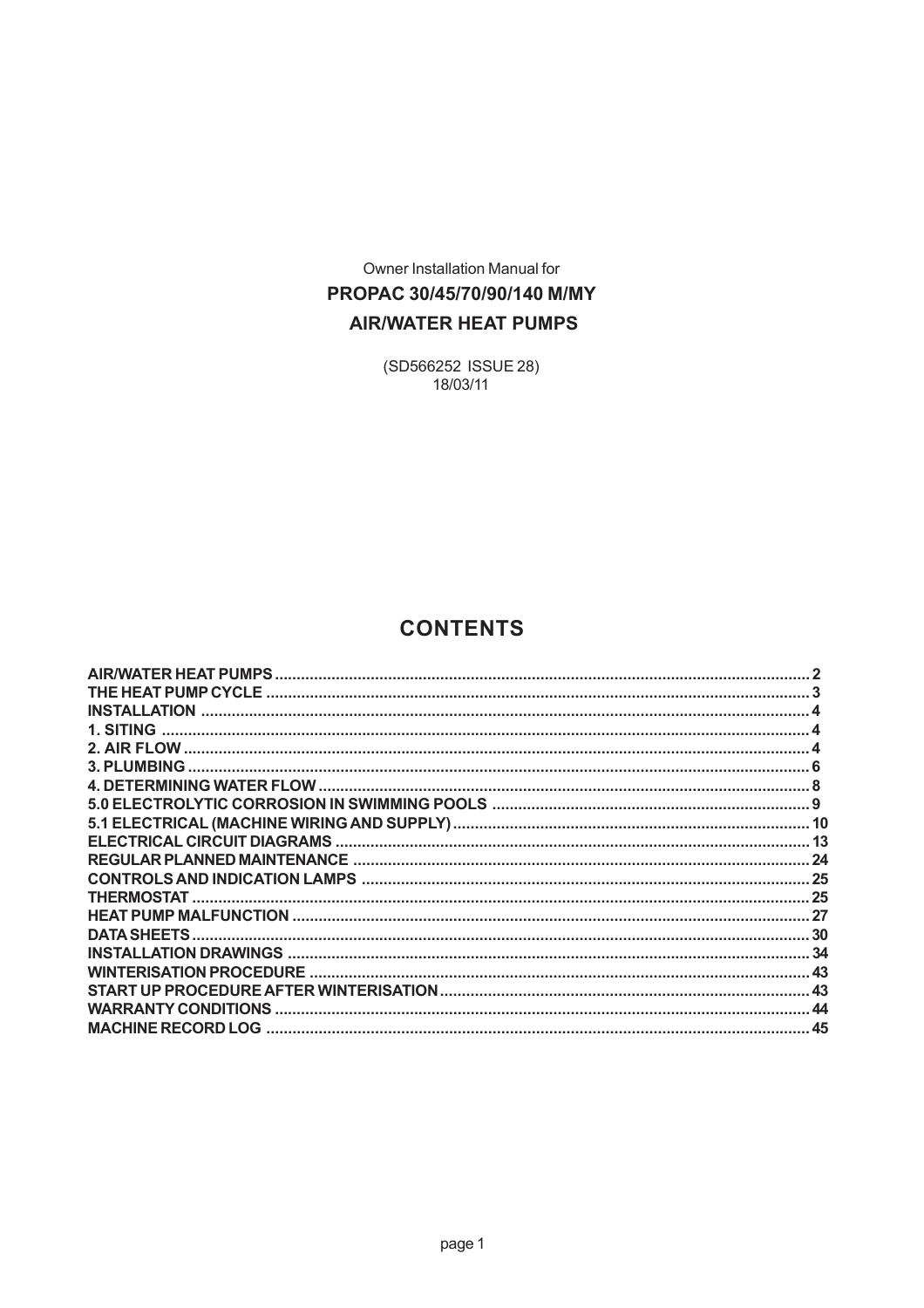Owner Installation Manual for

# PROPAC 30/45/70/90/140 M/MY

# AIR/WATER HEAT PUMPS

(SD566252 ISSUE 28)
18/03/11

## CONTENTS

| | |
|---|---|
| **AIR/WATER HEAT PUMPS** | **2** |
| **THE HEAT PUMP CYCLE** | **3** |
| **INSTALLATION** | **4** |
| **1. SITING** | **4** |
| **2. AIR FLOW** | **4** |
| **3. PLUMBING** | **6** |
| **4. DETERMINING WATER FLOW** | **8** |
| **5.0 ELECTROLYTIC CORROSION IN SWIMMING POOLS** | **9** |
| **5.1 ELECTRICAL (MACHINE WIRING AND SUPPLY)** | **10** |
| **ELECTRICAL CIRCUIT DIAGRAMS** | **13** |
| **REGULAR PLANNED MAINTENANCE** | **24** |
| **CONTROLS AND INDICATION LAMPS** | **25** |
| **THERMOSTAT** | **25** |
| **HEAT PUMP MALFUNCTION** | **27** |
| **DATA SHEETS** | **30** |
| **INSTALLATION DRAWINGS** | **34** |
| **WINTERISATION PROCEDURE** | **43** |
| **START UP PROCEDURE AFTER WINTERISATION** | **43** |
| **WARRANTY CONDITIONS** | **44** |
| **MACHINE RECORD LOG** | **45** |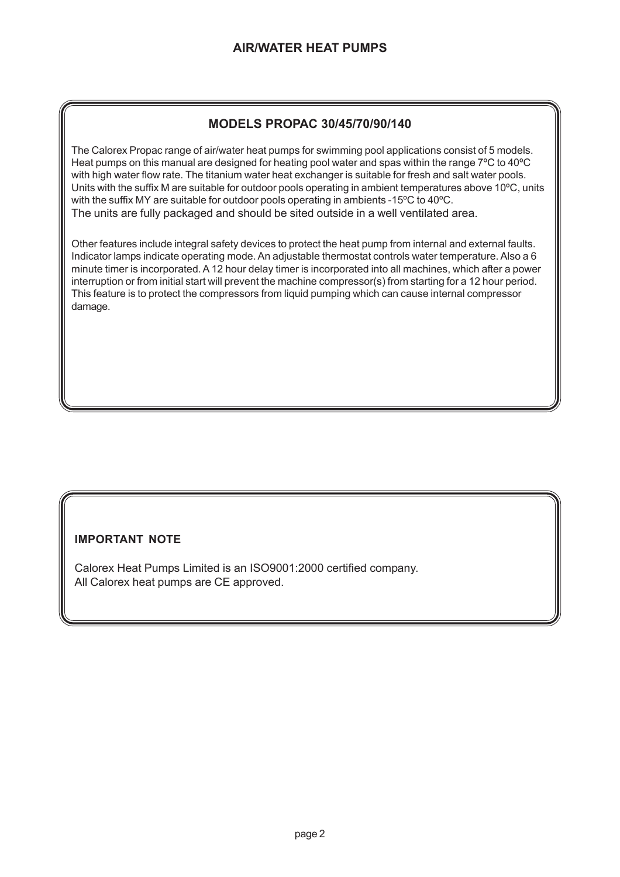# AIR/WATER HEAT PUMPS

## MODELS PROPAC 30/45/70/90/140

The Calorex Propac range of air/water heat pumps for swimming pool applications consist of 5 models. Heat pumps on this manual are designed for heating pool water and spas within the range 7ºC to 40ºC with high water flow rate. The titanium water heat exchanger is suitable for fresh and salt water pools. Units with the suffix M are suitable for outdoor pools operating in ambient temperatures above 10ºC, units with the suffix MY are suitable for outdoor pools operating in ambients -15ºC to 40ºC.
The units are fully packaged and should be sited outside in a well ventilated area.

Other features include integral safety devices to protect the heat pump from internal and external faults. Indicator lamps indicate operating mode. An adjustable thermostat controls water temperature. Also a 6 minute timer is incorporated. A 12 hour delay timer is incorporated into all machines, which after a power interruption or from initial start will prevent the machine compressor(s) from starting for a 12 hour period. This feature is to protect the compressors from liquid pumping which can cause internal compressor damage.

**IMPORTANT NOTE**

Calorex Heat Pumps Limited is an ISO9001:2000 certified company.
All Calorex heat pumps are CE approved.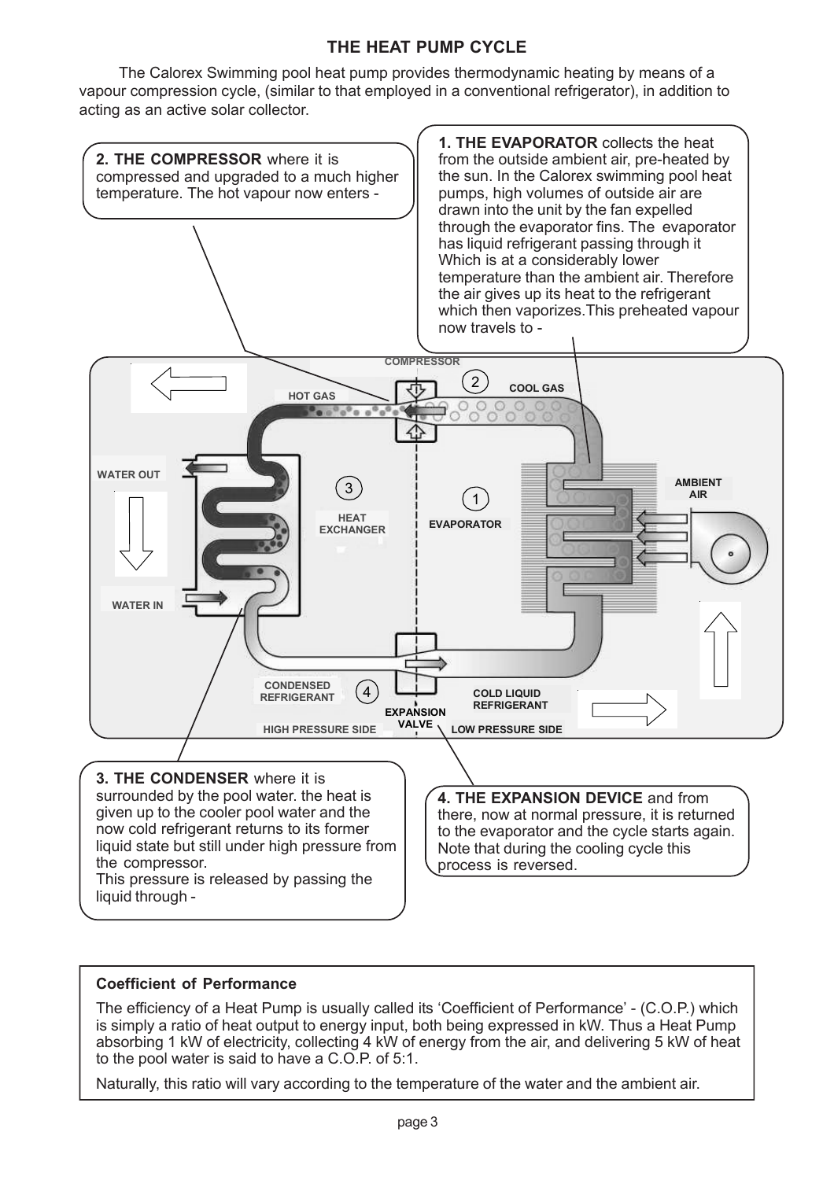## THE HEAT PUMP CYCLE

The Calorex Swimming pool heat pump provides thermodynamic heating by means of a vapour compression cycle, (similar to that employed in a conventional refrigerator), in addition to acting as an active solar collector.

**1. THE EVAPORATOR** collects the heat from the outside ambient air, pre-heated by the sun. In the Calorex swimming pool heat pumps, high volumes of outside air are drawn into the unit by the fan expelled through the evaporator fins. The evaporator has liquid refrigerant passing through it Which is at a considerably lower temperature than the ambient air. Therefore the air gives up its heat to the refrigerant which then vaporizes.This preheated vapour now travels to -

**2. THE COMPRESSOR** where it is compressed and upgraded to a much higher temperature. The hot vapour now enters -

COMPRESSOR

2

HOT GAS

COOL GAS

WATER OUT

3

HEAT EXCHANGER

1

EVAPORATOR

AMBIENT AIR

WATER IN

CONDENSED REFRIGERANT

4

EXPANSION VALVE

COLD LIQUID REFRIGERANT

HIGH PRESSURE SIDE

LOW PRESSURE SIDE

**3. THE CONDENSER** where it is surrounded by the pool water. the heat is given up to the cooler pool water and the now cold refrigerant returns to its former liquid state but still under high pressure from the compressor.
This pressure is released by passing the liquid through -

**4. THE EXPANSION DEVICE** and from there, now at normal pressure, it is returned to the evaporator and the cycle starts again. Note that during the cooling cycle this process is reversed.

**Coefficient of Performance**

The efficiency of a Heat Pump is usually called its 'Coefficient of Performance' - (C.O.P.) which is simply a ratio of heat output to energy input, both being expressed in kW. Thus a Heat Pump absorbing 1 kW of electricity, collecting 4 kW of energy from the air, and delivering 5 kW of heat to the pool water is said to have a C.O.P. of 5:1.

Naturally, this ratio will vary according to the temperature of the water and the ambient air.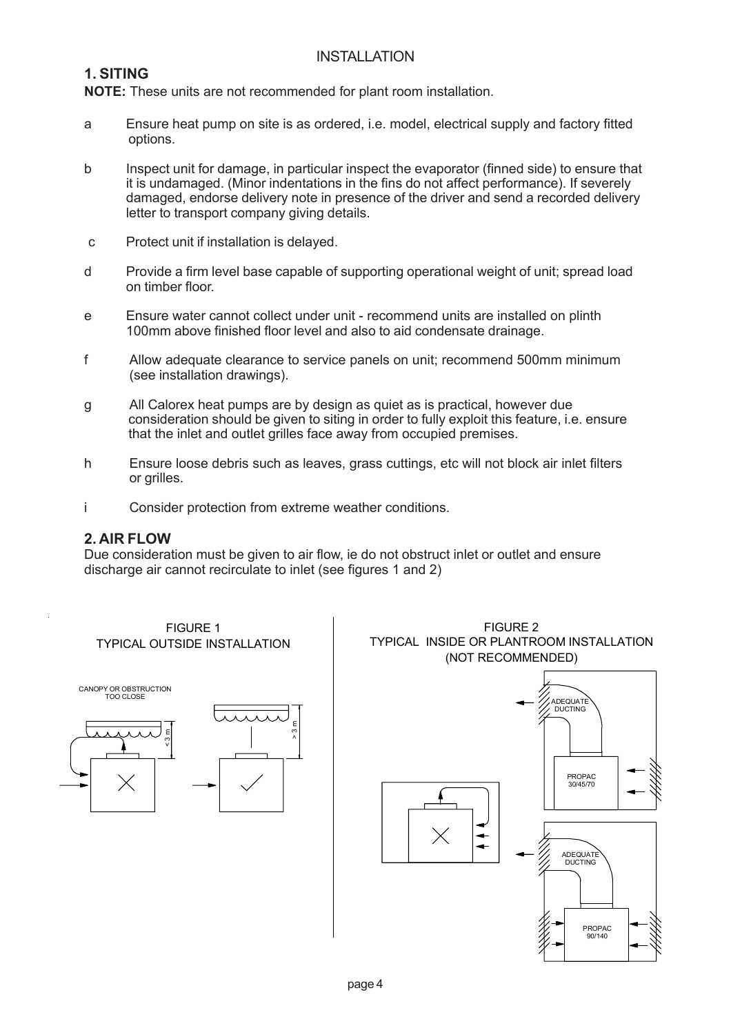# INSTALLATION

## 1. SITING

**NOTE:** These units are not recommended for plant room installation.

a. Ensure heat pump on site is as ordered, i.e. model, electrical supply and factory fitted options.

b. Inspect unit for damage, in particular inspect the evaporator (finned side) to ensure that it is undamaged. (Minor indentations in the fins do not affect performance). If severely damaged, endorse delivery note in presence of the driver and send a recorded delivery letter to transport company giving details.

c. Protect unit if installation is delayed.

d. Provide a firm level base capable of supporting operational weight of unit; spread load on timber floor.

e. Ensure water cannot collect under unit - recommend units are installed on plinth 100mm above finished floor level and also to aid condensate drainage.

f. Allow adequate clearance to service panels on unit; recommend 500mm minimum (see installation drawings).

g. All Calorex heat pumps are by design as quiet as is practical, however due consideration should be given to siting in order to fully exploit this feature, i.e. ensure that the inlet and outlet grilles face away from occupied premises.

h. Ensure loose debris such as leaves, grass cuttings, etc will not block air inlet filters or grilles.

i. Consider protection from extreme weather conditions.

## 2. AIR FLOW

Due consideration must be given to air flow, ie do not obstruct inlet or outlet and ensure discharge air cannot recirculate to inlet (see figures 1 and 2)

FIGURE 1
TYPICAL OUTSIDE INSTALLATION

CANOPY OR OBSTRUCTION TOO CLOSE

< 3 m

> 3 m

FIGURE 2
TYPICAL INSIDE OR PLANTROOM INSTALLATION
(NOT RECOMMENDED)

ADEQUATE DUCTING

PROPAC 30/45/70

ADEQUATE DUCTING

PROPAC 90/140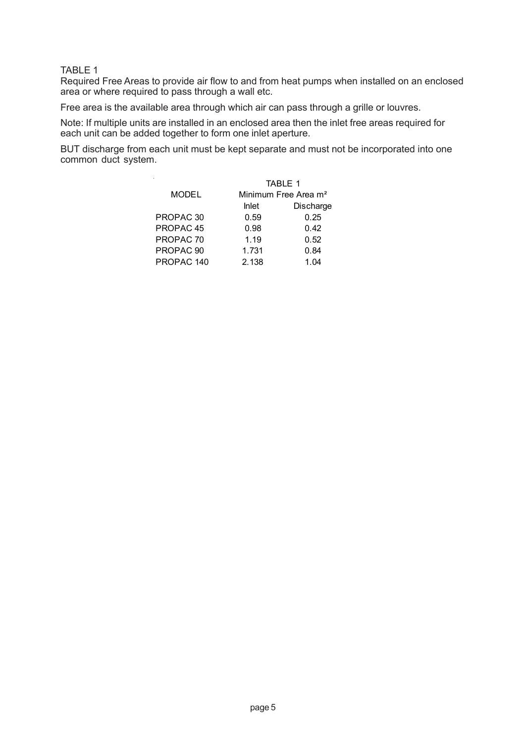TABLE 1

Required Free Areas to provide air flow to and from heat pumps when installed on an enclosed area or where required to pass through a wall etc.

Free area is the available area through which air can pass through a grille or louvres.

Note: If multiple units are installed in an enclosed area then the inlet free areas required for each unit can be added together to form one inlet aperture.

BUT discharge from each unit must be kept separate and must not be incorporated into one common duct system.

TABLE 1

| MODEL | Minimum Free Area $m^2$ | |
|---|---|---|
| | Inlet | Discharge |
| PROPAC 30 | 0.59 | 0.25 |
| PROPAC 45 | 0.98 | 0.42 |
| PROPAC 70 | 1.19 | 0.52 |
| PROPAC 90 | 1.731 | 0.84 |
| PROPAC 140 | 2.138 | 1.04 |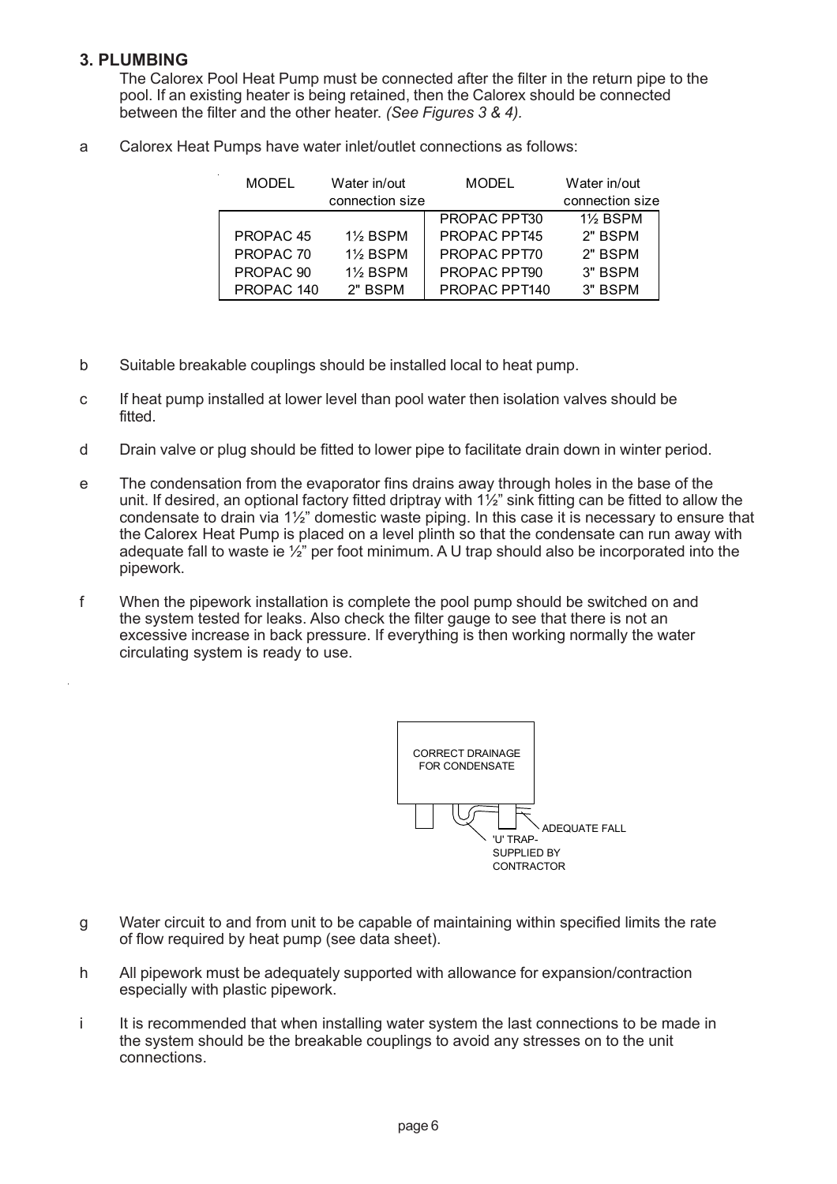## 3. PLUMBING

The Calorex Pool Heat Pump must be connected after the filter in the return pipe to the pool. If an existing heater is being retained, then the Calorex should be connected between the filter and the other heater. *(See Figures 3 & 4).*

a Calorex Heat Pumps have water inlet/outlet connections as follows:

| MODEL | Water in/out connection size | MODEL | Water in/out connection size |
|---|---|---|---|
| | | PROPAC PPT30 | 1½ BSPM |
| PROPAC 45 | 1½ BSPM | PROPAC PPT45 | 2" BSPM |
| PROPAC 70 | 1½ BSPM | PROPAC PPT70 | 2" BSPM |
| PROPAC 90 | 1½ BSPM | PROPAC PPT90 | 3" BSPM |
| PROPAC 140 | 2" BSPM | PROPAC PPT140 | 3" BSPM |

b Suitable breakable couplings should be installed local to heat pump.

c If heat pump installed at lower level than pool water then isolation valves should be fitted.

d Drain valve or plug should be fitted to lower pipe to facilitate drain down in winter period.

e The condensation from the evaporator fins drains away through holes in the base of the unit. If desired, an optional factory fitted driptray with 1½" sink fitting can be fitted to allow the condensate to drain via 1½" domestic waste piping. In this case it is necessary to ensure that the Calorex Heat Pump is placed on a level plinth so that the condensate can run away with adequate fall to waste ie ½" per foot minimum. A U trap should also be incorporated into the pipework.

f When the pipework installation is complete the pool pump should be switched on and the system tested for leaks. Also check the filter gauge to see that there is not an excessive increase in back pressure. If everything is then working normally the water circulating system is ready to use.

CORRECT DRAINAGE FOR CONDENSATE

ADEQUATE FALL

'U' TRAP- SUPPLIED BY CONTRACTOR

g Water circuit to and from unit to be capable of maintaining within specified limits the rate of flow required by heat pump (see data sheet).

h All pipework must be adequately supported with allowance for expansion/contraction especially with plastic pipework.

i It is recommended that when installing water system the last connections to be made in the system should be the breakable couplings to avoid any stresses on to the unit connections.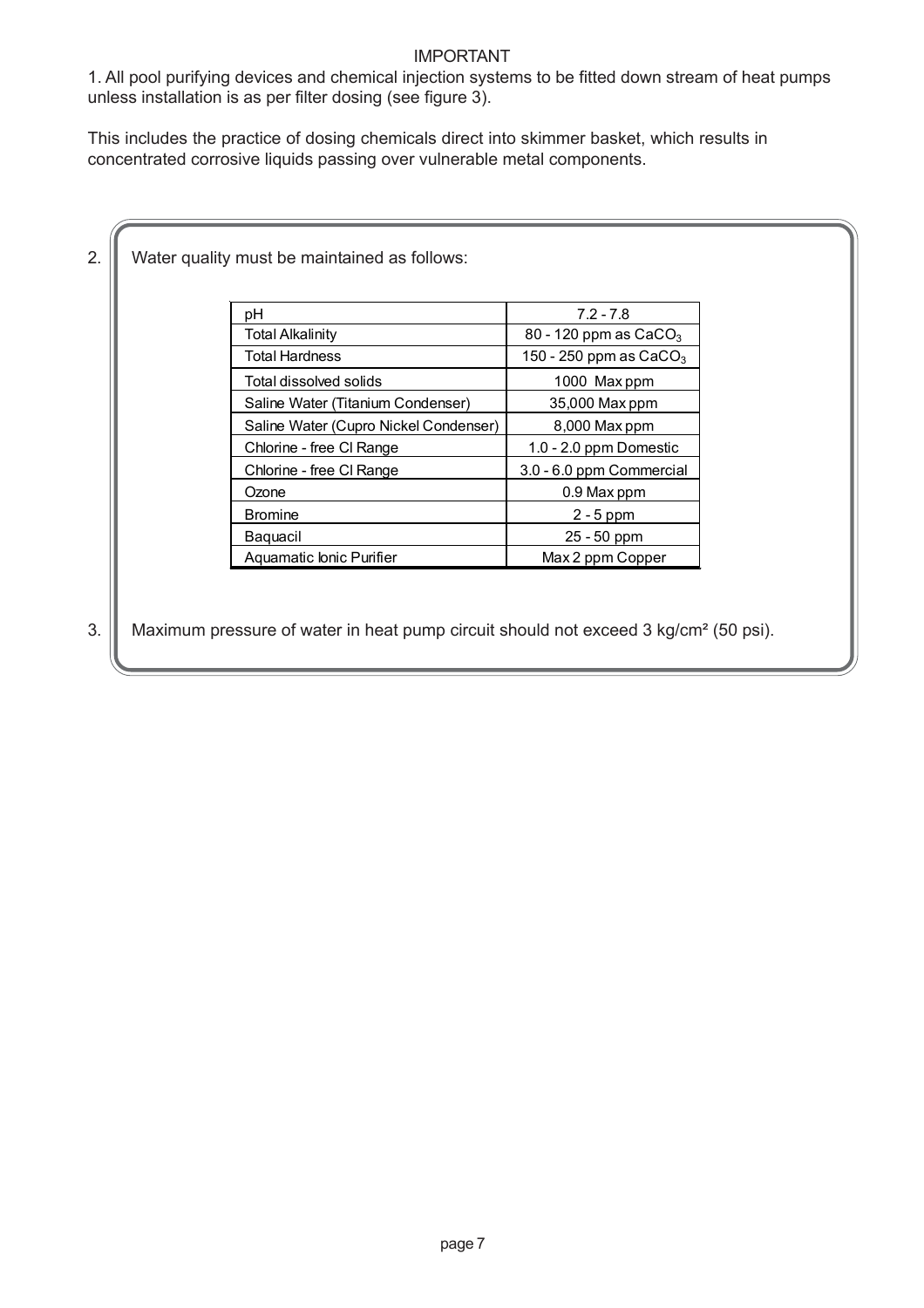IMPORTANT

1. All pool purifying devices and chemical injection systems to be fitted down stream of heat pumps unless installation is as per filter dosing (see figure 3).

This includes the practice of dosing chemicals direct into skimmer basket, which results in concentrated corrosive liquids passing over vulnerable metal components.

2. Water quality must be maintained as follows:

| | |
|---|---|
| pH | 7.2 - 7.8 |
| Total Alkalinity | 80 - 120 ppm as $CaCO_3$ |
| Total Hardness | 150 - 250 ppm as $CaCO_3$ |
| Total dissolved solids | 1000 Max ppm |
| Saline Water (Titanium Condenser) | 35,000 Max ppm |
| Saline Water (Cupro Nickel Condenser) | 8,000 Max ppm |
| Chlorine - free Cl Range | 1.0 - 2.0 ppm Domestic |
| Chlorine - free Cl Range | 3.0 - 6.0 ppm Commercial |
| Ozone | 0.9 Max ppm |
| Bromine | 2 - 5 ppm |
| Baquacil | 25 - 50 ppm |
| Aquamatic Ionic Purifier | Max 2 ppm Copper |

3. Maximum pressure of water in heat pump circuit should not exceed 3 kg/cm² (50 psi).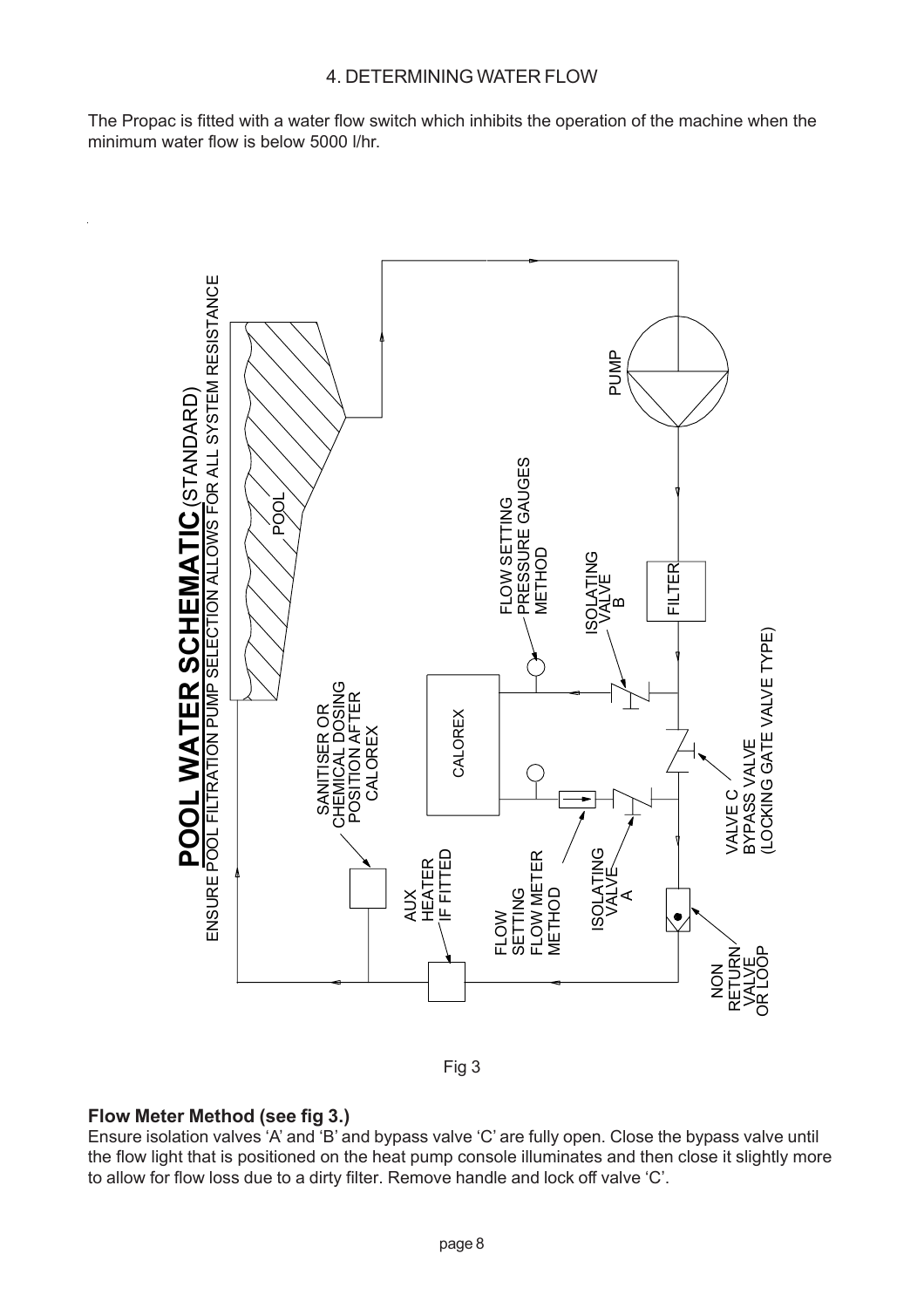## 4. DETERMINING WATER FLOW

The Propac is fitted with a water flow switch which inhibits the operation of the machine when the minimum water flow is below 5000 l/hr.

**POOL WATER SCHEMATIC** (STANDARD)

ENSURE POOL FILTRATION PUMP SELECTION ALLOWS FOR ALL SYSTEM RESISTANCE

POOL

PUMP

FILTER

FLOW SETTING PRESSURE GAUGES METHOD

ISOLATING VALVE B

CALOREX

SANITISER OR CHEMICAL DOSING POSITION AFTER CALOREX

VALVE C BYPASS VALVE (LOCKING GATE VALVE TYPE)

AUX HEATER IF FITTED

FLOW SETTING FLOW METER METHOD

ISOLATING VALVE A

NON RETURN VALVE OR LOOP

Fig 3

### Flow Meter Method (see fig 3.)

Ensure isolation valves 'A' and 'B' and bypass valve 'C' are fully open. Close the bypass valve until the flow light that is positioned on the heat pump console illuminates and then close it slightly more to allow for flow loss due to a dirty filter. Remove handle and lock off valve 'C'.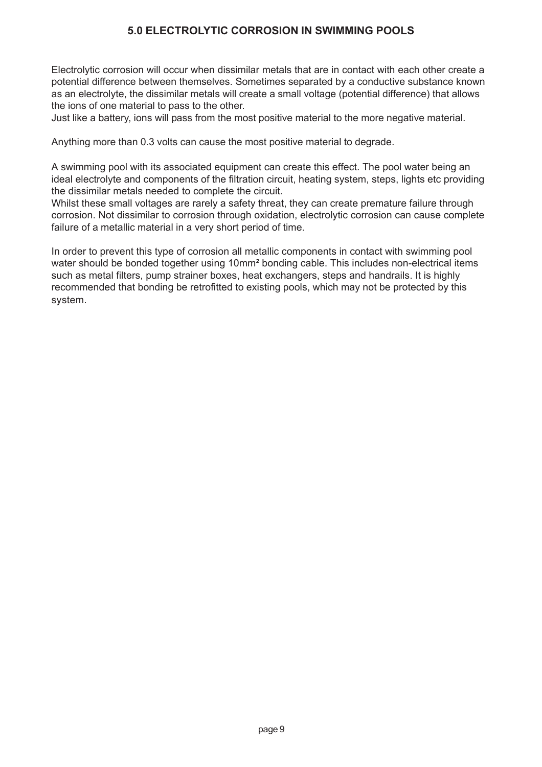## 5.0 ELECTROLYTIC CORROSION IN SWIMMING POOLS

Electrolytic corrosion will occur when dissimilar metals that are in contact with each other create a potential difference between themselves. Sometimes separated by a conductive substance known as an electrolyte, the dissimilar metals will create a small voltage (potential difference) that allows the ions of one material to pass to the other.
Just like a battery, ions will pass from the most positive material to the more negative material.

Anything more than 0.3 volts can cause the most positive material to degrade.

A swimming pool with its associated equipment can create this effect. The pool water being an ideal electrolyte and components of the filtration circuit, heating system, steps, lights etc providing the dissimilar metals needed to complete the circuit.
Whilst these small voltages are rarely a safety threat, they can create premature failure through corrosion. Not dissimilar to corrosion through oxidation, electrolytic corrosion can cause complete failure of a metallic material in a very short period of time.

In order to prevent this type of corrosion all metallic components in contact with swimming pool water should be bonded together using 10mm² bonding cable. This includes non-electrical items such as metal filters, pump strainer boxes, heat exchangers, steps and handrails. It is highly recommended that bonding be retrofitted to existing pools, which may not be protected by this system.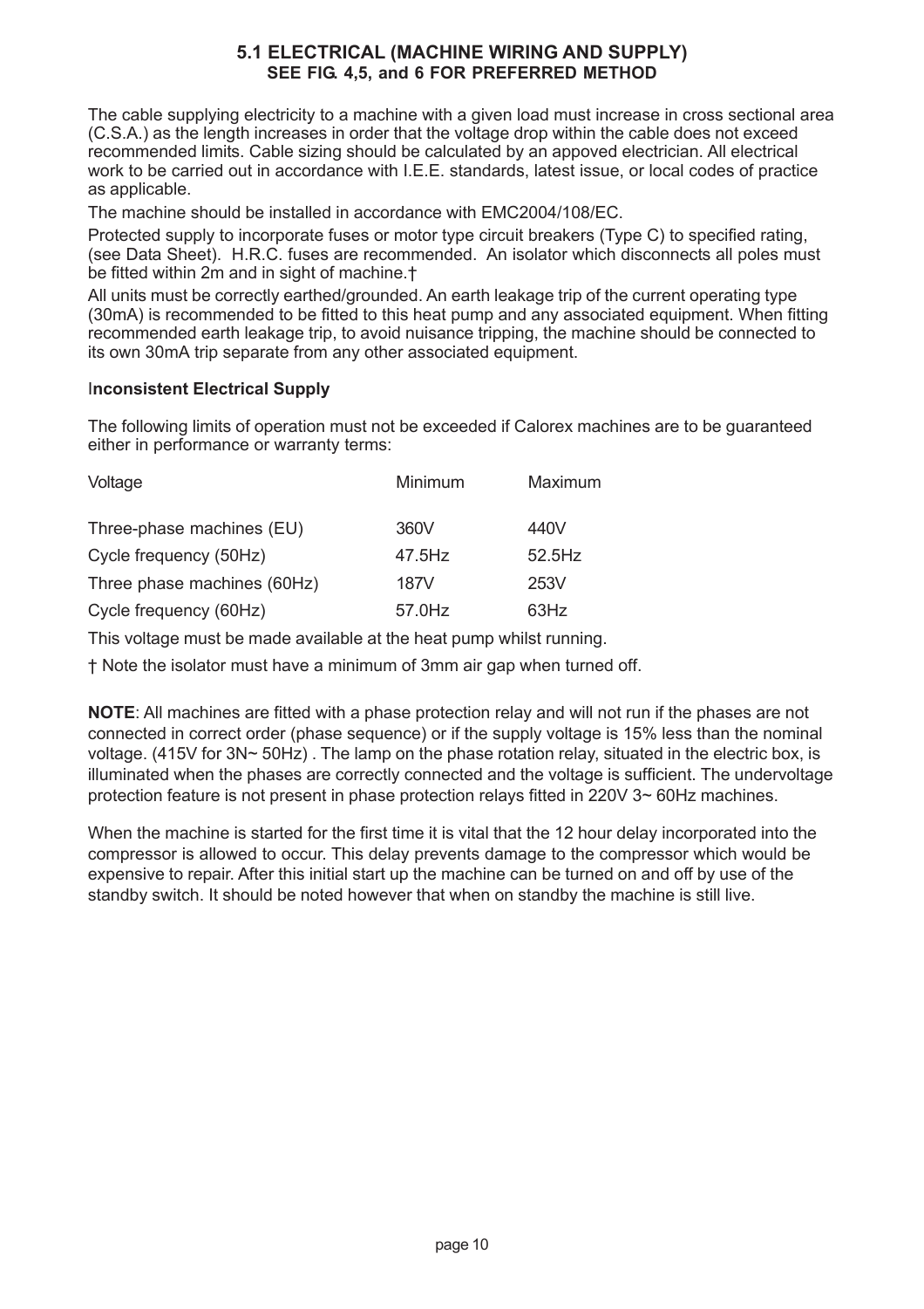## 5.1 ELECTRICAL (MACHINE WIRING AND SUPPLY)
### SEE FIG. 4,5, and 6 FOR PREFERRED METHOD

The cable supplying electricity to a machine with a given load must increase in cross sectional area (C.S.A.) as the length increases in order that the voltage drop within the cable does not exceed recommended limits. Cable sizing should be calculated by an appoved electrician. All electrical work to be carried out in accordance with I.E.E. standards, latest issue, or local codes of practice as applicable.

The machine should be installed in accordance with EMC2004/108/EC.

Protected supply to incorporate fuses or motor type circuit breakers (Type C) to specified rating, (see Data Sheet). H.R.C. fuses are recommended. An isolator which disconnects all poles must be fitted within 2m and in sight of machine.†

All units must be correctly earthed/grounded. An earth leakage trip of the current operating type (30mA) is recommended to be fitted to this heat pump and any associated equipment. When fitting recommended earth leakage trip, to avoid nuisance tripping, the machine should be connected to its own 30mA trip separate from any other associated equipment.

**Inconsistent Electrical Supply**

The following limits of operation must not be exceeded if Calorex machines are to be guaranteed either in performance or warranty terms:

| Voltage | Minimum | Maximum |
|---|---|---|
| Three-phase machines (EU) | 360V | 440V |
| Cycle frequency (50Hz) | 47.5Hz | 52.5Hz |
| Three phase machines (60Hz) | 187V | 253V |
| Cycle frequency (60Hz) | 57.0Hz | 63Hz |

This voltage must be made available at the heat pump whilst running.

† Note the isolator must have a minimum of 3mm air gap when turned off.

**NOTE**: All machines are fitted with a phase protection relay and will not run if the phases are not connected in correct order (phase sequence) or if the supply voltage is 15% less than the nominal voltage. (415V for 3N~ 50Hz) . The lamp on the phase rotation relay, situated in the electric box, is illuminated when the phases are correctly connected and the voltage is sufficient. The undervoltage protection feature is not present in phase protection relays fitted in 220V 3~ 60Hz machines.

When the machine is started for the first time it is vital that the 12 hour delay incorporated into the compressor is allowed to occur. This delay prevents damage to the compressor which would be expensive to repair. After this initial start up the machine can be turned on and off by use of the standby switch. It should be noted however that when on standby the machine is still live.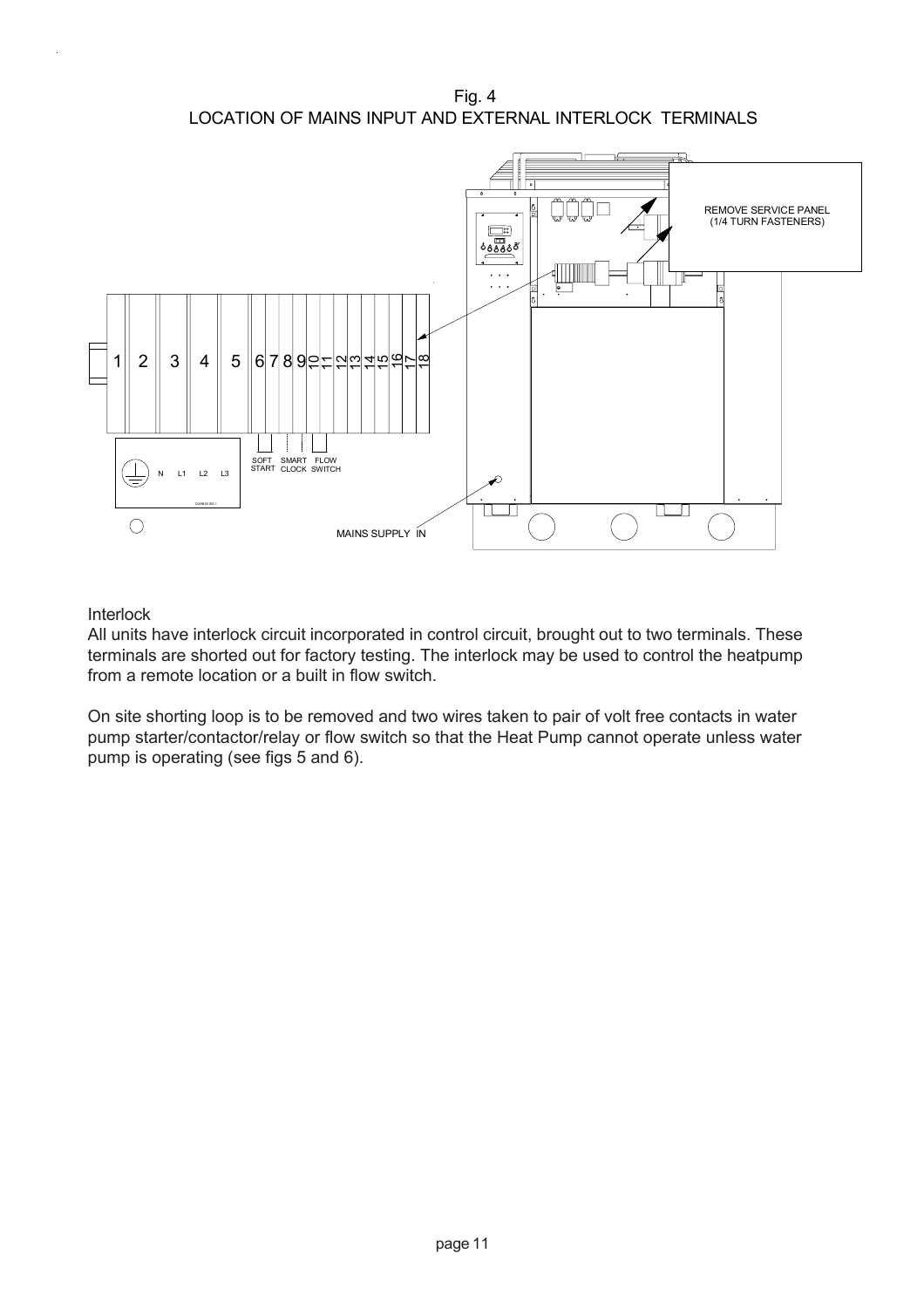Fig. 4
LOCATION OF MAINS INPUT AND EXTERNAL INTERLOCK TERMINALS

REMOVE SERVICE PANEL
(1/4 TURN FASTENERS)

1 2 3 4 5 6 7 8 9 10 11 12 13 14 15 16 17 18

N L1 L2 L3

SOFT START SMART CLOCK FLOW SWITCH

MAINS SUPPLY IN

Interlock
All units have interlock circuit incorporated in control circuit, brought out to two terminals. These terminals are shorted out for factory testing. The interlock may be used to control the heatpump from a remote location or a built in flow switch.

On site shorting loop is to be removed and two wires taken to pair of volt free contacts in water pump starter/contactor/relay or flow switch so that the Heat Pump cannot operate unless water pump is operating (see figs 5 and 6).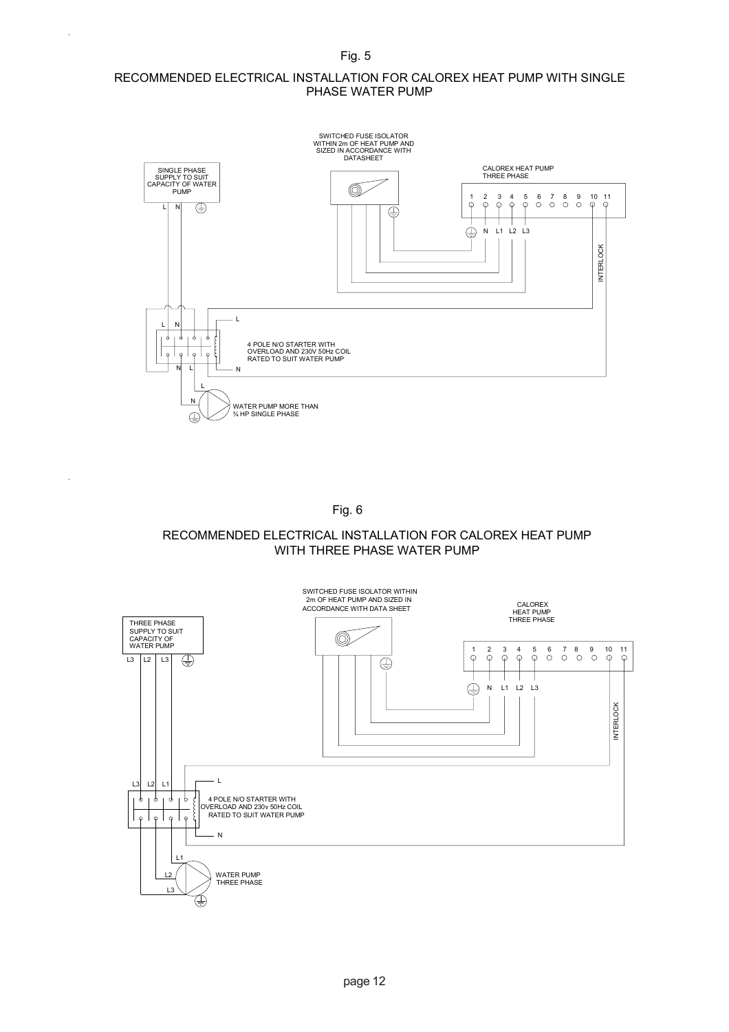Fig. 5

## RECOMMENDED ELECTRICAL INSTALLATION FOR CALOREX HEAT PUMP WITH SINGLE PHASE WATER PUMP

SWITCHED FUSE ISOLATOR WITHIN 2m OF HEAT PUMP AND SIZED IN ACCORDANCE WITH DATASHEET

SINGLE PHASE SUPPLY TO SUIT CAPACITY OF WATER PUMP

CALOREX HEAT PUMP THREE PHASE

1 2 3 4 5 6 7 8 9 10 11

N L1 L2 L3

INTERLOCK

L N

4 POLE N/O STARTER WITH OVERLOAD AND 230V 50Hz COIL RATED TO SUIT WATER PUMP

WATER PUMP MORE THAN ¾ HP SINGLE PHASE

Fig. 6

## RECOMMENDED ELECTRICAL INSTALLATION FOR CALOREX HEAT PUMP WITH THREE PHASE WATER PUMP

SWITCHED FUSE ISOLATOR WITHIN 2m OF HEAT PUMP AND SIZED IN ACCORDANCE WITH DATA SHEET

THREE PHASE SUPPLY TO SUIT CAPACITY OF WATER PUMP

CALOREX HEAT PUMP THREE PHASE

1 2 3 4 5 6 7 8 9 10 11

N L1 L2 L3

INTERLOCK

L3 L2 L1

4 POLE N/O STARTER WITH OVERLOAD AND 230v 50Hz COIL RATED TO SUIT WATER PUMP

WATER PUMP THREE PHASE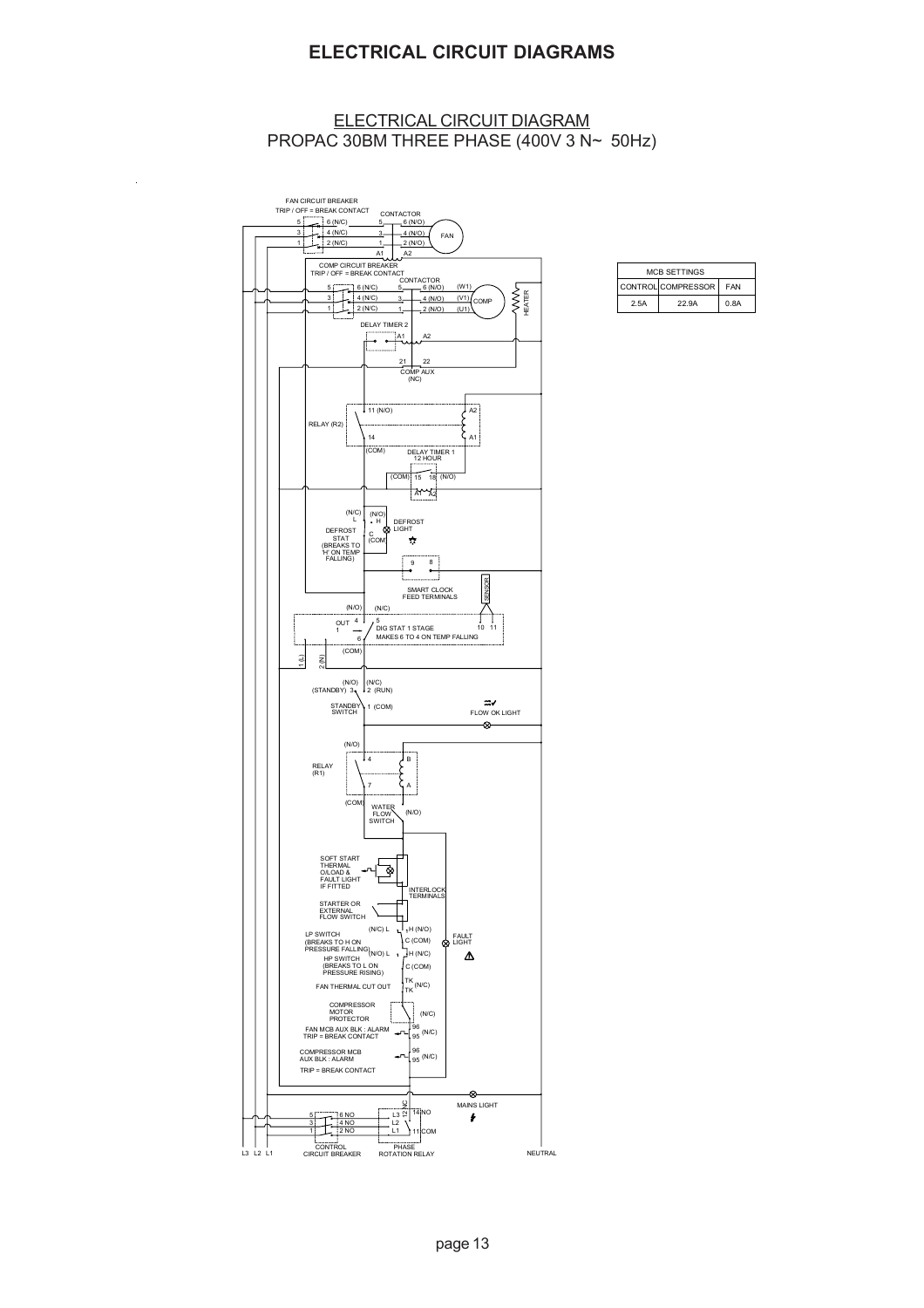# ELECTRICAL CIRCUIT DIAGRAMS

## ELECTRICAL CIRCUIT DIAGRAM
## PROPAC 30BM THREE PHASE (400V 3 N~ 50Hz)

| MCB SETTINGS | | |
|---|---|---|
| CONTROL | COMPRESSOR | FAN |
| 2.5A | 22.9A | 0.8A |

FAN CIRCUIT BREAKER
TRIP / OFF = BREAK CONTACT
5 6 (N/C)
3 4 (N/C)
1 2 (N/C)

CONTACTOR
5 6 (N/O)
3 4 (N/O)
1 2 (N/O)
A1 A2
FAN

COMP CIRCUIT BREAKER
TRIP / OFF = BREAK CONTACT
5 6 (N/C)
3 4 (N/C)
1 2 (N/C)

CONTACTOR
5 6 (N/O) (W1)
3 4 (N/O) (V1)
1 2 (N/O) (U1)
COMP
HEATER

DELAY TIMER 2
A1 A2

21 22
COMP AUX
(NC)

RELAY (R2)
11 (N/O)
14
(COM)
A2
A1

DELAY TIMER 1
12 HOUR
(COM) 15 18 (N/O)
A1 A2

DEFROST STAT (BREAKS TO 'H' ON TEMP FALLING)
(N/C) L
(N/O) H
C (COM)
DEFROST LIGHT

9 8
SMART CLOCK FEED TERMINALS
SENSOR

(N/O) (N/C)
OUT 4 5
1 6
(COM)
DIG STAT 1 STAGE
MAKES 6 TO 4 ON TEMP FALLING
10 11
1 (L) 2 (N)

(N/O) (N/C)
(STANDBY) 3 2 (RUN)
STANDBY SWITCH 1 (COM)
FLOW OK LIGHT

RELAY (R1)
(N/O)
4 B
7 A
(COM)
WATER FLOW SWITCH (N/O)

SOFT START THERMAL O/LOAD & FAULT LIGHT IF FITTED
INTERLOCK TERMINALS
STARTER OR EXTERNAL FLOW SWITCH

LP SWITCH (BREAKS TO H ON PRESSURE FALLING)
(N/C) L H (N/O)
C (COM)
HP SWITCH (BREAKS TO L ON PRESSURE RISING)
(N/O) L H (N/C)
C (COM)
FAULT LIGHT

FAN THERMAL CUT OUT
TK TK (N/C)

COMPRESSOR MOTOR PROTECTOR (N/C)

FAN MCB AUX BLK : ALARM
TRIP = BREAK CONTACT
96 95 (N/C)

COMPRESSOR MCB AUX BLK : ALARM
TRIP = BREAK CONTACT
96 95 (N/C)

MAINS LIGHT

CONTROL CIRCUIT BREAKER
5 6 NO
3 4 NO
1 2 NO

PHASE ROTATION RELAY
L3 12 NC 14 NO
L2
L1 11 COM

L3 L2 L1
NEUTRAL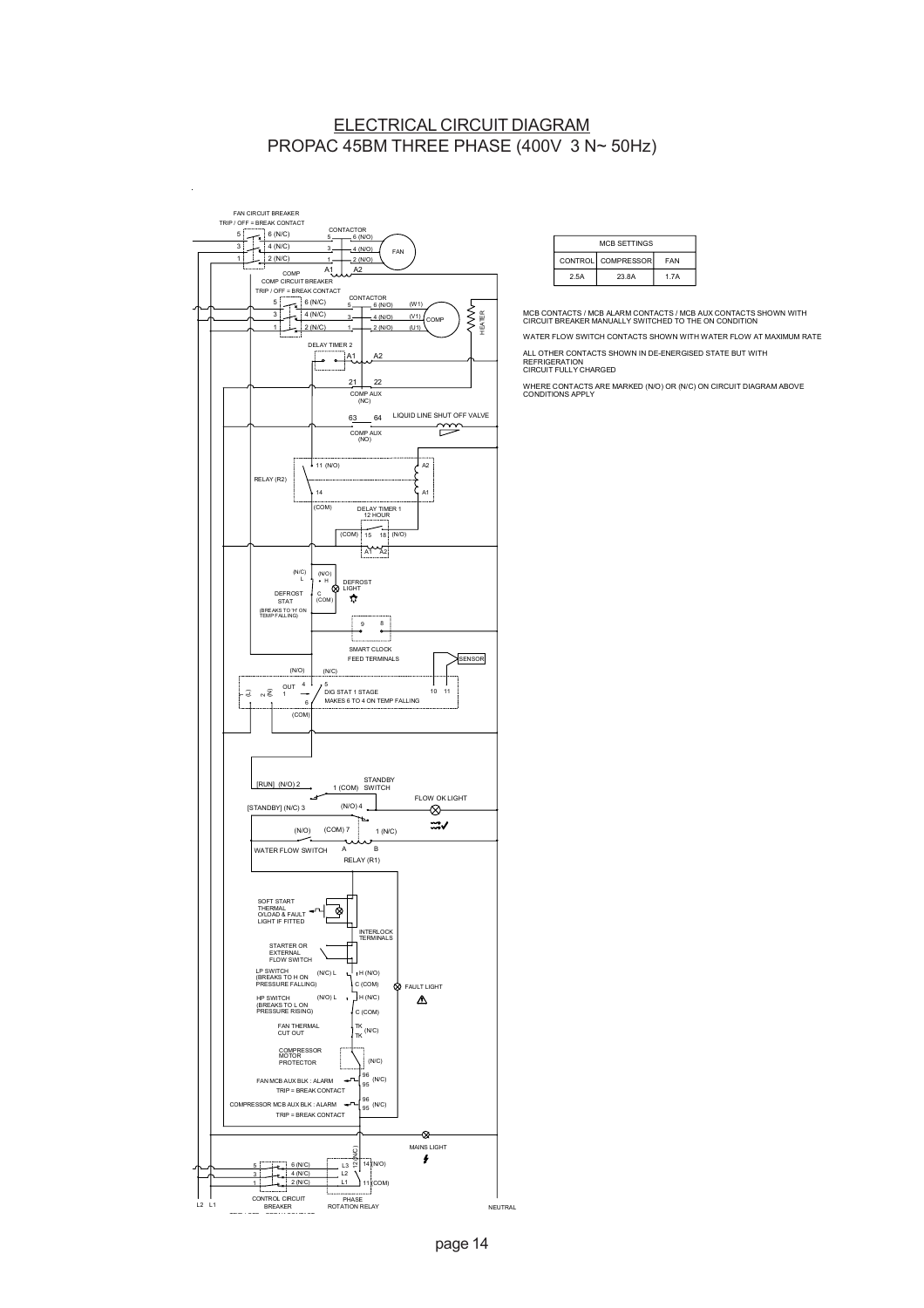# ELECTRICAL CIRCUIT DIAGRAM
## PROPAC 45BM THREE PHASE (400V 3 N~ 50Hz)

| MCB SETTINGS | | |
|---|---|---|
| CONTROL | COMPRESSOR | FAN |
| 2.5A | 23.8A | 1.7A |

MCB CONTACTS / MCB ALARM CONTACTS / MCB AUX CONTACTS SHOWN WITH CIRCUIT BREAKER MANUALLY SWITCHED TO THE ON CONDITION

WATER FLOW SWITCH CONTACTS SHOWN WITH WATER FLOW AT MAXIMUM RATE

ALL OTHER CONTACTS SHOWN IN DE-ENERGISED STATE BUT WITH REFRIGERATION CIRCUIT FULLY CHARGED

WHERE CONTACTS ARE MARKED (N/O) OR (N/C) ON CIRCUIT DIAGRAM ABOVE CONDITIONS APPLY

FAN CIRCUIT BREAKER
TRIP / OFF = BREAK CONTACT
5 6 (N/C)
3 4 (N/C)
1 2 (N/C)

CONTACTOR
5 6 (N/O)
3 4 (N/O)
1 2 (N/O)
A1 A2
FAN

COMP
COMP CIRCUIT BREAKER
TRIP / OFF = BREAK CONTACT
5 6 (N/C)
3 4 (N/C)
1 2 (N/C)

CONTACTOR
5 6 (N/O) (W1)
3 4 (N/O) (V1)
1 2 (N/O) (U1)
COMP
HEATER

DELAY TIMER 2
A1 A2

21 22
COMP AUX
(NC)

63 64
COMP AUX
(NO)
LIQUID LINE SHUT OFF VALVE

RELAY (R2)
11 (N/O)
14
(COM)
A2
A1

DELAY TIMER 1
12 HOUR
(COM) 15 18 (N/O)
A1 A2

DEFROST STAT
(BREAKS TO 'H' ON TEMP FALLING)
(N/C) L
(N/O) H
C (COM)
DEFROST LIGHT

9 8
SMART CLOCK
FEED TERMINALS

SENSOR

(N/O) (N/C)
(L) 2 (N) 1
OUT 4 5
6
DIG STAT 1 STAGE
MAKES 6 TO 4 ON TEMP FALLING
10 11
(COM)

[RUN] (N/O) 2
1 (COM) STANDBY SWITCH
[STANDBY] (N/C) 3
(N/O) 4
FLOW OK LIGHT

(N/O) (COM) 7 1 (N/C)
WATER FLOW SWITCH
A B
RELAY (R1)

SOFT START THERMAL O/LOAD & FAULT LIGHT IF FITTED

INTERLOCK TERMINALS

STARTER OR EXTERNAL FLOW SWITCH

LP SWITCH (BREAKS TO H ON PRESSURE FALLING)
(N/C) L
H (N/O)
C (COM)

HP SWITCH (BREAKS TO L ON PRESSURE RISING)
(N/O) L
H (N/C)
C (COM)

FAULT LIGHT

FAN THERMAL CUT OUT
TK (N/C) TK

COMPRESSOR MOTOR PROTECTOR
(N/C)

FAN MCB AUX BLK : ALARM
TRIP = BREAK CONTACT
96 95 (N/C)

COMPRESSOR MCB AUX BLK : ALARM
TRIP = BREAK CONTACT
96 95 (N/C)

MAINS LIGHT

5 6 (N/C)
3 4 (N/C)
1 2 (N/C)
CONTROL CIRCUIT BREAKER

L3 L2 L1
12 (N/C)
14 (N/O)
11 (COM)
PHASE ROTATION RELAY

L2 L1
NEUTRAL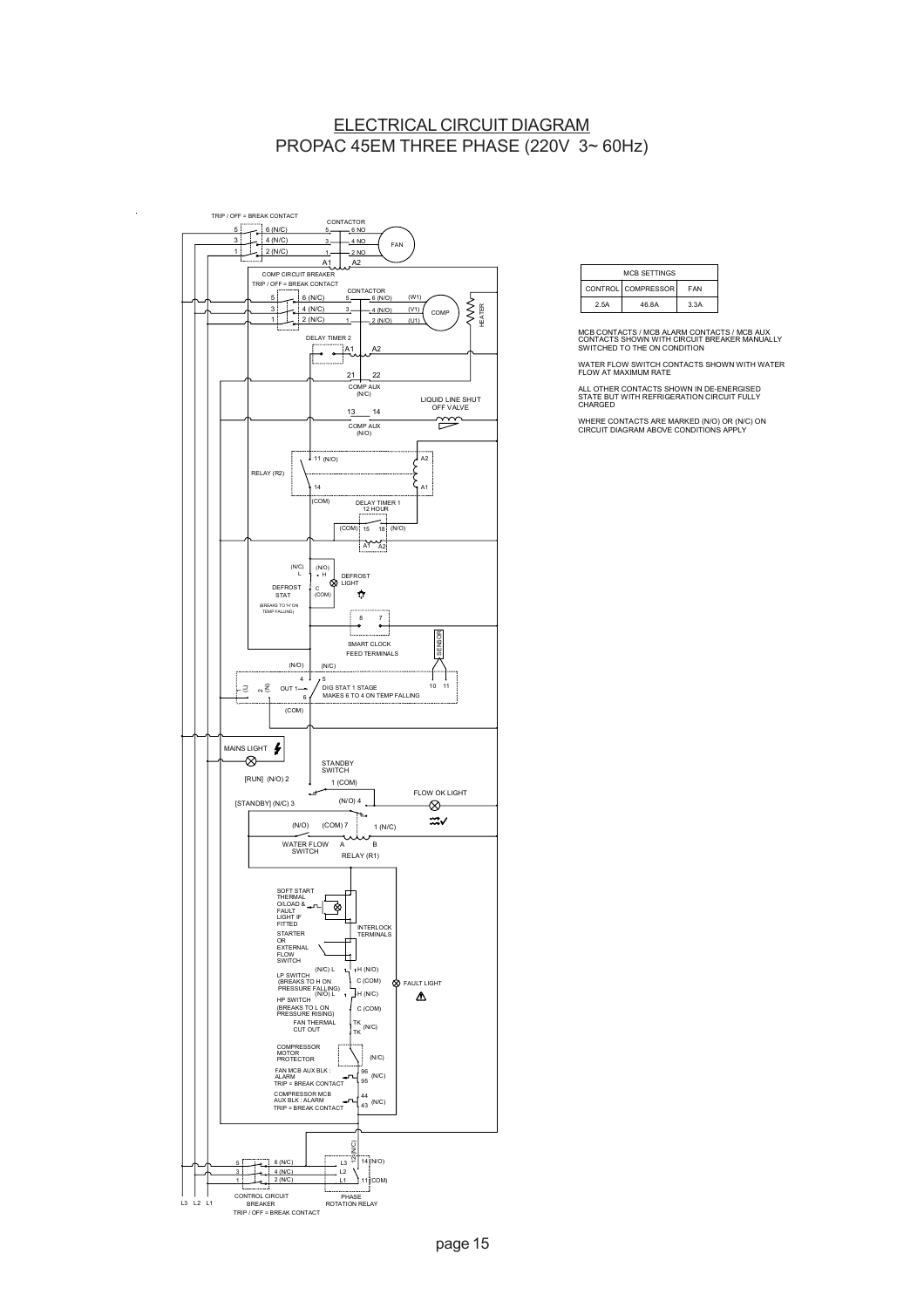# ELECTRICAL CIRCUIT DIAGRAM

## PROPAC 45EM THREE PHASE (220V 3~ 60Hz)

| MCB SETTINGS | | |
|---|---|---|
| CONTROL | COMPRESSOR | FAN |
| 2.5A | 46.8A | 3.3A |

MCB CONTACTS / MCB ALARM CONTACTS / MCB AUX CONTACTS SHOWN WITH CIRCUIT BREAKER MANUALLY SWITCHED TO THE ON CONDITION

WATER FLOW SWITCH CONTACTS SHOWN WITH WATER FLOW AT MAXIMUM RATE

ALL OTHER CONTACTS SHOWN IN DE-ENERGISED STATE BUT WITH REFRIGERATION CIRCUIT FULLY CHARGED

WHERE CONTACTS ARE MARKED (N/O) OR (N/C) ON CIRCUIT DIAGRAM ABOVE CONDITIONS APPLY

TRIP / OFF = BREAK CONTACT
5 6 (N/C)
3 4 (N/C)
1 2 (N/C)
CONTACTOR
5 6 NO
3 4 NO
1 2 NO
A1 A2
FAN
COMP CIRCUIT BREAKER
TRIP / OFF = BREAK CONTACT
5 6 (N/C)
3 4 (N/C)
1 2 (N/C)
CONTACTOR
5 6 (N/O) (W1)
3 4 (N/O) (V1)
1 2 (N/O) (U1)
COMP
HEATER
DELAY TIMER 2
A1 A2
21 22
COMP AUX (N/C)
LIQUID LINE SHUT OFF VALVE
13 14
COMP AUX (N/O)
RELAY (R2)
11 (N/O)
14
(COM)
A2
A1
DELAY TIMER 1 12 HOUR
(COM) 15 18 (N/O)
A1 A2
(N/C) L
(N/O) H
C (COM)
DEFROST STAT (BREAKS TO 'H' ON TEMP FALLING)
DEFROST LIGHT
8 7
SMART CLOCK FEED TERMINALS
SENSOR
(N/O) (N/C)
4 5
1 (L) 2 (N) OUT 1 6
DIG STAT 1 STAGE MAKES 6 TO 4 ON TEMP FALLING
10 11
(COM)
MAINS LIGHT
STANDBY SWITCH
[RUN] (N/O) 2
1 (COM)
[STANDBY] (N/C) 3
(N/O) 4
FLOW OK LIGHT
(N/O) (COM) 7 1 (N/C)
WATER FLOW SWITCH
A B
RELAY (R1)
SOFT START THERMAL O/LOAD & FAULT LIGHT IF FITTED
INTERLOCK TERMINALS
STARTER OR EXTERNAL FLOW SWITCH
(N/C) L H (N/O)
LP SWITCH (BREAKS TO H ON PRESSURE FALLING)
C (COM)
FAULT LIGHT
(N/O) L H (N/C)
HP SWITCH (BREAKS TO L ON PRESSURE RISING)
C (COM)
FAN THERMAL CUT OUT
TK TK (N/C)
COMPRESSOR MOTOR PROTECTOR
(N/C)
FAN MCB AUX BLK : ALARM TRIP = BREAK CONTACT
96 95 (N/C)
COMPRESSOR MCB AUX BLK : ALARM TRIP = BREAK CONTACT
44 43 (N/C)
5 6 (N/C)
3 4 (N/C)
1 2 (N/C)
CONTROL CIRCUIT BREAKER
TRIP / OFF = BREAK CONTACT
L3 12 (N/C) 14 (N/O)
L2
L1 11 (COM)
PHASE ROTATION RELAY
L3 L2 L1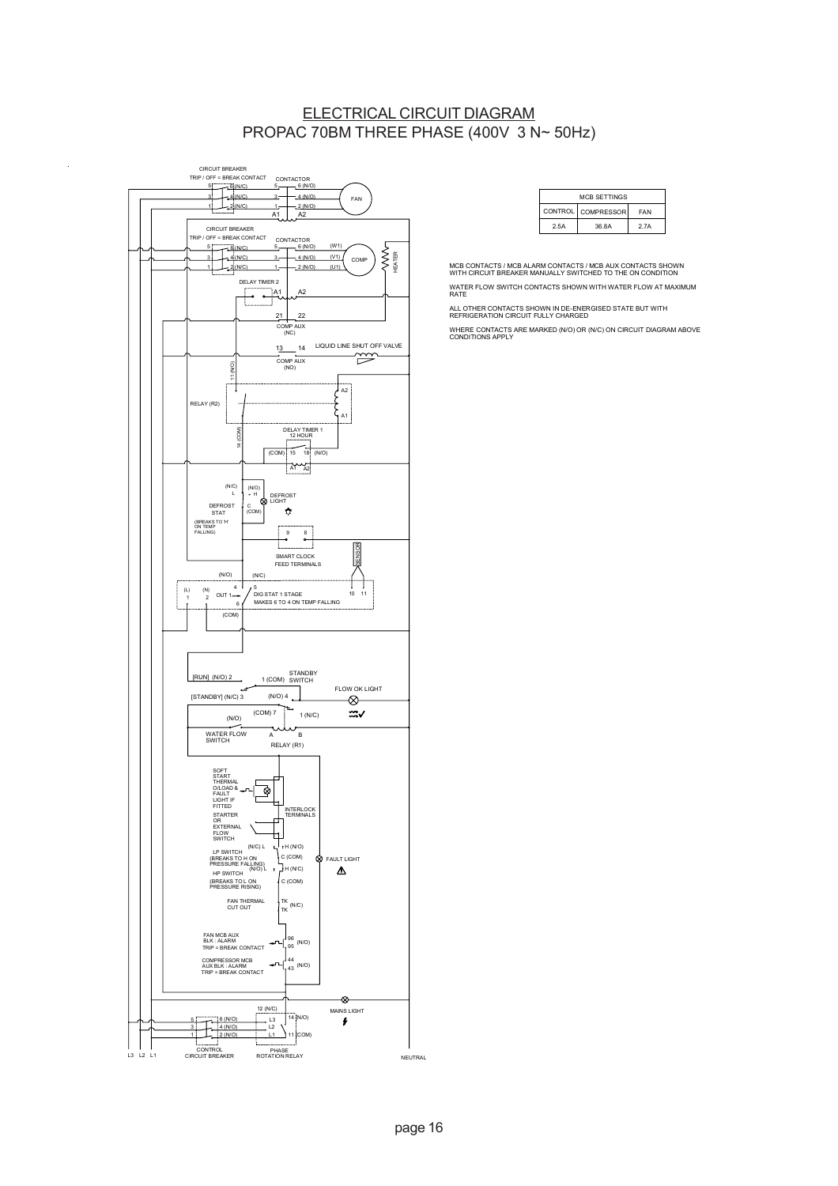# ELECTRICAL CIRCUIT DIAGRAM
## PROPAC 70BM THREE PHASE (400V 3 N~ 50Hz)

| MCB SETTINGS | | |
|---|---|---|
| CONTROL | COMPRESSOR | FAN |
| 2.5A | 36.8A | 2.7A |

MCB CONTACTS / MCB ALARM CONTACTS / MCB AUX CONTACTS SHOWN WITH CIRCUIT BREAKER MANUALLY SWITCHED TO THE ON CONDITION

WATER FLOW SWITCH CONTACTS SHOWN WITH WATER FLOW AT MAXIMUM RATE

ALL OTHER CONTACTS SHOWN IN DE-ENERGISED STATE BUT WITH REFRIGERATION CIRCUIT FULLY CHARGED

WHERE CONTACTS ARE MARKED (N/O) OR (N/C) ON CIRCUIT DIAGRAM ABOVE CONDITIONS APPLY

CIRCUIT BREAKER
TRIP / OFF = BREAK CONTACT
5 6 (N/C)
3 4 (N/C)
1 2 (N/C)

CONTACTOR
5 6 (N/O)
3 4 (N/O)
1 2 (N/O)
A1 A2

FAN

CIRCUIT BREAKER
TRIP / OFF = BREAK CONTACT
5 6 (N/C)
3 4 (N/C)
1 2 (N/C)

CONTACTOR
5 6 (N/O) (W1)
3 4 (N/O) (V1)
1 2 (N/O) (U1)

COMP

HEATER

DELAY TIMER 2
A1 A2

21 22
COMP AUX (NC)

13 14
COMP AUX (NO)

LIQUID LINE SHUT OFF VALVE

11 (N/O)

RELAY (R2)
A2
A1

14 (COM)

DELAY TIMER 1
12 HOUR
(COM) 15 18 (N/O)
A1 A2

(N/C) L
(N/O) H
C (COM)
DEFROST STAT
(BREAKS TO 'H' ON TEMP FALLING)

DEFROST LIGHT

9 8
SMART CLOCK FEED TERMINALS

SENSOR

(N/O) (N/C)
(L) 1
(N) 2
OUT 1
4 5 6 (COM)
DIG STAT 1 STAGE
MAKES 6 TO 4 ON TEMP FALLING
10 11

[RUN] (N/O) 2
1 (COM) STANDBY SWITCH
[STANDBY] (N/C) 3
(N/O) 4

FLOW OK LIGHT

(COM) 7
1 (N/C)
(N/O)
WATER FLOW SWITCH
A B
RELAY (R1)

SOFT START THERMAL O/LOAD & FAULT LIGHT IF FITTED

STARTER OR EXTERNAL FLOW SWITCH

INTERLOCK TERMINALS

(N/C) L
H (N/O)
C (COM)
LP SWITCH
(BREAKS TO H ON PRESSURE FALLING)
(N/O) L
H (N/C)
C (COM)
HP SWITCH
(BREAKS TO L ON PRESSURE RISING)

FAULT LIGHT

FAN THERMAL CUT OUT
TK
TK (N/C)

FAN MCB AUX BLK : ALARM
TRIP = BREAK CONTACT
96
95 (N/O)

COMPRESSOR MCB AUX BLK : ALARM
TRIP = BREAK CONTACT
44
43 (N/O)

MAINS LIGHT

5 6 (N/O)
3 4 (N/O)
1 2 (N/O)
CONTROL CIRCUIT BREAKER

12 (N/C)
L3
L2
L1
14 (N/O)
11 (COM)
PHASE ROTATION RELAY

L3 L2 L1

NEUTRAL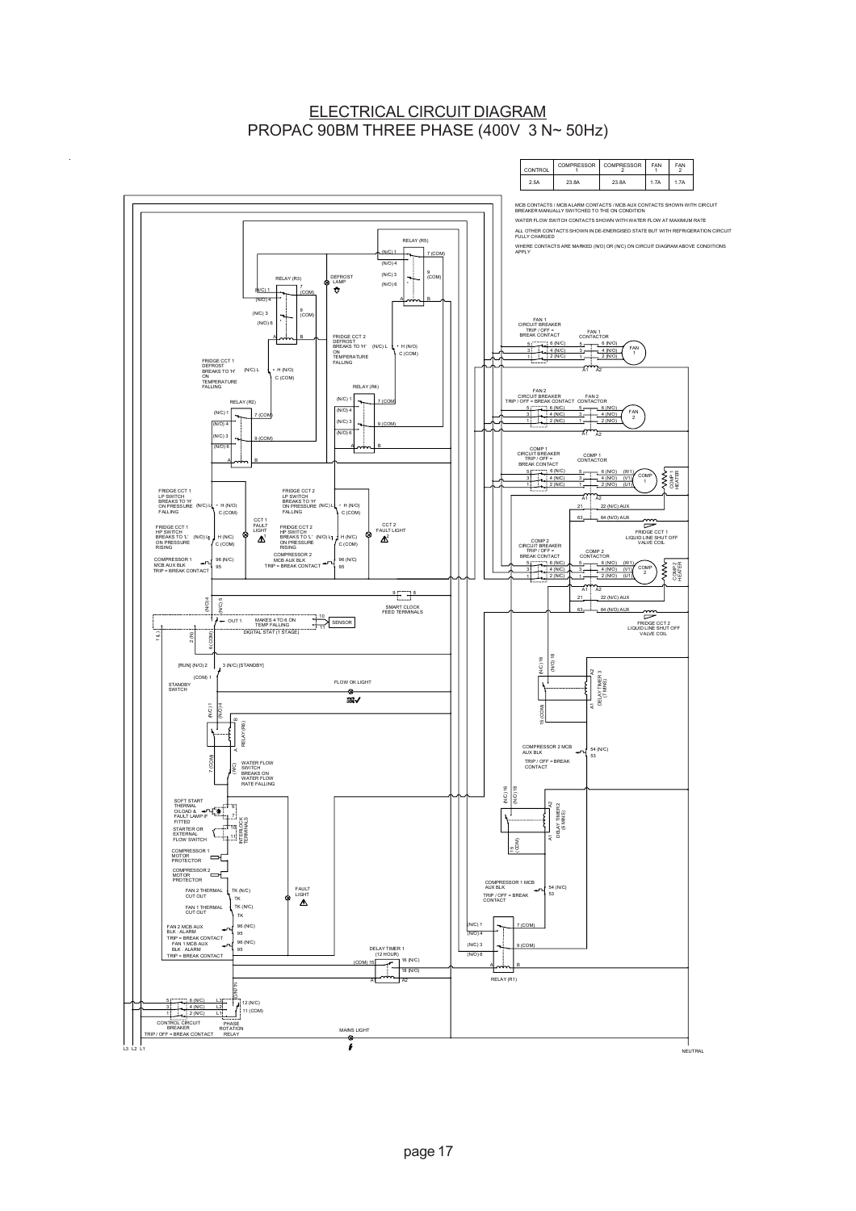# ELECTRICAL CIRCUIT DIAGRAM
## PROPAC 90BM THREE PHASE (400V 3 N~ 50Hz)

| CONTROL | COMPRESSOR 1 | COMPRESSOR 2 | FAN 1 | FAN 2 |
|---|---|---|---|---|
| 2.5A | 23.8A | 23.8A | 1.7A | 1.7A |

MCB CONTACTS / MCB ALARM CONTACTS / MCB AUX CONTACTS SHOWN WITH CIRCUIT BREAKER MANUALLY SWITCHED TO THE ON CONDITION

WATER FLOW SWITCH CONTACTS SHOWN WITH WATER FLOW AT MAXIMUM RATE

ALL OTHER CONTACTS SHOWN IN DE-ENERGISED STATE BUT WITH REFRIGERATION CIRCUIT FULLY CHARGED

WHERE CONTACTS ARE MARKED (N/O) OR (N/C) ON CIRCUIT DIAGRAM ABOVE CONDITIONS APPLY

RELAY (R5) (N/C) 1 (N/O) 4 7 (COM) (N/C) 3 (N/O) 6 9 (COM) A B

RELAY (R3) (N/C) 1 (N/O) 4 7 (COM) (N/C) 3 (N/O) 6 9 (COM) A B

DEFROST LAMP

FRIDGE CCT 2 DEFROST BREAKS TO 'H' ON TEMPERATURE FALLING (N/C) L H (N/O) C (COM)

FRIDGE CCT 1 DEFROST BREAKS TO 'H' ON TEMPERATURE FALLING (N/C) L H (N/O) C (COM)

RELAY (R4) (N/C) 1 (N/O) 4 7 (COM) (N/C) 3 (N/O) 6 9 (COM) A B

RELAY (R2) (N/C) 1 (N/O) 4 7 (COM) (N/C) 3 (N/O) 6 9 (COM) A B

FAN 1 CIRCUIT BREAKER TRIP / OFF = BREAK CONTACT 5 6 (N/C) 3 4 (N/C) 1 2 (N/C) — FAN 1 CONTACTOR 5 6 (N/O) 3 4 (N/O) 1 2 (N/O) A1 A2 — FAN 1

FAN 2 CIRCUIT BREAKER TRIP / OFF = BREAK CONTACT — FAN 2 CONTACTOR 5 6 (N/C) 3 4 (N/C) 1 2 (N/C) 5 6 (N/O) 3 4 (N/O) 1 2 (N/O) A1 A2 — FAN 2

COMP 1 CIRCUIT BREAKER TRIP / OFF = BREAK CONTACT 5 6 (N/C) 3 4 (N/C) 1 2 (N/C) — COMP 1 CONTACTOR 5 6 (N/O) (W1) 3 4 (N/O) (V1) 1 2 (N/O) (U1) A1 A2 21 22 (N/C) AUX 63 64 (N/O) AUX — COMP 1 — COMP 1 HEATER

FRIDGE CCT 1 LIQUID LINE SHUT OFF VALVE COIL

COMP 2 CIRCUIT BREAKER TRIP / OFF = BREAK CONTACT 5 6 (N/C) 3 4 (N/C) 1 2 (N/C) — COMP 2 CONTACTOR 5 6 (N/O) (W1) 3 4 (N/O) (V1) 1 2 (N/O) (U1) A1 A2 21 22 (N/C) AUX 63 64 (N/O) AUX — COMP 2 — COMP2 HEATER

FRIDGE CCT 2 LIQUID LINE SHUT OFF VALVE COIL

FRIDGE CCT 1 LP SWITCH BREAKS TO 'H' ON PRESSURE FALLING (N/C) L H (N/O) C (COM)

FRIDGE CCT 2 LP SWITCH BREAKS TO 'H' ON PRESSURE FALLING (N/C) L H (N/O) C (COM)

CCT 1 FAULT LIGHT

CCT 2 FAULT LIGHT

FRIDGE CCT 1 HP SWITCH BREAKS TO 'L' ON PRESSURE RISING (N/O) L H (N/C) C (COM)

FRIDGE CCT 2 HP SWITCH BREAKS TO 'L' ON PRESSURE RISING (N/O) L H (N/C) C (COM)

COMPRESSOR 1 MCB AUX BLK TRIP = BREAK CONTACT 96 (N/C) 95

COMPRESSOR 2 MCB AUX BLK TRIP = BREAK CONTACT 96 (N/C) 95

SMART CLOCK FEED TERMINALS 9 8

DIGITAL STAT (1 STAGE) (N/O) 4 (N/C) 5 OUT 1 MAKES 4 TO 6 ON TEMP FALLING 10 11 SENSOR 1 L 2 (N) 6 (COM)

[RUN] (N/O) 2 3 (N/C) [STANDBY] (COM) 1 STANDBY SWITCH

FLOW OK LIGHT

RELAY (R6) (N/C) 1 (N/O) 4 7 (COM) A B

WATER FLOW SWITCH BREAKS ON WATER FLOW RATE FALLING (N/C)

SOFT START THERMAL O/LOAD & FAULT LAMP IF FITTED 6 7

STARTER OR EXTERNAL FLOW SWITCH 10 11 INTERLOCK TERMINALS

COMPRESSOR 1 MOTOR PROTECTOR

COMPRESSOR 2 MOTOR PROTECTOR

FAN 2 THERMAL CUT OUT TK (N/C) TK

FAN 1 THERMAL CUT OUT TK (N/C) TK

FAULT LIGHT

FAN 2 MCB AUX BLK : ALARM TRIP = BREAK CONTACT 96 (N/C) 95

FAN 1 MCB AUX BLK : ALARM TRIP = BREAK CONTACT 96 (N/C) 95

DELAY TIMER 1 (12 HOUR) (COM) 15 16 (N/C) 18 (N/O) A1 A2

DELAY TIMER 3 (7 MINS) (N/C) 16 (N/O) 18 15 (COM) A1 A2

COMPRESSOR 2 MCB AUX BLK TRIP / OFF = BREAK CONTACT 54 (N/C) 53

DELAY TIMER 2 (6 MINS) (N/C) 16 (N/O) 18 15 (COM) A1 A2

COMPRESSOR 1 MCB AUX BLK TRIP / OFF = BREAK CONTACT 54 (N/C) 53

RELAY (R1) (N/C) 1 (N/O) 4 7 (COM) (N/C) 3 (N/O) 6 9 (COM) A B

CONTROL CIRCUIT BREAKER TRIP / OFF = BREAK CONTACT 5 6 (N/C) 3 4 (N/C) 1 2 (N/C)

PHASE ROTATION RELAY L3 L2 L1 N 12 (N/C) 11 (COM)

MAINS LIGHT

L3 L2 L1

NEUTRAL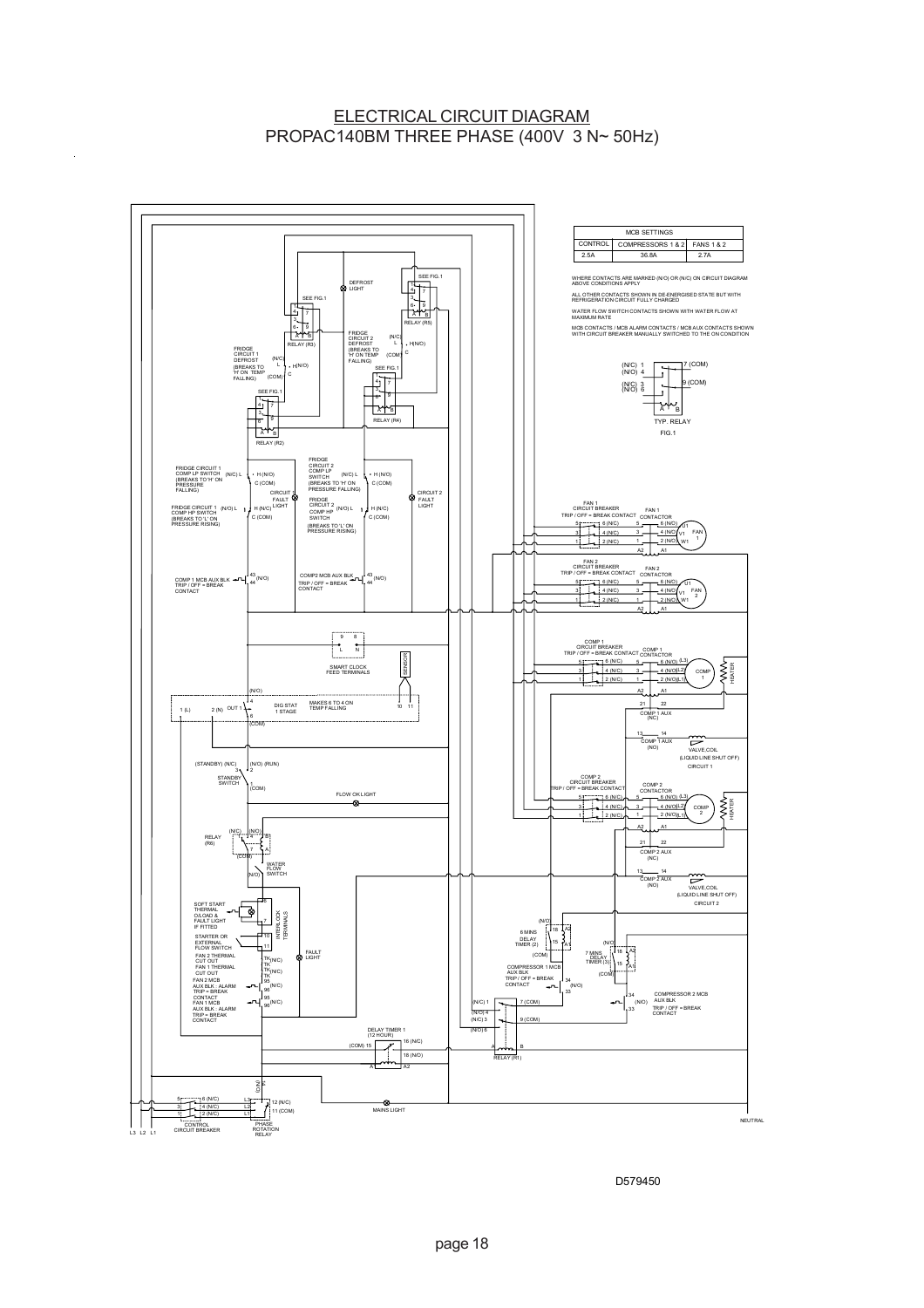# ELECTRICAL CIRCUIT DIAGRAM
## PROPAC140BM THREE PHASE (400V 3 N~ 50Hz)

| MCB SETTINGS | | |
|---|---|---|
| CONTROL | COMPRESSORS 1 & 2 | FANS 1 & 2 |
| 2.5A | 36.8A | 2.7A |

WHERE CONTACTS ARE MARKED (N/O) OR (N/C) ON CIRCUIT DIAGRAM ABOVE CONDITIONS APPLY

ALL OTHER CONTACTS SHOWN IN DE-ENERGISED STATE BUT WITH REFRIGERATION CIRCUIT FULLY CHARGED

WATER FLOW SWITCH CONTACTS SHOWN WITH WATER FLOW AT MAXIMUM RATE

MCB CONTACTS / MCB ALARM CONTACTS / MCB AUX CONTACTS SHOWN WITH CIRCUIT BREAKER MANUALLY SWITCHED TO THE ON CONDITION

TYP. RELAY

FIG.1

D579450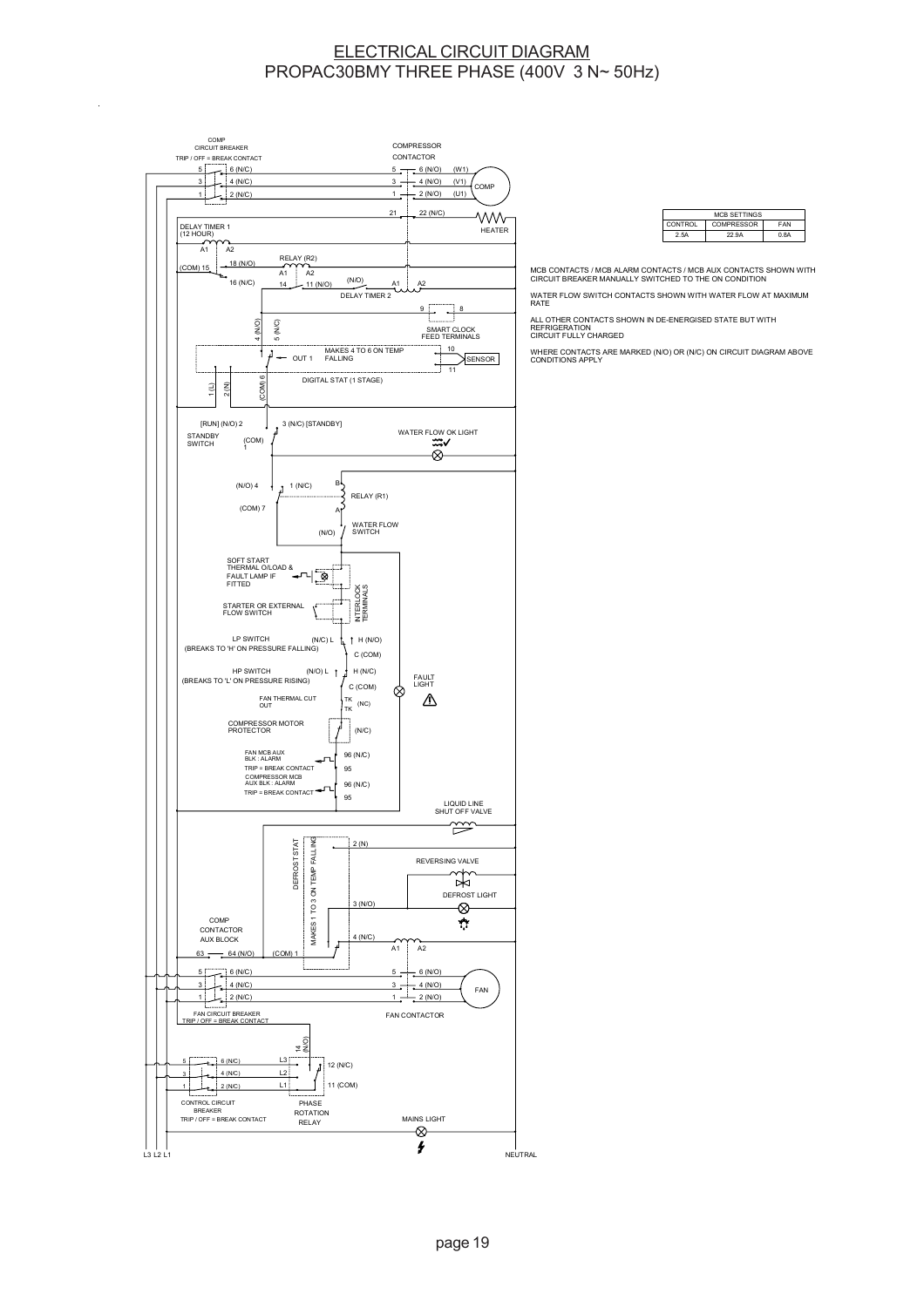# ELECTRICAL CIRCUIT DIAGRAM
## PROPAC30BMY THREE PHASE (400V 3 N~ 50Hz)

| MCB SETTINGS | | |
|---|---|---|
| CONTROL | COMPRESSOR | FAN |
| 2.5A | 22.9A | 0.8A |

MCB CONTACTS / MCB ALARM CONTACTS / MCB AUX CONTACTS SHOWN WITH CIRCUIT BREAKER MANUALLY SWITCHED TO THE ON CONDITION

WATER FLOW SWITCH CONTACTS SHOWN WITH WATER FLOW AT MAXIMUM RATE

ALL OTHER CONTACTS SHOWN IN DE-ENERGISED STATE BUT WITH REFRIGERATION CIRCUIT FULLY CHARGED

WHERE CONTACTS ARE MARKED (N/O) OR (N/C) ON CIRCUIT DIAGRAM ABOVE CONDITIONS APPLY

COMP CIRCUIT BREAKER
TRIP / OFF = BREAK CONTACT
5 – 6 (N/C), 3 – 4 (N/C), 1 – 2 (N/C)

COMPRESSOR CONTACTOR
5 – 6 (N/O) (W1), 3 – 4 (N/O) (V1), 1 – 2 (N/O) (U1)
COMP

21 – 22 (N/C)
HEATER

DELAY TIMER 1 (12 HOUR)
A1 A2

RELAY (R2)
(COM) 15, 18 (N/O), 16 (N/C)
A1 A2
14 – 11 (N/O)
(N/O)
A1 A2
DELAY TIMER 2

9 – 8
SMART CLOCK FEED TERMINALS

4 (N/O) 5 (N/C)
1 OUT 1
MAKES 4 TO 6 ON TEMP FALLING
10, 11 SENSOR
1 (L) 2 (N) (COM) 6
DIGITAL STAT (1 STAGE)

[RUN] (N/O) 2
3 (N/C) [STANDBY]
STANDBY SWITCH
(COM) 1

WATER FLOW OK LIGHT

(N/O) 4
1 (N/C)
(COM) 7
B A
RELAY (R1)

WATER FLOW SWITCH
(N/O)

SOFT START THERMAL O/LOAD & FAULT LAMP IF FITTED

STARTER OR EXTERNAL FLOW SWITCH

INTERLOCK TERMINALS

LP SWITCH
(BREAKS TO 'H' ON PRESSURE FALLING)
(N/C) L, H (N/O), C (COM)

HP SWITCH
(BREAKS TO 'L' ON PRESSURE RISING)
(N/O) L, H (N/C), C (COM)

FAULT LIGHT

FAN THERMAL CUT OUT
TK TK (NC)

COMPRESSOR MOTOR PROTECTOR
(N/C)

FAN MCB AUX BLK : ALARM
TRIP = BREAK CONTACT
96 (N/C) 95

COMPRESSOR MCB AUX BLK : ALARM
TRIP = BREAK CONTACT
96 (N/C) 95

LIQUID LINE SHUT OFF VALVE

DEFROST STAT
MAKES 1 TO 3 ON TEMP FALLING
2 (N), 3 (N/O), 4 (N/C), (COM) 1

REVERSING VALVE

DEFROST LIGHT

COMP CONTACTOR AUX BLOCK
63 – 64 (N/O)

A1 A2

FAN CIRCUIT BREAKER
TRIP / OFF = BREAK CONTACT
5 – 6 (N/C), 3 – 4 (N/C), 1 – 2 (N/C)

FAN CONTACTOR
5 – 6 (N/O), 3 – 4 (N/O), 1 – 2 (N/O)
FAN

CONTROL CIRCUIT BREAKER
TRIP / OFF = BREAK CONTACT
5 – 6 (N/C), 3 – 4 (N/C), 1 – 2 (N/C)

PHASE ROTATION RELAY
L3 L2 L1
14 (N/O), 12 (N/C), 11 (COM)

MAINS LIGHT

L3 L2 L1

NEUTRAL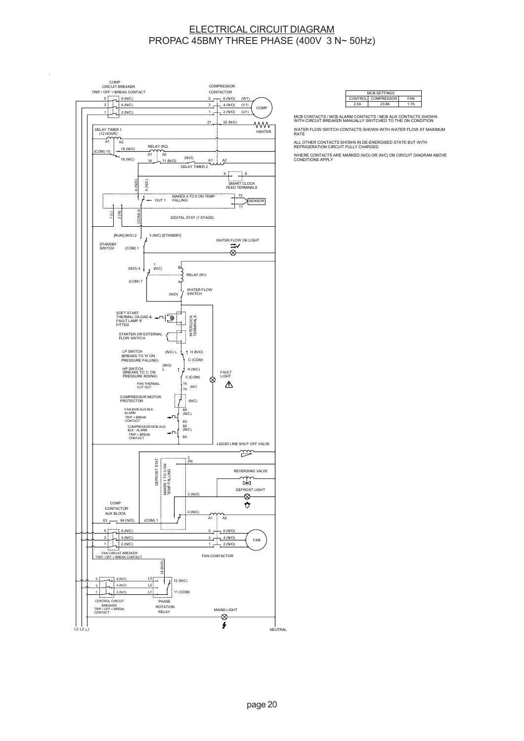# ELECTRICAL CIRCUIT DIAGRAM
## PROPAC 45BMY THREE PHASE (400V 3 N~ 50Hz)

| MCB SETTINGS | | |
|---|---|---|
| CONTROL | COMPRESSOR | FAN |
| 2.5A | 23.8A | 1.7A |

MCB CONTACTS / MCB ALARM CONTACTS / MCB AUX CONTACTS SHOWN WITH CIRCUIT BREAKER MANUALLY SWITCHED TO THE ON CONDITION

WATER FLOW SWITCH CONTACTS SHOWN WITH WATER FLOW AT MAXIMUM RATE

ALL OTHER CONTACTS SHOWN IN DE-ENERGISED STATE BUT WITH REFRIGERATION CIRCUIT FULLY CHARGED

WHERE CONTACTS ARE MARKED (N/O) OR (N/C) ON CIRCUIT DIAGRAM ABOVE CONDITIONS APPLY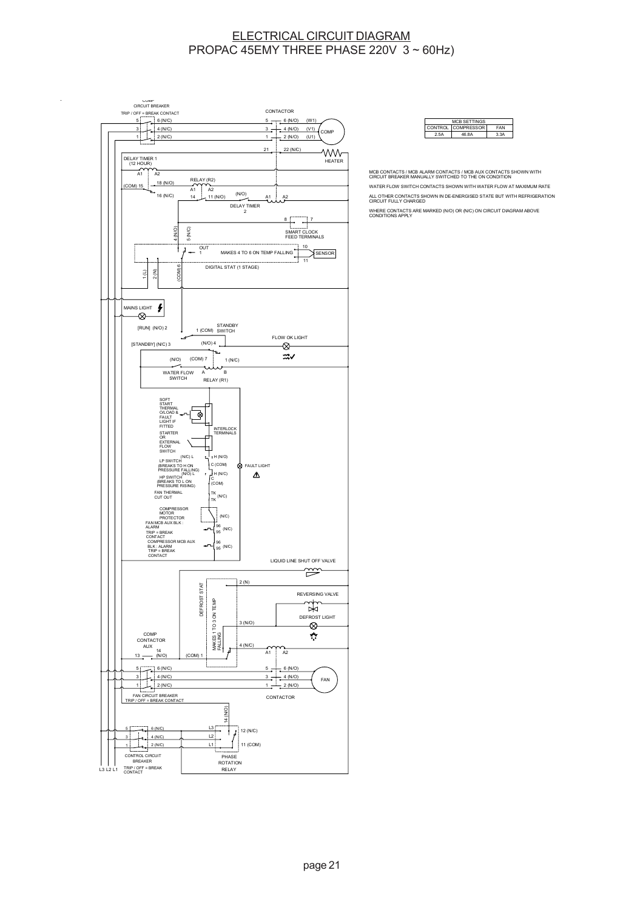# ELECTRICAL CIRCUIT DIAGRAM
## PROPAC 45EMY THREE PHASE 220V 3 ~ 60Hz)

| MCB SETTINGS | | |
|---|---|---|
| CONTROL | COMPRESSOR | FAN |
| 2.5A | 46.8A | 3.3A |

MCB CONTACTS / MCB ALARM CONTACTS / MCB AUX CONTACTS SHOWN WITH CIRCUIT BREAKER MANUALLY SWITCHED TO THE ON CONDITION

WATER FLOW SWITCH CONTACTS SHOWN WITH WATER FLOW AT MAXIMUM RATE

ALL OTHER CONTACTS SHOWN IN DE-ENERGISED STATE BUT WITH REFRIGERATION CIRCUIT FULLY CHARGED

WHERE CONTACTS ARE MARKED (N/O) OR (N/C) ON CIRCUIT DIAGRAM ABOVE CONDITIONS APPLY

COMP CIRCUIT BREAKER
TRIP / OFF = BREAK CONTACT

CONTACTOR

COMP

HEATER

DELAY TIMER 1 (12 HOUR)

RELAY (R2)

DELAY TIMER 2

SMART CLOCK FEED TERMINALS

MAKES 4 TO 6 ON TEMP FALLING

SENSOR

DIGITAL STAT (1 STAGE)

MAINS LIGHT

STANDBY SWITCH

FLOW OK LIGHT

WATER FLOW SWITCH

RELAY (R1)

SOFT START THERMAL O/LOAD & FAULT LIGHT IF FITTED

STARTER OR EXTERNAL FLOW SWITCH

INTERLOCK TERMINALS

LP SWITCH (BREAKS TO H ON PRESSURE FALLING)

HP SWITCH (BREAKS TO L ON PRESSURE RISING)

FAULT LIGHT

FAN THERMAL CUT OUT

COMPRESSOR MOTOR PROTECTOR

FAN MCB AUX BLK : ALARM TRIP = BREAK CONTACT

COMPRESSOR MCB AUX BLK : ALARM TRIP = BREAK CONTACT

LIQUID LINE SHUT OFF VALVE

DEFROST STAT

MAKES 1 TO 3 ON TEMP FALLING

REVERSING VALVE

DEFROST LIGHT

COMP CONTACTOR AUX

FAN

CONTACTOR

FAN CIRCUIT BREAKER
TRIP / OFF = BREAK CONTACT

CONTROL CIRCUIT BREAKER
TRIP / OFF = BREAK CONTACT

PHASE ROTATION RELAY

L3 L2 L1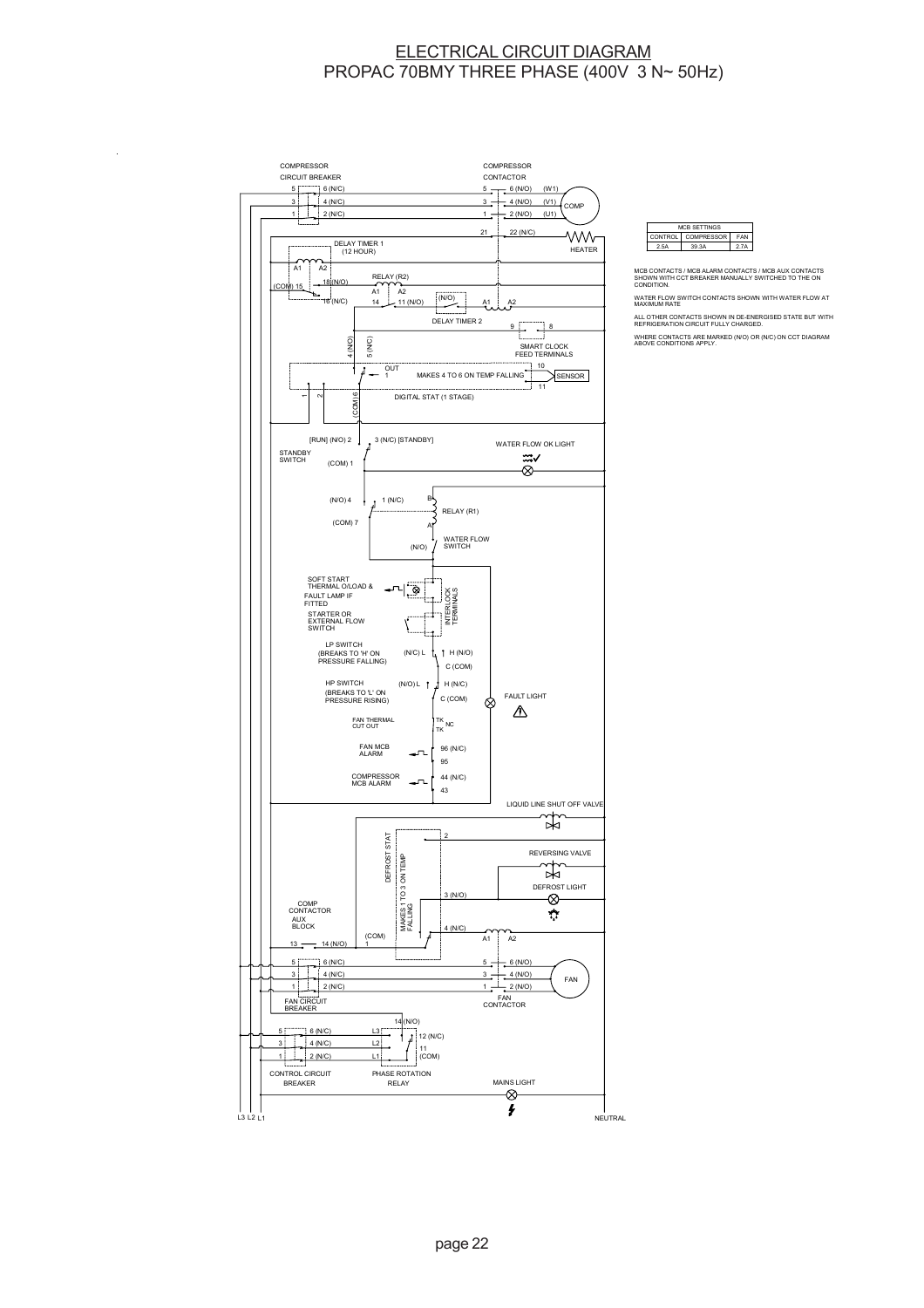# ELECTRICAL CIRCUIT DIAGRAM
## PROPAC 70BMY THREE PHASE (400V 3 N~ 50Hz)

COMPRESSOR CIRCUIT BREAKER
5 6 (N/C)
3 4 (N/C)
1 2 (N/C)

COMPRESSOR CONTACTOR
5 6 (N/O) (W1)
3 4 (N/O) (V1)
1 2 (N/O) (U1)
COMP

21 22 (N/C)
HEATER

DELAY TIMER 1 (12 HOUR)
A1 A2
(COM) 15
18 (N/O)
16 (N/C)

RELAY (R2)
A1 A2
14 11 (N/O)
(N/O)
A1 A2
DELAY TIMER 2

9 8
SMART CLOCK FEED TERMINALS

4 (N/O) 5 (N/C)
OUT 1
MAKES 4 TO 6 ON TEMP FALLING
10
11
SENSOR
1 2 (COM) 6
DIGITAL STAT (1 STAGE)

[RUN] (N/O) 2 3 (N/C) [STANDBY]
STANDBY SWITCH
(COM) 1
WATER FLOW OK LIGHT

(N/O) 4 1 (N/C)
(COM) 7
B
RELAY (R1)
A

(N/O) WATER FLOW SWITCH

SOFT START THERMAL O/LOAD & FAULT LAMP IF FITTED
STARTER OR EXTERNAL FLOW SWITCH
INTERLOCK TERMINALS

LP SWITCH (BREAKS TO 'H' ON PRESSURE FALLING)
(N/C) L H (N/O)
C (COM)

HP SWITCH (BREAKS TO 'L' ON PRESSURE RISING)
(N/O) L H (N/C)
C (COM)

FAULT LIGHT

FAN THERMAL CUT OUT
TK NC TK

FAN MCB ALARM
96 (N/C)
95

COMPRESSOR MCB ALARM
44 (N/C)
43

LIQUID LINE SHUT OFF VALVE

DEFROST STAT
MAKES 1 TO 3 ON TEMP FALLING
2
3 (N/O)
4 (N/C)
(COM) 1

REVERSING VALVE
DEFROST LIGHT

COMP CONTACTOR AUX BLOCK
13 14 (N/O)
A1 A2

5 6 (N/C)
3 4 (N/C)
1 2 (N/C)
FAN CIRCUIT BREAKER

5 6 (N/O)
3 4 (N/O)
1 2 (N/O)
FAN CONTACTOR
FAN

5 6 (N/C)
3 4 (N/C)
1 2 (N/C)
CONTROL CIRCUIT BREAKER

L3 L2 L1
14 (N/O)
12 (N/C)
11 (COM)
PHASE ROTATION RELAY

MAINS LIGHT

L3 L2 L1
NEUTRAL

| MCB SETTINGS | | |
|---|---|---|
| CONTROL | COMPRESSOR | FAN |
| 2.5A | 39.3A | 2.7A |

MCB CONTACTS / MCB ALARM CONTACTS / MCB AUX CONTACTS SHOWN WITH CCT BREAKER MANUALLY SWITCHED TO THE ON CONDITION.

WATER FLOW SWITCH CONTACTS SHOWN WITH WATER FLOW AT MAXIMUM RATE

ALL OTHER CONTACTS SHOWN IN DE-ENERGISED STATE BUT WITH REFRIGERATION CIRCUIT FULLY CHARGED.

WHERE CONTACTS ARE MARKED (N/O) OR (N/C) ON CCT DIAGRAM ABOVE CONDITIONS APPLY.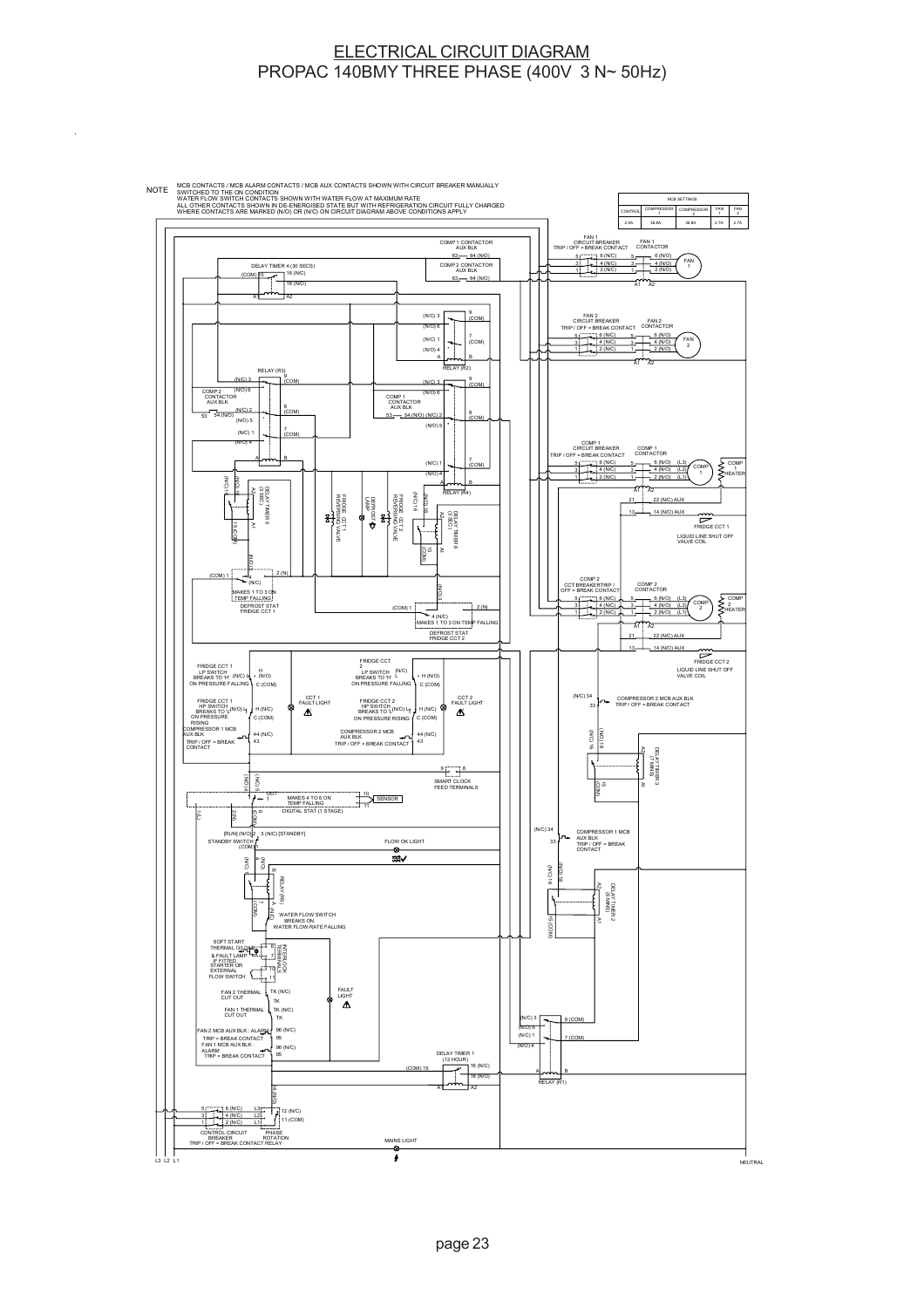# ELECTRICAL CIRCUIT DIAGRAM
## PROPAC 140BMY THREE PHASE (400V 3 N~ 50Hz)

NOTE
MCB CONTACTS / MCB ALARM CONTACTS / MCB AUX CONTACTS SHOWN WITH CIRCUIT BREAKER MANUALLY SWITCHED TO THE ON CONDITION
WATER FLOW SWITCH CONTACTS SHOWN WITH WATER FLOW AT MAXIMUM RATE
ALL OTHER CONTACTS SHOWN IN DE-ENERGISED STATE BUT WITH REFRIGERATION CIRCUIT FULLY CHARGED
WHERE CONTACTS ARE MARKED (N/O) OR (N/C) ON CIRCUIT DIAGRAM ABOVE CONDITIONS APPLY

| MCB SETTINGS | | | | |
|---|---|---|---|---|
| CONTROL | COMPRESSOR 1 | COMPRESSOR 2 | FAN 1 | FAN 2 |
| 2.5A | 38.8A | 38.8A | 2.7A | 2.7A |

COMP 1 CONTACTOR AUX BLK 63 64 (N/O)
COMP 2 CONTACTOR AUX BLK 63 64 (N/O)
DELAY TIMER 4 (30 SECS) (COM) 15 16 (N/C) 18 (N/O) A1 A2

FAN 1 CIRCUIT BREAKER TRIP / OFF = BREAK CONTACT
FAN 1 CONTACTOR
FAN 2 CIRCUIT BREAKER TRIP / OFF = BREAK CONTACT
FAN 2 CONTACTOR
RELAY (R2)
RELAY (R3)
COMP 2 CONTACTOR AUX BLK 53 54 (N/O)
COMP 1 CONTACTOR AUX BLK 53 54 (N/O)
RELAY (R4)
DELAY TIMER 5 (3 SEC)
DELAY TIMER 6 (3 SEC)
FRIDGE CCT 1 REVERSING VALVE
DEFROST LAMP
FRIDGE CCT 2 REVERSING VALVE

COMP 1 CIRCUIT BREAKER TRIP / OFF = BREAK CONTACT
COMP 1 CONTACTOR
COMP 1 HEATER
FRIDGE CCT 1 LIQUID LINE SHUT OFF VALVE COIL
COMP 2 CCT BREAKERTRIP / OFF = BREAK CONTACT
COMP 2 CONTACTOR
COMP 2 HEATER
FRIDGE CCT 2 LIQUID LINE SHUT OFF VALVE COIL

DEFROST STAT FRIDGE CCT 1 (MAKES 1 TO 3 ON TEMP FALLING)
DEFROST STAT FRIDGE CCT 2 (MAKES 1 TO 3 ON TEMP FALLING)

FRIDGE CCT 1 LP SWITCH BREAKS TO 'H' ON PRESSURE FALLING
FRIDGE CCT 2 LP SWITCH BREAKS TO 'H' ON PRESSURE FALLING
CCT 1 FAULT LIGHT
CCT 2 FAULT LIGHT
FRIDGE CCT 1 HP SWITCH BREAKS TO 'L' ON PRESSURE RISING
FRIDGE CCT 2 HP SWITCH BREAKS TO 'L' ON PRESSURE RISING
COMPRESSOR 1 MCB AUX BLK TRIP / OFF = BREAK CONTACT
COMPRESSOR 2 MCB AUX BLK TRIP / OFF = BREAK CONTACT
COMPRESSOR 2 MCB AUX BLK TRIP / OFF = BREAK CONTACT
DELAY TIMER 3 (7 MINS)
SMART CLOCK FEED TERMINALS
DIGITAL STAT (1 STAGE) MAKES 4 TO 6 ON TEMP FALLING — SENSOR
STANDBY SWITCH [RUN] (N/O) 2 3 (N/C) [STANDBY]
FLOW OK LIGHT
COMPRESSOR 1 MCB AUX BLK TRIP / OFF = BREAK CONTACT
DELAY TIMER 2 (6 MINS)
RELAY (R5)
WATER FLOW SWITCH BREAKS ON WATER FLOW RATE FALLING
SOFT START THERMAL O/LOAD & FAULT LAMP IF FITTED STARTER OR EXTERNAL FLOW SWITCH — INTERLOCK TERMINALS
FAN 2 THERMAL CUT OUT TK (N/C)
FAN 1 THERMAL CUT OUT TK (N/C)
FAULT LIGHT
FAN 2 MCB AUX BLK : ALARM TRIP = BREAK CONTACT 96 (N/C) 95
FAN 1 MCB AUX BLK ALARM TRIP = BREAK CONTACT 96 (N/C) 95
DELAY TIMER 1 (12 HOUR)
RELAY (R1)
CONTROL CIRCUIT BREAKER TRIP / OFF = BREAK CONTACT
PHASE ROTATION RELAY
MAINS LIGHT
L3 L2 L1 NEUTRAL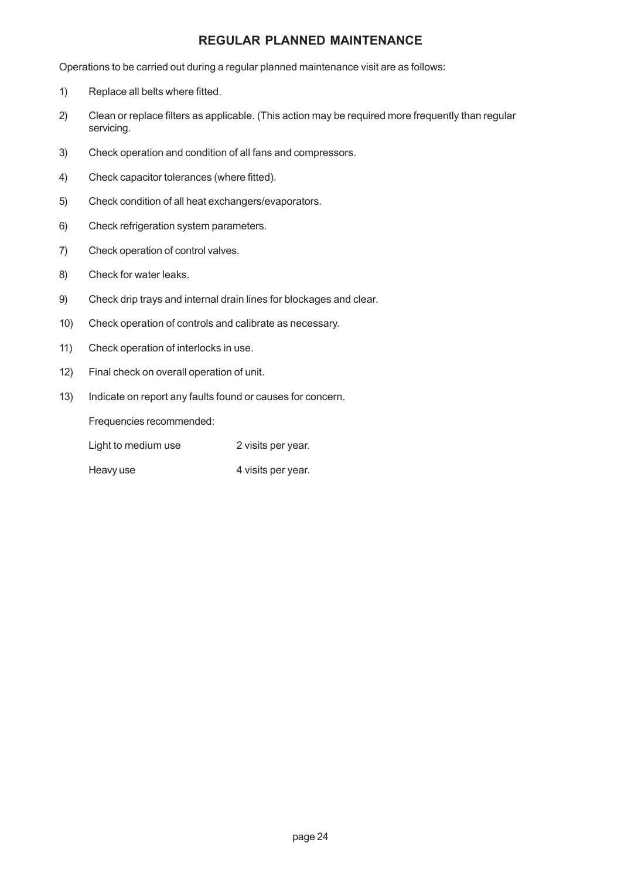## REGULAR PLANNED MAINTENANCE

Operations to be carried out during a regular planned maintenance visit are as follows:

1) Replace all belts where fitted.
2) Clean or replace filters as applicable. (This action may be required more frequently than regular servicing.
3) Check operation and condition of all fans and compressors.
4) Check capacitor tolerances (where fitted).
5) Check condition of all heat exchangers/evaporators.
6) Check refrigeration system parameters.
7) Check operation of control valves.
8) Check for water leaks.
9) Check drip trays and internal drain lines for blockages and clear.
10) Check operation of controls and calibrate as necessary.
11) Check operation of interlocks in use.
12) Final check on overall operation of unit.
13) Indicate on report any faults found or causes for concern.

Frequencies recommended:

| | |
|---|---|
| Light to medium use | 2 visits per year. |
| Heavy use | 4 visits per year. |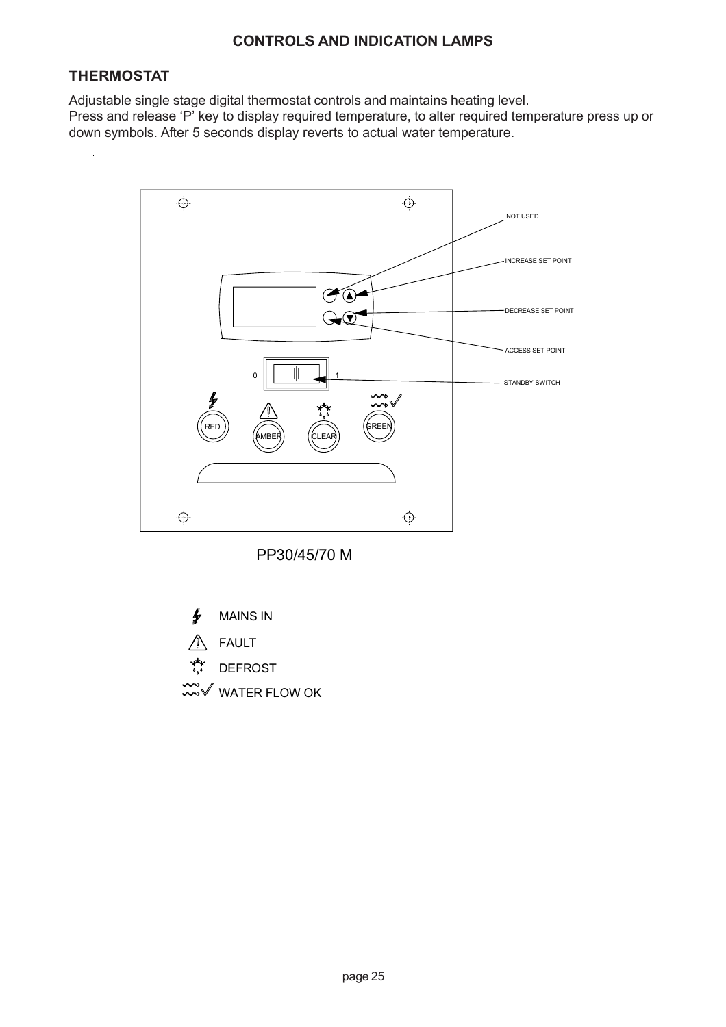## CONTROLS AND INDICATION LAMPS

### THERMOSTAT

Adjustable single stage digital thermostat controls and maintains heating level.
Press and release 'P' key to display required temperature, to alter required temperature press up or down symbols. After 5 seconds display reverts to actual water temperature.

NOT USED

INCREASE SET POINT

DECREASE SET POINT

ACCESS SET POINT

STANDBY SWITCH

0 1

RED AMBER CLEAR GREEN

PP30/45/70 M

- MAINS IN
- FAULT
- DEFROST
- WATER FLOW OK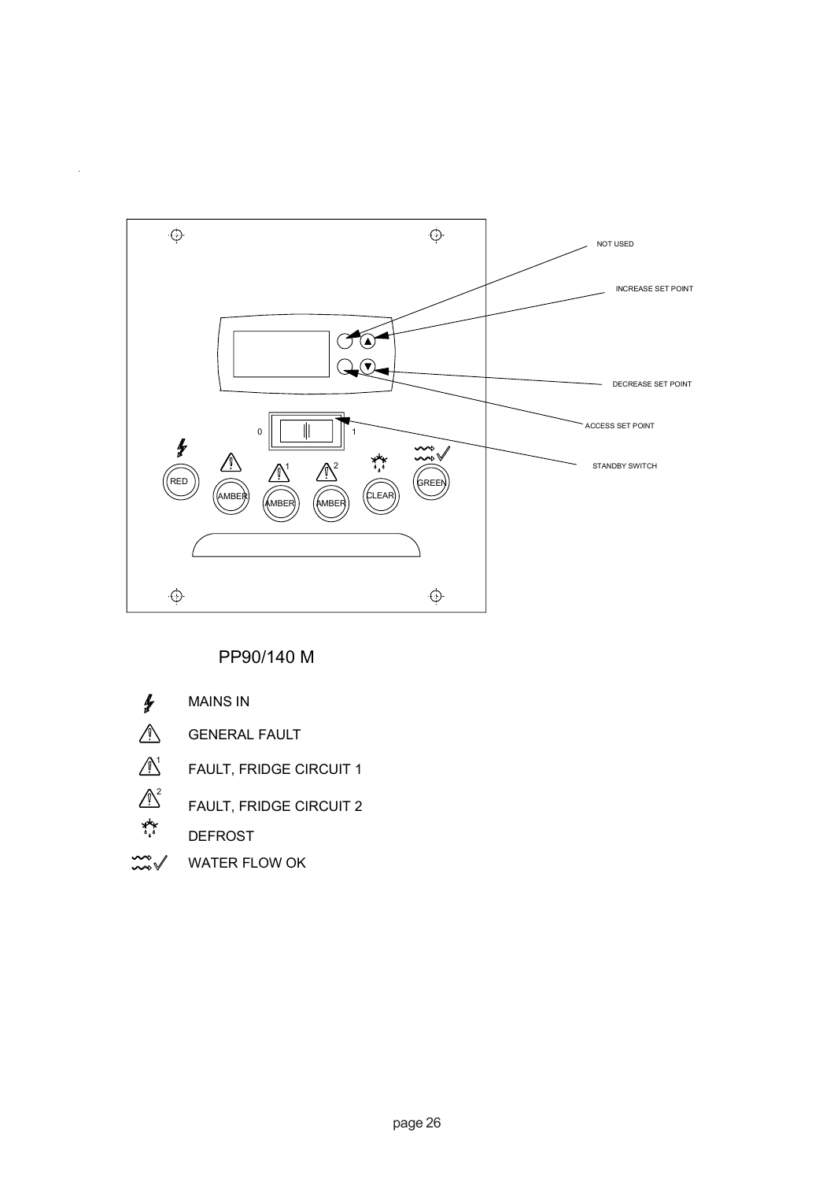NOT USED

INCREASE SET POINT

DECREASE SET POINT

ACCESS SET POINT

STANDBY SWITCH

0 1

RED AMBER AMBER AMBER CLEAR GREEN

PP90/140 M

- MAINS IN
- GENERAL FAULT
- FAULT, FRIDGE CIRCUIT 1
- FAULT, FRIDGE CIRCUIT 2
- DEFROST
- WATER FLOW OK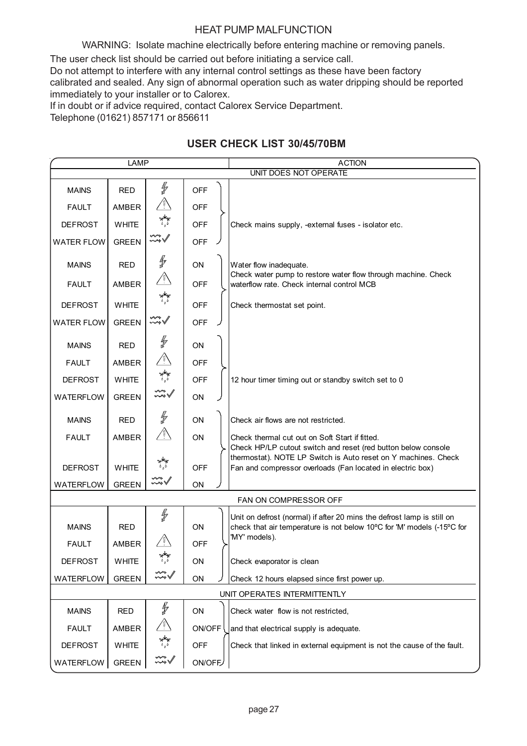# HEAT PUMP MALFUNCTION

WARNING: Isolate machine electrically before entering machine or removing panels.

The user check list should be carried out before initiating a service call.

Do not attempt to interfere with any internal control settings as these have been factory calibrated and sealed. Any sign of abnormal operation such as water dripping should be reported immediately to your installer or to Calorex.

If in doubt or if advice required, contact Calorex Service Department.

Telephone (01621) 857171 or 856611

## USER CHECK LIST 30/45/70BM

| LAMP | | | ACTION |
|---|---|---|---|
| **UNIT DOES NOT OPERATE** | | | |
| MAINS | RED | OFF | Check mains supply, -external fuses - isolator etc. |
| FAULT | AMBER | OFF | |
| DEFROST | WHITE | OFF | |
| WATER FLOW | GREEN | OFF | |
| MAINS | RED | ON | Water flow inadequate. Check water pump to restore water flow through machine. Check waterflow rate. Check internal control MCB<br>Check thermostat set point. |
| FAULT | AMBER | OFF | |
| DEFROST | WHITE | OFF | |
| WATER FLOW | GREEN | OFF | |
| MAINS | RED | ON | 12 hour timer timing out or standby switch set to 0 |
| FAULT | AMBER | OFF | |
| DEFROST | WHITE | OFF | |
| WATERFLOW | GREEN | ON | |
| MAINS | RED | ON | Check air flows are not restricted.<br>Check thermal cut out on Soft Start if fitted.<br>Check HP/LP cutout switch and reset (red button below console thermostat). NOTE LP Switch is Auto reset on Y machines. Check Fan and compressor overloads (Fan located in electric box) |
| FAULT | AMBER | ON | |
| DEFROST | WHITE | OFF | |
| WATERFLOW | GREEN | ON | |
| **FAN ON COMPRESSOR OFF** | | | |
| MAINS | RED | ON | Unit on defrost (normal) if after 20 mins the defrost lamp is still on check that air temperature is not below 10ºC for 'M' models (-15ºC for 'MY' models).<br>Check evaporator is clean<br>Check 12 hours elapsed since first power up. |
| FAULT | AMBER | OFF | |
| DEFROST | WHITE | ON | |
| WATERFLOW | GREEN | ON | |
| **UNIT OPERATES INTERMITTENTLY** | | | |
| MAINS | RED | ON | Check water flow is not restricted,<br>and that electrical supply is adequate.<br>Check that linked in external equipment is not the cause of the fault. |
| FAULT | AMBER | ON/OFF | |
| DEFROST | WHITE | OFF | |
| WATERFLOW | GREEN | ON/OFF | |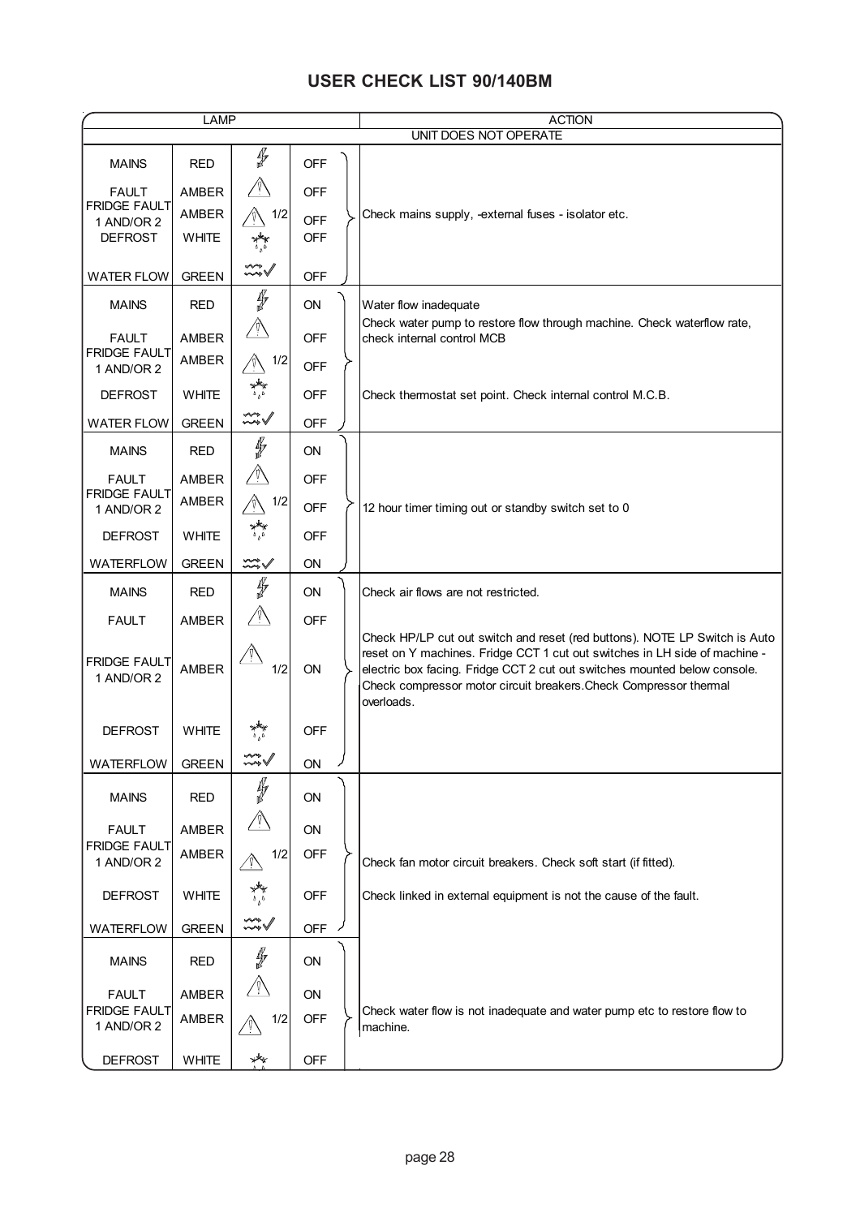## USER CHECK LIST 90/140BM

| LAMP | | | | ACTION |
|---|---|---|---|---|
| | | | | UNIT DOES NOT OPERATE |
| MAINS | RED | ⚡ | OFF | Check mains supply, -external fuses - isolator etc. |
| FAULT | AMBER | ⚠ | OFF | |
| FRIDGE FAULT 1 AND/OR 2 | AMBER | ⚠ 1/2 | OFF | |
| DEFROST | WHITE | ❄ | OFF | |
| WATER FLOW | GREEN | ≋✓ | OFF | |
| MAINS | RED | ⚡ | ON | Water flow inadequate<br>Check water pump to restore flow through machine. Check waterflow rate, check internal control MCB |
| FAULT | AMBER | ⚠ | OFF | |
| FRIDGE FAULT 1 AND/OR 2 | AMBER | ⚠ 1/2 | OFF | |
| DEFROST | WHITE | ❄ | OFF | Check thermostat set point. Check internal control M.C.B. |
| WATER FLOW | GREEN | ≋✓ | OFF | |
| MAINS | RED | ⚡ | ON | 12 hour timer timing out or standby switch set to 0 |
| FAULT | AMBER | ⚠ | OFF | |
| FRIDGE FAULT 1 AND/OR 2 | AMBER | ⚠ 1/2 | OFF | |
| DEFROST | WHITE | ❄ | OFF | |
| WATERFLOW | GREEN | ≋✓ | ON | |
| MAINS | RED | ⚡ | ON | Check air flows are not restricted. |
| FAULT | AMBER | ⚠ | OFF | |
| FRIDGE FAULT 1 AND/OR 2 | AMBER | ⚠ 1/2 | ON | Check HP/LP cut out switch and reset (red buttons). NOTE LP Switch is Auto reset on Y machines. Fridge CCT 1 cut out switches in LH side of machine - electric box facing. Fridge CCT 2 cut out switches mounted below console. Check compressor motor circuit breakers.Check Compressor thermal overloads. |
| DEFROST | WHITE | ❄ | OFF | |
| WATERFLOW | GREEN | ≋✓ | ON | |
| MAINS | RED | ⚡ | ON | Check fan motor circuit breakers. Check soft start (if fitted). |
| FAULT | AMBER | ⚠ | ON | |
| FRIDGE FAULT 1 AND/OR 2 | AMBER | ⚠ 1/2 | OFF | |
| DEFROST | WHITE | ❄ | OFF | Check linked in external equipment is not the cause of the fault. |
| WATERFLOW | GREEN | ≋✓ | OFF | |
| MAINS | RED | ⚡ | ON | Check water flow is not inadequate and water pump etc to restore flow to machine. |
| FAULT | AMBER | ⚠ | ON | |
| FRIDGE FAULT 1 AND/OR 2 | AMBER | ⚠ 1/2 | OFF | |
| DEFROST | WHITE | ❄ | OFF | |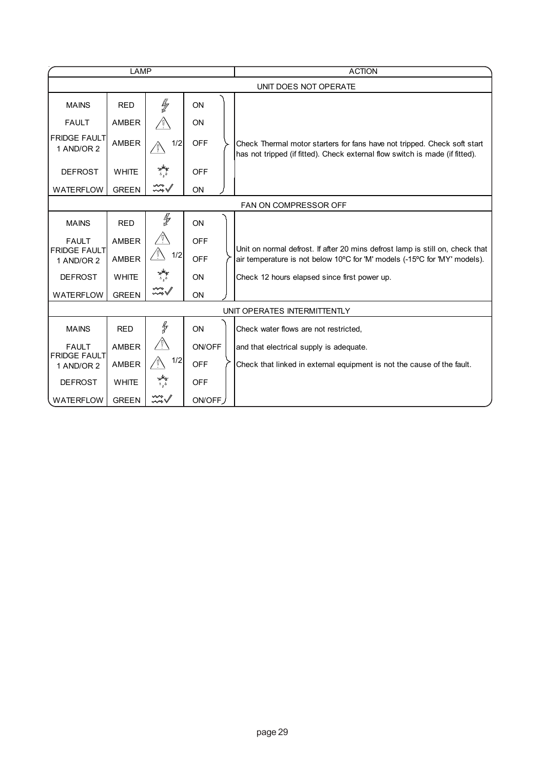| LAMP | | | | ACTION |
|---|---|---|---|---|
| **UNIT DOES NOT OPERATE** | | | | |
| MAINS | RED | | ON | Check Thermal motor starters for fans have not tripped. Check soft start has not tripped (if fitted). Check external flow switch is made (if fitted). |
| FAULT | AMBER | | ON | |
| FRIDGE FAULT 1 AND/OR 2 | AMBER | 1/2 | OFF | |
| DEFROST | WHITE | | OFF | |
| WATERFLOW | GREEN | | ON | |
| **FAN ON COMPRESSOR OFF** | | | | |
| MAINS | RED | | ON | Unit on normal defrost. If after 20 mins defrost lamp is still on, check that air temperature is not below 10ºC for 'M' models (-15ºC for 'MY' models). |
| FAULT | AMBER | | OFF | |
| FRIDGE FAULT 1 AND/OR 2 | AMBER | 1/2 | OFF | |
| DEFROST | WHITE | | ON | Check 12 hours elapsed since first power up. |
| WATERFLOW | GREEN | | ON | |
| **UNIT OPERATES INTERMITTENTLY** | | | | |
| MAINS | RED | | ON | Check water flows are not restricted, |
| FAULT | AMBER | | ON/OFF | and that electrical supply is adequate. |
| FRIDGE FAULT 1 AND/OR 2 | AMBER | 1/2 | OFF | Check that linked in external equipment is not the cause of the fault. |
| DEFROST | WHITE | | OFF | |
| WATERFLOW | GREEN | | ON/OFF | |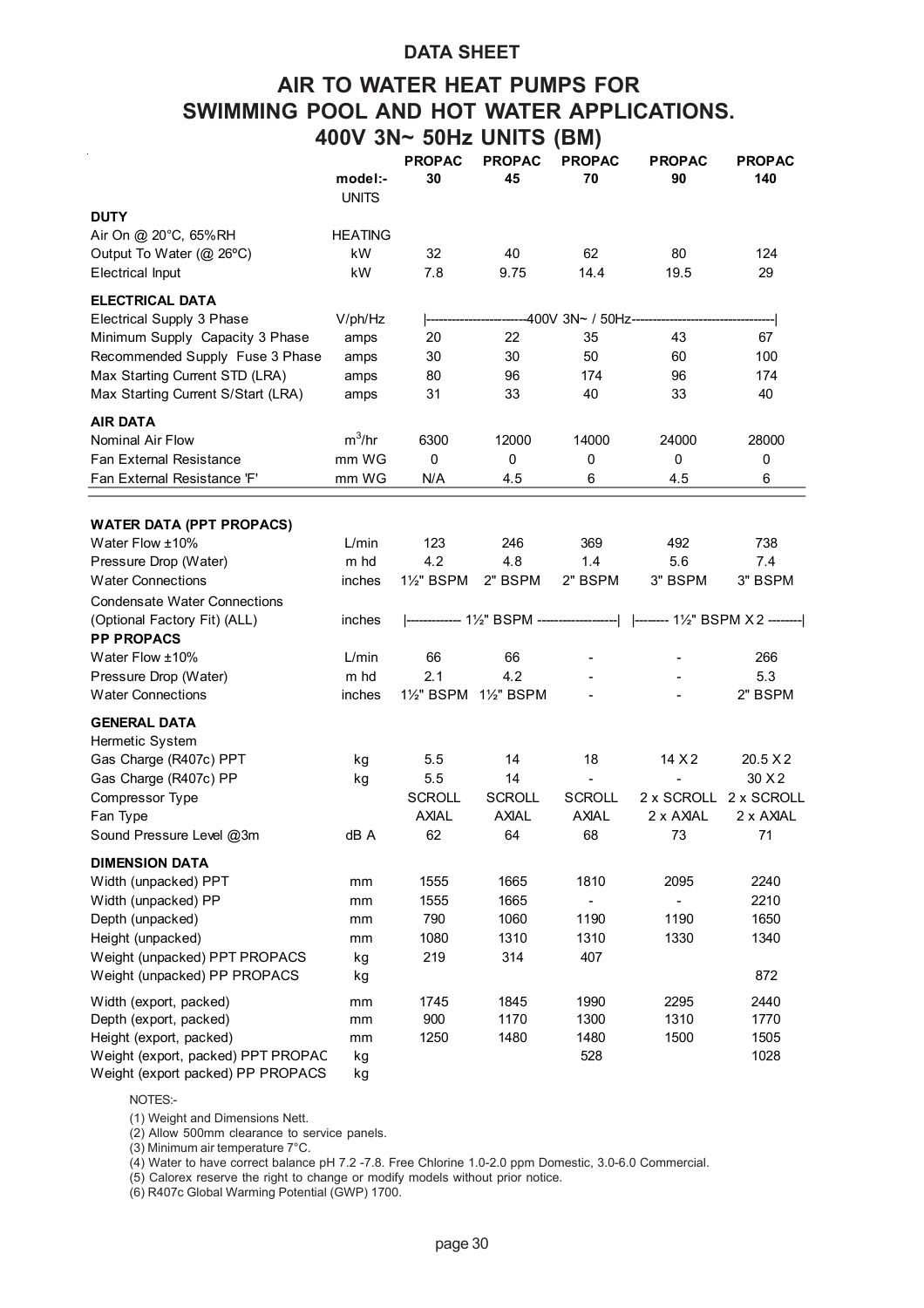**DATA SHEET**

# AIR TO WATER HEAT PUMPS FOR SWIMMING POOL AND HOT WATER APPLICATIONS. 400V 3N~ 50Hz UNITS (BM)

| | model:- UNITS | PROPAC 30 | PROPAC 45 | PROPAC 70 | PROPAC 90 | PROPAC 140 |
|---|---|---|---|---|---|---|
| **DUTY** | | | | | | |
| Air On @ 20°C, 65%RH | HEATING | | | | | |
| Output To Water (@ 26ºC) | kW | 32 | 40 | 62 | 80 | 124 |
| Electrical Input | kW | 7.8 | 9.75 | 14.4 | 19.5 | 29 |
| **ELECTRICAL DATA** | | | | | | |
| Electrical Supply 3 Phase | V/ph/Hz | 400V 3N~ / 50Hz | | | | |
| Minimum Supply Capacity 3 Phase | amps | 20 | 22 | 35 | 43 | 67 |
| Recommended Supply Fuse 3 Phase | amps | 30 | 30 | 50 | 60 | 100 |
| Max Starting Current STD (LRA) | amps | 80 | 96 | 174 | 96 | 174 |
| Max Starting Current S/Start (LRA) | amps | 31 | 33 | 40 | 33 | 40 |
| **AIR DATA** | | | | | | |
| Nominal Air Flow | $m^3$/hr | 6300 | 12000 | 14000 | 24000 | 28000 |
| Fan External Resistance | mm WG | 0 | 0 | 0 | 0 | 0 |
| Fan External Resistance 'F' | mm WG | N/A | 4.5 | 6 | 4.5 | 6 |
| **WATER DATA (PPT PROPACS)** | | | | | | |
| Water Flow ±10% | L/min | 123 | 246 | 369 | 492 | 738 |
| Pressure Drop (Water) | m hd | 4.2 | 4.8 | 1.4 | 5.6 | 7.4 |
| Water Connections | inches | 1½" BSPM | 2" BSPM | 2" BSPM | 3" BSPM | 3" BSPM |
| Condensate Water Connections (Optional Factory Fit) (ALL) | inches | 1½" BSPM | | | 1½" BSPM X 2 | |
| **PP PROPACS** | | | | | | |
| Water Flow ±10% | L/min | 66 | 66 | - | - | 266 |
| Pressure Drop (Water) | m hd | 2.1 | 4.2 | - | - | 5.3 |
| Water Connections | inches | 1½" BSPM | 1½" BSPM | - | - | 2" BSPM |
| **GENERAL DATA** | | | | | | |
| Hermetic System | | | | | | |
| Gas Charge (R407c) PPT | kg | 5.5 | 14 | 18 | 14 X 2 | 20.5 X 2 |
| Gas Charge (R407c) PP | kg | 5.5 | 14 | - | - | 30 X 2 |
| Compressor Type | | SCROLL | SCROLL | SCROLL | 2 x SCROLL | 2 x SCROLL |
| Fan Type | | AXIAL | AXIAL | AXIAL | 2 x AXIAL | 2 x AXIAL |
| Sound Pressure Level @3m | dB A | 62 | 64 | 68 | 73 | 71 |
| **DIMENSION DATA** | | | | | | |
| Width (unpacked) PPT | mm | 1555 | 1665 | 1810 | 2095 | 2240 |
| Width (unpacked) PP | mm | 1555 | 1665 | - | - | 2210 |
| Depth (unpacked) | mm | 790 | 1060 | 1190 | 1190 | 1650 |
| Height (unpacked) | mm | 1080 | 1310 | 1310 | 1330 | 1340 |
| Weight (unpacked) PPT PROPACS | kg | 219 | 314 | 407 | | |
| Weight (unpacked) PP PROPACS | kg | | | | | 872 |
| Width (export, packed) | mm | 1745 | 1845 | 1990 | 2295 | 2440 |
| Depth (export, packed) | mm | 900 | 1170 | 1300 | 1310 | 1770 |
| Height (export, packed) | mm | 1250 | 1480 | 1480 | 1500 | 1505 |
| Weight (export, packed) PPT PROPAC | kg | | | 528 | | 1028 |
| Weight (export packed) PP PROPACS | kg | | | | | |

NOTES:-

(1) Weight and Dimensions Nett.
(2) Allow 500mm clearance to service panels.
(3) Minimum air temperature 7°C.
(4) Water to have correct balance pH 7.2 -7.8. Free Chlorine 1.0-2.0 ppm Domestic, 3.0-6.0 Commercial.
(5) Calorex reserve the right to change or modify models without prior notice.
(6) R407c Global Warming Potential (GWP) 1700.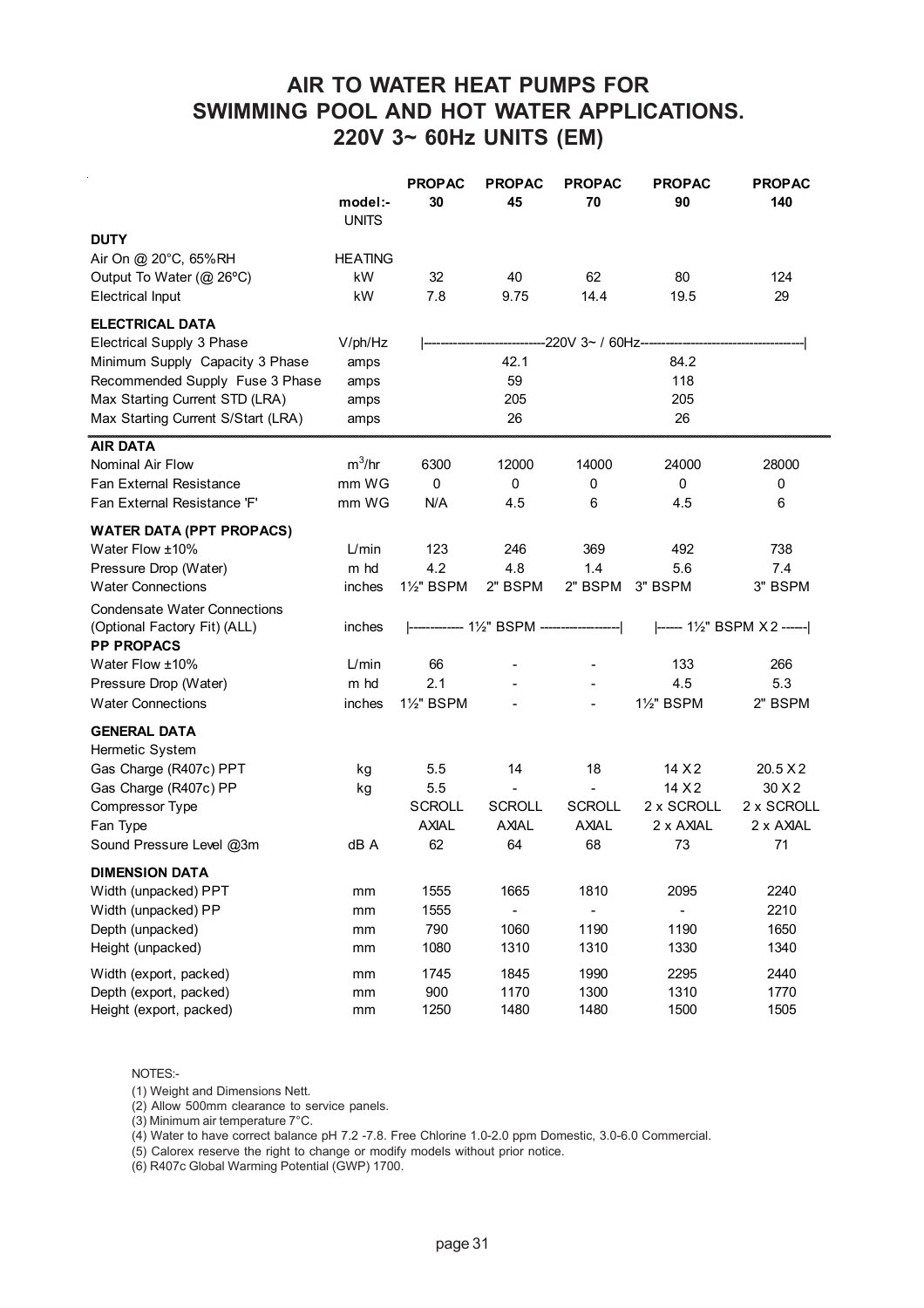# AIR TO WATER HEAT PUMPS FOR SWIMMING POOL AND HOT WATER APPLICATIONS.
## 220V 3~ 60Hz UNITS (EM)

| | model:- UNITS | PROPAC 30 | PROPAC 45 | PROPAC 70 | PROPAC 90 | PROPAC 140 |
|---|---|---|---|---|---|---|
| **DUTY** | | | | | | |
| Air On @ 20°C, 65%RH | HEATING | | | | | |
| Output To Water (@ 26ºC) | kW | 32 | 40 | 62 | 80 | 124 |
| Electrical Input | kW | 7.8 | 9.75 | 14.4 | 19.5 | 29 |
| **ELECTRICAL DATA** | | | | | | |
| Electrical Supply 3 Phase | V/ph/Hz | 220V 3~ / 60Hz | | | | |
| Minimum Supply Capacity 3 Phase | amps | | 42.1 | | 84.2 | |
| Recommended Supply Fuse 3 Phase | amps | | 59 | | 118 | |
| Max Starting Current STD (LRA) | amps | | 205 | | 205 | |
| Max Starting Current S/Start (LRA) | amps | | 26 | | 26 | |
| **AIR DATA** | | | | | | |
| Nominal Air Flow | $m^3/hr$ | 6300 | 12000 | 14000 | 24000 | 28000 |
| Fan External Resistance | mm WG | 0 | 0 | 0 | 0 | 0 |
| Fan External Resistance 'F' | mm WG | N/A | 4.5 | 6 | 4.5 | 6 |
| **WATER DATA (PPT PROPACS)** | | | | | | |
| Water Flow ±10% | L/min | 123 | 246 | 369 | 492 | 738 |
| Pressure Drop (Water) | m hd | 4.2 | 4.8 | 1.4 | 5.6 | 7.4 |
| Water Connections | inches | 1½" BSPM | 2" BSPM | 2" BSPM | 3" BSPM | 3" BSPM |
| Condensate Water Connections (Optional Factory Fit) (ALL) | inches | 1½" BSPM | | | 1½" BSPM X 2 | |
| **PP PROPACS** | | | | | | |
| Water Flow ±10% | L/min | 66 | - | - | 133 | 266 |
| Pressure Drop (Water) | m hd | 2.1 | - | - | 4.5 | 5.3 |
| Water Connections | inches | 1½" BSPM | - | - | 1½" BSPM | 2" BSPM |
| **GENERAL DATA** | | | | | | |
| Hermetic System | | | | | | |
| Gas Charge (R407c) PPT | kg | 5.5 | 14 | 18 | 14 X 2 | 20.5 X 2 |
| Gas Charge (R407c) PP | kg | 5.5 | - | - | 14 X 2 | 30 X 2 |
| Compressor Type | | SCROLL | SCROLL | SCROLL | 2 x SCROLL | 2 x SCROLL |
| Fan Type | | AXIAL | AXIAL | AXIAL | 2 x AXIAL | 2 x AXIAL |
| Sound Pressure Level @3m | dB A | 62 | 64 | 68 | 73 | 71 |
| **DIMENSION DATA** | | | | | | |
| Width (unpacked) PPT | mm | 1555 | 1665 | 1810 | 2095 | 2240 |
| Width (unpacked) PP | mm | 1555 | - | - | - | 2210 |
| Depth (unpacked) | mm | 790 | 1060 | 1190 | 1190 | 1650 |
| Height (unpacked) | mm | 1080 | 1310 | 1310 | 1330 | 1340 |
| Width (export, packed) | mm | 1745 | 1845 | 1990 | 2295 | 2440 |
| Depth (export, packed) | mm | 900 | 1170 | 1300 | 1310 | 1770 |
| Height (export, packed) | mm | 1250 | 1480 | 1480 | 1500 | 1505 |

NOTES:-

(1) Weight and Dimensions Nett.
(2) Allow 500mm clearance to service panels.
(3) Minimum air temperature 7°C.
(4) Water to have correct balance pH 7.2 -7.8. Free Chlorine 1.0-2.0 ppm Domestic, 3.0-6.0 Commercial.
(5) Calorex reserve the right to change or modify models without prior notice.
(6) R407c Global Warming Potential (GWP) 1700.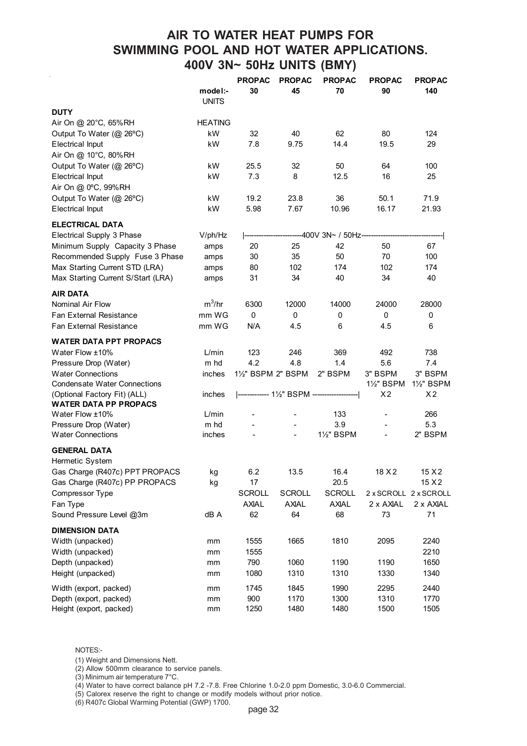# AIR TO WATER HEAT PUMPS FOR SWIMMING POOL AND HOT WATER APPLICATIONS. 400V 3N~ 50Hz UNITS (BMY)

| model:- | UNITS | PROPAC 30 | PROPAC 45 | PROPAC 70 | PROPAC 90 | PROPAC 140 |
|---|---|---|---|---|---|---|
| **DUTY** | | | | | | |
| Air On @ 20°C, 65%RH | HEATING | | | | | |
| Output To Water (@ 26ºC) | kW | 32 | 40 | 62 | 80 | 124 |
| Electrical Input | kW | 7.8 | 9.75 | 14.4 | 19.5 | 29 |
| Air On @ 10°C, 80%RH | | | | | | |
| Output To Water (@ 26ºC) | kW | 25.5 | 32 | 50 | 64 | 100 |
| Electrical Input | kW | 7.3 | 8 | 12.5 | 16 | 25 |
| Air On @ 0ºC, 99%RH | | | | | | |
| Output To Water (@ 26ºC) | kW | 19.2 | 23.8 | 36 | 50.1 | 71.9 |
| Electrical Input | kW | 5.98 | 7.67 | 10.96 | 16.17 | 21.93 |
| **ELECTRICAL DATA** | | | | | | |
| Electrical Supply 3 Phase | V/ph/Hz | 400V 3N~ / 50Hz | | | | |
| Minimum Supply Capacity 3 Phase | amps | 20 | 25 | 42 | 50 | 67 |
| Recommended Supply Fuse 3 Phase | amps | 30 | 35 | 50 | 70 | 100 |
| Max Starting Current STD (LRA) | amps | 80 | 102 | 174 | 102 | 174 |
| Max Starting Current S/Start (LRA) | amps | 31 | 34 | 40 | 34 | 40 |
| **AIR DATA** | | | | | | |
| Nominal Air Flow | $m^3$/hr | 6300 | 12000 | 14000 | 24000 | 28000 |
| Fan External Resistance | mm WG | 0 | 0 | 0 | 0 | 0 |
| Fan External Resistance | mm WG | N/A | 4.5 | 6 | 4.5 | 6 |
| **WATER DATA PPT PROPACS** | | | | | | |
| Water Flow ±10% | L/min | 123 | 246 | 369 | 492 | 738 |
| Pressure Drop (Water) | m hd | 4.2 | 4.8 | 1.4 | 5.6 | 7.4 |
| Water Connections | inches | 1½" BSPM | 2" BSPM | 2" BSPM | 3" BSPM | 3" BSPM |
| Condensate Water Connections (Optional Factory Fit) (ALL) | inches | 1½" BSPM | | | 1½" BSPM X2 | 1½" BSPM X2 |
| **WATER DATA PP PROPACS** | | | | | | |
| Water Flow ±10% | L/min | - | - | 133 | - | 266 |
| Pressure Drop (Water) | m hd | - | - | 3.9 | - | 5.3 |
| Water Connections | inches | - | - | 1½" BSPM | - | 2" BSPM |
| **GENERAL DATA** | | | | | | |
| Hermetic System | | | | | | |
| Gas Charge (R407c) PPT PROPACS | kg | 6.2 | 13.5 | 16.4 | 18 X 2 | 15 X 2 |
| Gas Charge (R407c) PP PROPACS | kg | 17 | | 20.5 | | 15 X 2 |
| Compressor Type | | SCROLL | SCROLL | SCROLL | 2 x SCROLL | 2 x SCROLL |
| Fan Type | | AXIAL | AXIAL | AXIAL | 2 x AXIAL | 2 x AXIAL |
| Sound Pressure Level @3m | dB A | 62 | 64 | 68 | 73 | 71 |
| **DIMENSION DATA** | | | | | | |
| Width (unpacked) | mm | 1555 | 1665 | 1810 | 2095 | 2240 |
| Width (unpacked) | mm | 1555 | | | | 2210 |
| Depth (unpacked) | mm | 790 | 1060 | 1190 | 1190 | 1650 |
| Height (unpacked) | mm | 1080 | 1310 | 1310 | 1330 | 1340 |
| Width (export, packed) | mm | 1745 | 1845 | 1990 | 2295 | 2440 |
| Depth (export, packed) | mm | 900 | 1170 | 1300 | 1310 | 1770 |
| Height (export, packed) | mm | 1250 | 1480 | 1480 | 1500 | 1505 |

NOTES:-

(1) Weight and Dimensions Nett.
(2) Allow 500mm clearance to service panels.
(3) Minimum air temperature 7°C.
(4) Water to have correct balance pH 7.2 -7.8. Free Chlorine 1.0-2.0 ppm Domestic, 3.0-6.0 Commercial.
(5) Calorex reserve the right to change or modify models without prior notice.
(6) R407c Global Warming Potential (GWP) 1700.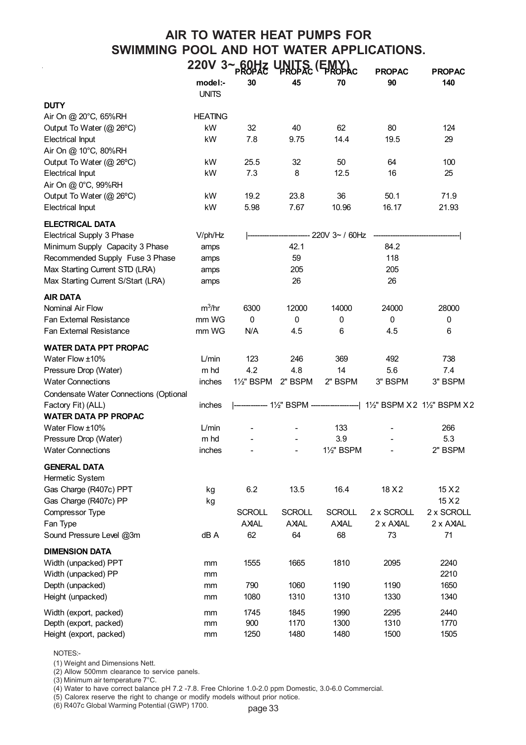# AIR TO WATER HEAT PUMPS FOR SWIMMING POOL AND HOT WATER APPLICATIONS.

## 220V 3~ 60Hz UNITS (EMY)

| model:- | UNITS | PROPAC 30 | PROPAC 45 | PROPAC 70 | PROPAC 90 | PROPAC 140 |
|---|---|---|---|---|---|---|
| **DUTY** | | | | | | |
| Air On @ 20°C, 65%RH | HEATING | | | | | |
| Output To Water (@ 26ºC) | kW | 32 | 40 | 62 | 80 | 124 |
| Electrical Input | kW | 7.8 | 9.75 | 14.4 | 19.5 | 29 |
| Air On @ 10°C, 80%RH | | | | | | |
| Output To Water (@ 26ºC) | kW | 25.5 | 32 | 50 | 64 | 100 |
| Electrical Input | kW | 7.3 | 8 | 12.5 | 16 | 25 |
| Air On @ 0°C, 99%RH | | | | | | |
| Output To Water (@ 26ºC) | kW | 19.2 | 23.8 | 36 | 50.1 | 71.9 |
| Electrical Input | kW | 5.98 | 7.67 | 10.96 | 16.17 | 21.93 |
| **ELECTRICAL DATA** | | | | | | |
| Electrical Supply 3 Phase | V/ph/Hz | 220V 3~ / 60Hz | | | | |
| Minimum Supply Capacity 3 Phase | amps | | 42.1 | | 84.2 | |
| Recommended Supply Fuse 3 Phase | amps | | 59 | | 118 | |
| Max Starting Current STD (LRA) | amps | | 205 | | 205 | |
| Max Starting Current S/Start (LRA) | amps | | 26 | | 26 | |
| **AIR DATA** | | | | | | |
| Nominal Air Flow | $m^3$/hr | 6300 | 12000 | 14000 | 24000 | 28000 |
| Fan External Resistance | mm WG | 0 | 0 | 0 | 0 | 0 |
| Fan External Resistance | mm WG | N/A | 4.5 | 6 | 4.5 | 6 |
| **WATER DATA PPT PROPAC** | | | | | | |
| Water Flow ±10% | L/min | 123 | 246 | 369 | 492 | 738 |
| Pressure Drop (Water) | m hd | 4.2 | 4.8 | 14 | 5.6 | 7.4 |
| Water Connections | inches | 1½" BSPM | 2" BSPM | 2" BSPM | 3" BSPM | 3" BSPM |
| Condensate Water Connections (Optional Factory Fit) (ALL) | inches | 1½" BSPM | | | 1½" BSPM X 2 | 1½" BSPM X 2 |
| **WATER DATA PP PROPAC** | | | | | | |
| Water Flow ±10% | L/min | - | - | 133 | - | 266 |
| Pressure Drop (Water) | m hd | - | - | 3.9 | - | 5.3 |
| Water Connections | inches | - | - | 1½" BSPM | - | 2" BSPM |
| **GENERAL DATA** | | | | | | |
| Hermetic System | | | | | | |
| Gas Charge (R407c) PPT | kg | 6.2 | 13.5 | 16.4 | 18 X 2 | 15 X 2 |
| Gas Charge (R407c) PP | kg | | | | | 15 X 2 |
| Compressor Type | | SCROLL | SCROLL | SCROLL | 2 x SCROLL | 2 x SCROLL |
| Fan Type | | AXIAL | AXIAL | AXIAL | 2 x AXIAL | 2 x AXIAL |
| Sound Pressure Level @3m | dB A | 62 | 64 | 68 | 73 | 71 |
| **DIMENSION DATA** | | | | | | |
| Width (unpacked) PPT | mm | 1555 | 1665 | 1810 | 2095 | 2240 |
| Width (unpacked) PP | mm | | | | | 2210 |
| Depth (unpacked) | mm | 790 | 1060 | 1190 | 1190 | 1650 |
| Height (unpacked) | mm | 1080 | 1310 | 1310 | 1330 | 1340 |
| Width (export, packed) | mm | 1745 | 1845 | 1990 | 2295 | 2440 |
| Depth (export, packed) | mm | 900 | 1170 | 1300 | 1310 | 1770 |
| Height (export, packed) | mm | 1250 | 1480 | 1480 | 1500 | 1505 |

NOTES:-

(1) Weight and Dimensions Nett.
(2) Allow 500mm clearance to service panels.
(3) Minimum air temperature 7°C.
(4) Water to have correct balance pH 7.2 -7.8. Free Chlorine 1.0-2.0 ppm Domestic, 3.0-6.0 Commercial.
(5) Calorex reserve the right to change or modify models without prior notice.
(6) R407c Global Warming Potential (GWP) 1700.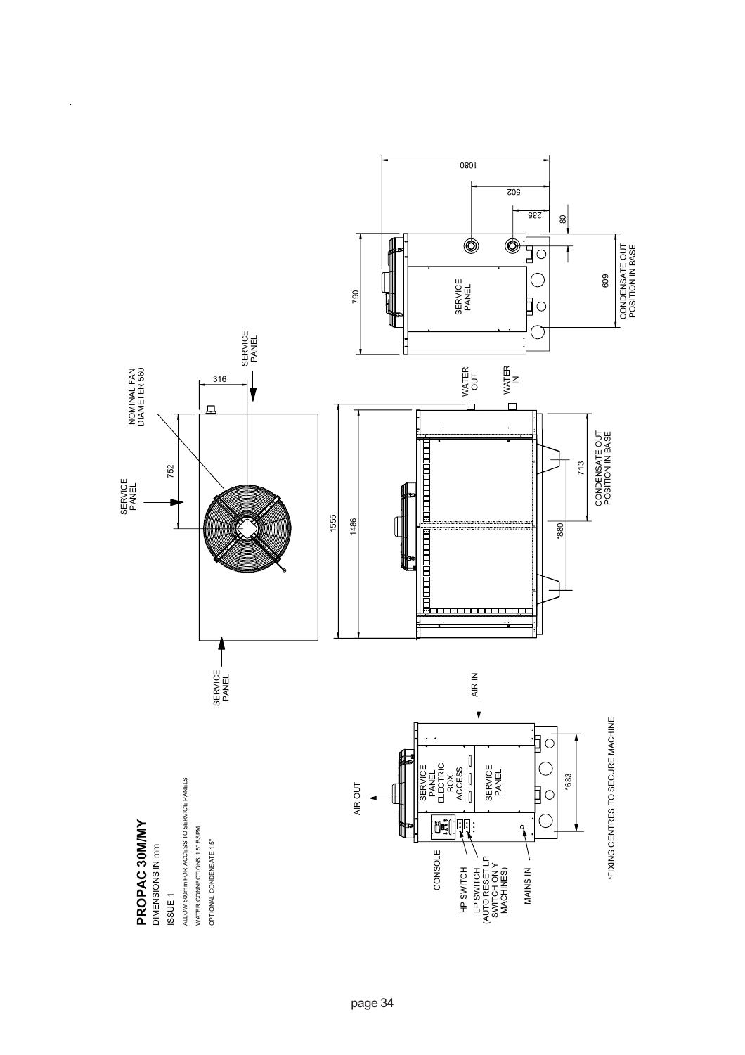# PROPAC 30M/MY

DIMENSIONS IN mm

ISSUE 1

ALLOW 500mm FOR ACCESS TO SERVICE PANELS

WATER CONNECTIONS 1.5" BSPM

OPTIONAL CONDENSATE 1.5"

SERVICE PANEL

752

316

NOMINAL FAN DIAMETER 560

SERVICE PANEL

SERVICE PANEL

1555

1486

WATER OUT

WATER IN

\*880

713

CONDENSATE OUT POSITION IN BASE

790

1080

502

235

80

SERVICE PANEL

609

CONDENSATE OUT POSITION IN BASE

AIR OUT

AIR IN

SERVICE PANEL ELECTRIC BOX ACCESS

SERVICE PANEL

CONSOLE

HP SWITCH

LP SWITCH (AUTO RESET LP SWITCH ON Y MACHINES)

MAINS IN

\*683

\*FIXING CENTRES TO SECURE MACHINE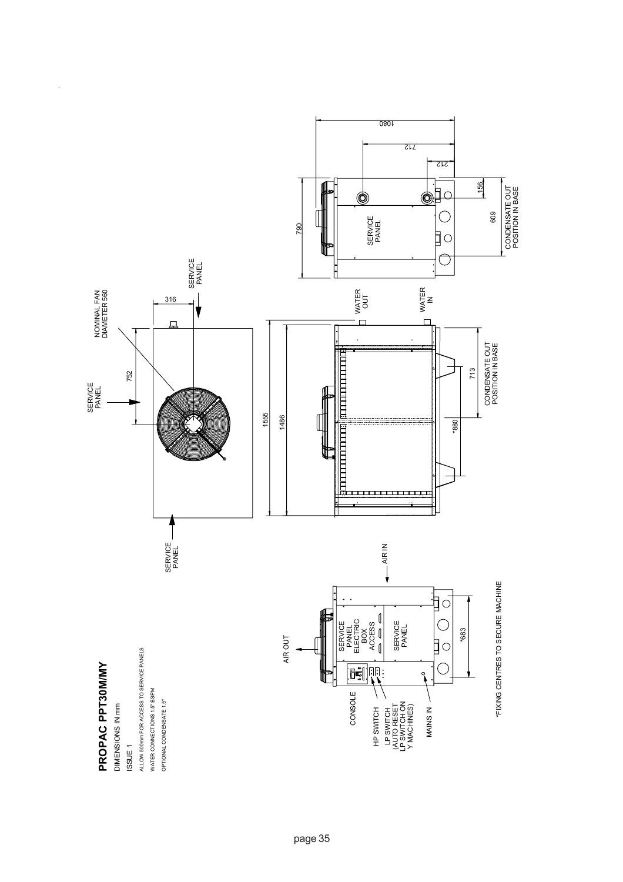# PROPAC PPT30M/MY

DIMENSIONS IN mm

ISSUE 1

ALLOW 500mm FOR ACCESS TO SERVICE PANELS

WATER CONNECTIONS 1.5" BSPM

OPTIONAL CONDENSATE 1.5"

CONSOLE

HP SWITCH

LP SWITCH (AUTO RESET LP SWITCH ON Y MACHINES)

MAINS IN

AIR OUT

AIR IN

SERVICE PANEL ELECTRIC BOX ACCESS

SERVICE PANEL

*683

*FIXING CENTRES TO SECURE MACHINE

SERVICE PANEL

752

NOMINAL FAN DIAMETER 560

316

SERVICE PANEL

SERVICE PANEL

1555

1486

WATER OUT

WATER IN

*880

713

CONDENSATE OUT POSITION IN BASE

790

SERVICE PANEL

1080

712

212

156

609

CONDENSATE OUT POSITION IN BASE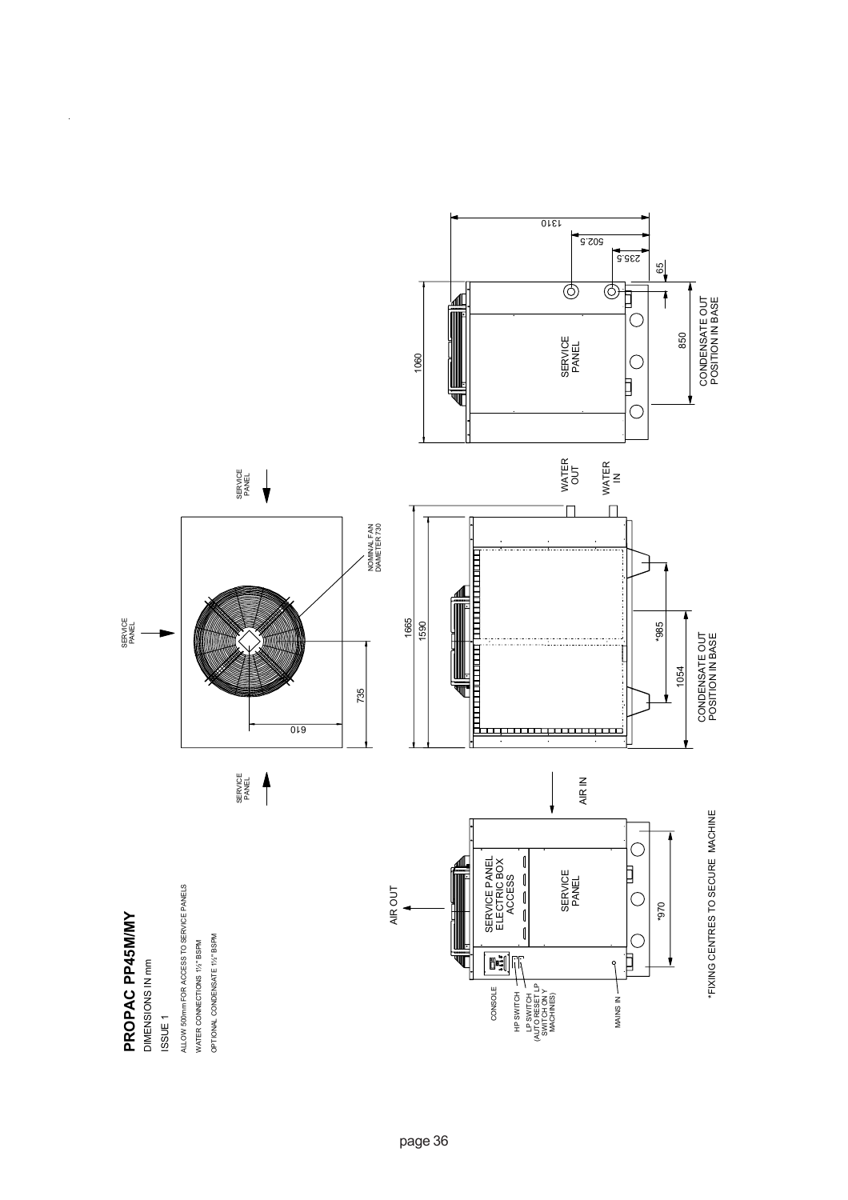# PROPAC PP45M/MY

DIMENSIONS IN mm

ISSUE 1

ALLOW 500mm FOR ACCESS TO SERVICE PANELS

WATER CONNECTIONS 1½" BSPM

OPTIONAL CONDENSATE 1½" BSPM

SERVICE PANEL

SERVICE PANEL

NOMINAL FAN DIAMETER 730

735

610

AIR OUT

AIR IN

SERVICE PANEL ELECTRIC BOX ACCESS

SERVICE PANEL

CONSOLE

HP SWITCH

LP SWITCH (AUTO RESET LP SWITCH ON Y MACHINES)

MAINS IN

*970

*FIXING CENTRES TO SECURE MACHINE

1665

1590

*985

1054

CONDENSATE OUT POSITION IN BASE

WATER OUT

WATER IN

1060

SERVICE PANEL

1310

502.5

235.5

65

850

CONDENSATE OUT POSITION IN BASE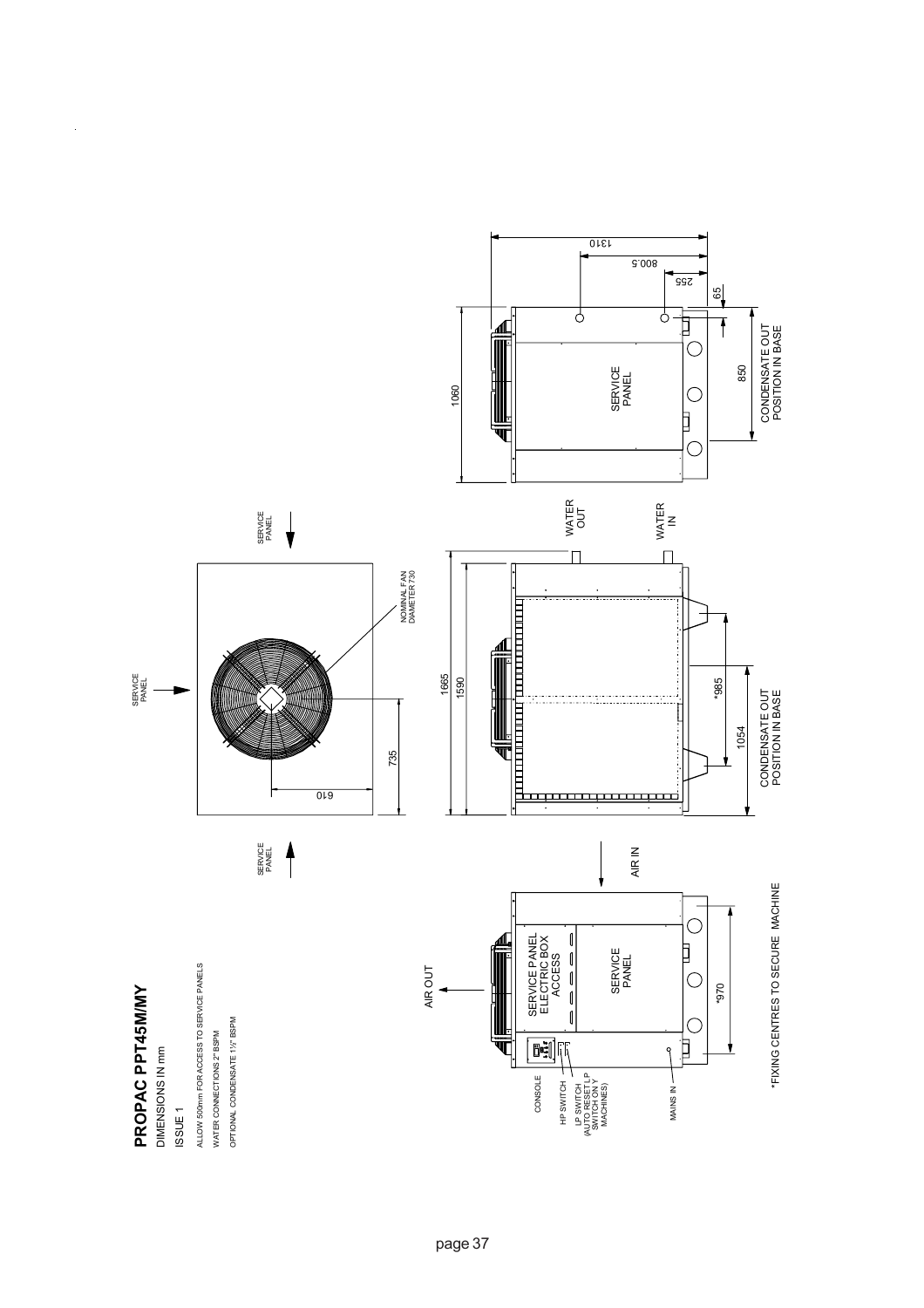# PROPAC PPT45M/MY

DIMENSIONS IN mm

ISSUE 1

ALLOW 500mm FOR ACCESS TO SERVICE PANELS

WATER CONNECTIONS 2" BSPM

OPTIONAL CONDENSATE 1½" BSPM

SERVICE PANEL

SERVICE PANEL

SERVICE PANEL

NOMINAL FAN DIAMETER 730

735

610

AIR OUT

AIR IN

WATER OUT

WATER IN

SERVICE PANEL ELECTRIC BOX ACCESS

SERVICE PANEL

CONSOLE

HP SWITCH

LP SWITCH (AUTO RESET LP SWITCH ONLY MACHINES)

MAINS IN

*970

1665

1590

*985

1054

CONDENSATE OUT POSITION IN BASE

1060

SERVICE PANEL

1310

800.5

255

65

850

CONDENSATE OUT POSITION IN BASE

*FIXING CENTRES TO SECURE MACHINE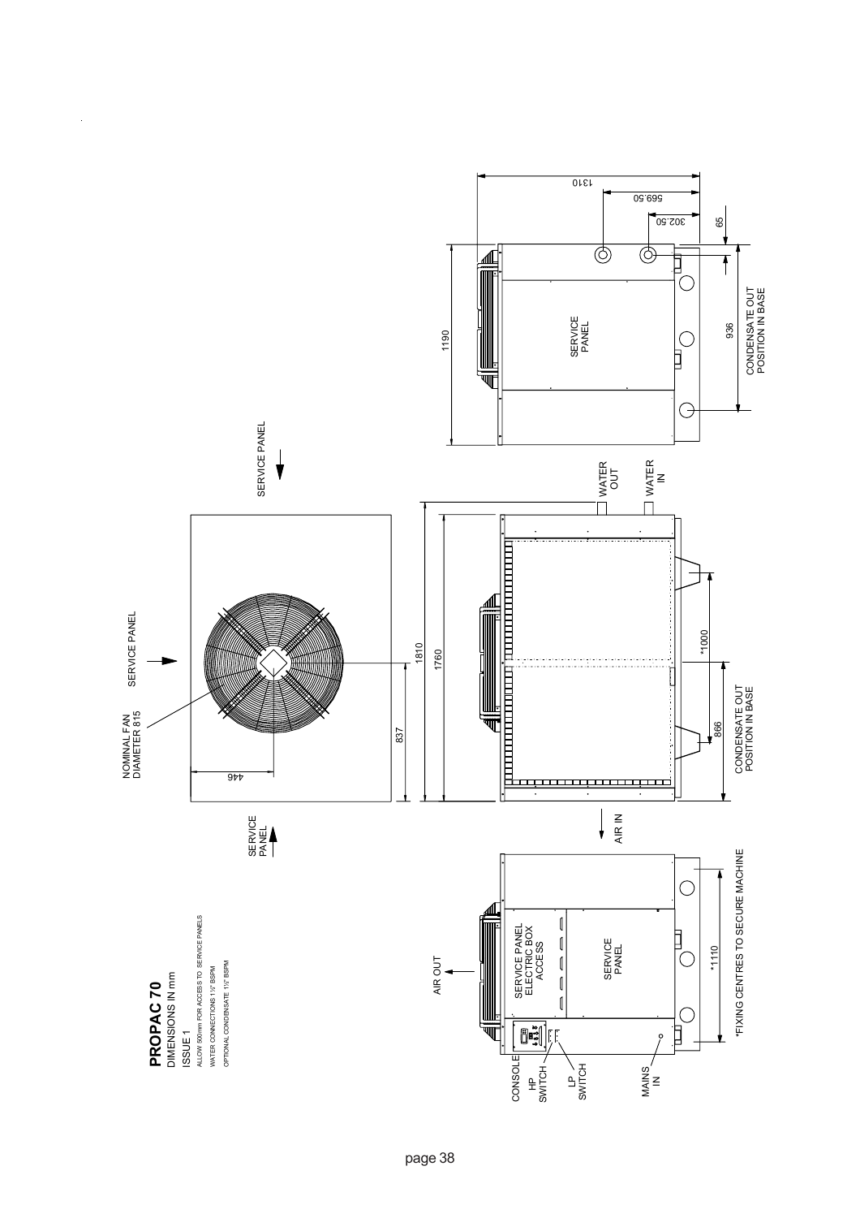# PROPAC 70

DIMENSIONS IN mm

ISSUE 1

ALLOW 500mm FOR ACCESS TO SERVICE PANELS

WATER CONNECTIONS 1½" BSPM

OPTIONAL CONDENSATE 1½" BSPM

AIR OUT

CONSOLE

HP SWITCH

LP SWITCH

MAINS IN

SERVICE PANEL ELECTRIC BOX ACCESS

SERVICE PANEL

*1110

*FIXING CENTRES TO SECURE MACHINE

NOMINAL FAN DIAMETER 815

SERVICE PANEL

446

837

AIR IN

1810

1760

*1000

866

CONDENSATE OUT POSITION IN BASE

WATER OUT

WATER IN

1190

1310

569.50

302.50

65

936

CONDENSATE OUT POSITION IN BASE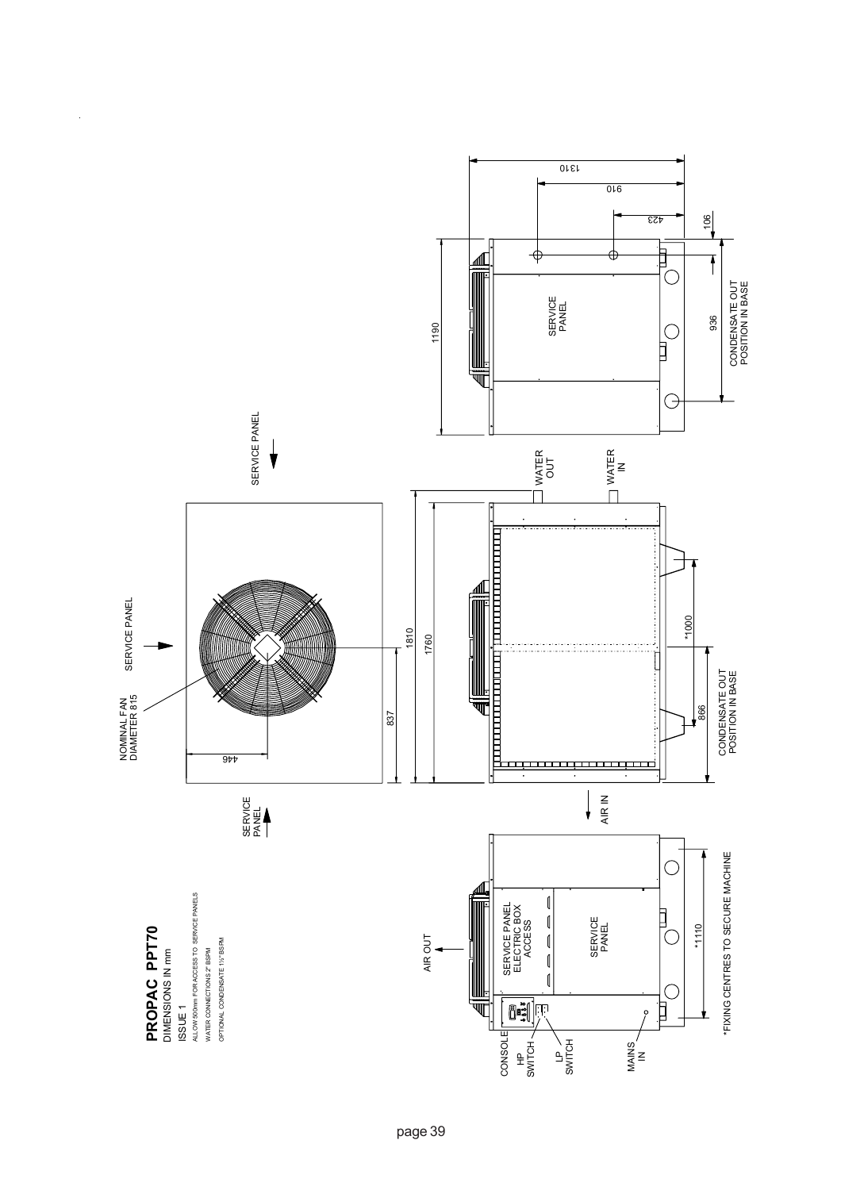# PROPAC PPT70

DIMENSIONS IN mm

ISSUE 1

ALLOW 500mm FOR ACCESS TO SERVICE PANELS

WATER CONNECTIONS 2" BSPM

OPTIONAL CONDENSATE 1½" BSPM

NOMINAL FAN DIAMETER 815

SERVICE PANEL

SERVICE PANEL

SERVICE PANEL

446

837

1810

1760

AIR OUT

AIR IN

CONSOLE

HP SWITCH

LP SWITCH

MAINS IN

SERVICE PANEL ELECTRIC BOX ACCESS

SERVICE PANEL

*1110

*FIXING CENTRES TO SECURE MACHINE

WATER OUT

WATER IN

*1000

866

CONDENSATE OUT POSITION IN BASE

1190

1310

910

423

106

936

CONDENSATE OUT POSITION IN BASE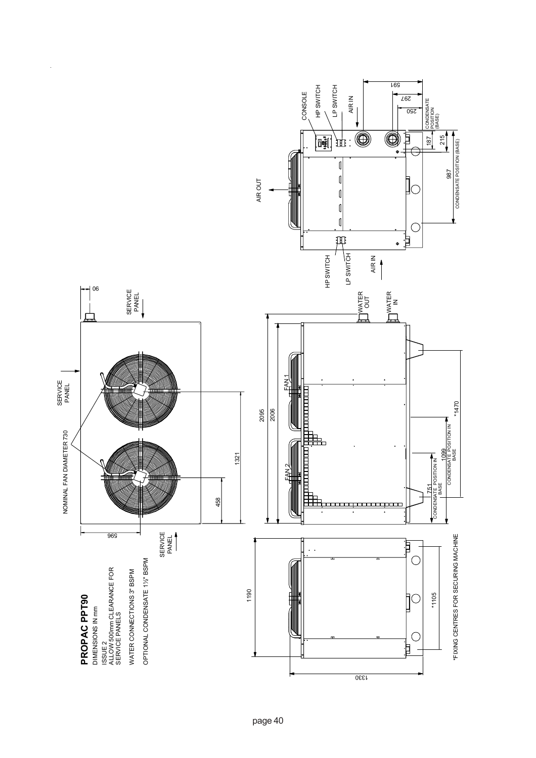# PROPAC PPT90

DIMENSIONS IN mm

ISSUE 2

ALLOW 500mm CLEARANCE FOR SERVICE PANELS

WATER CONNECTIONS 3" BSPM

OPTIONAL CONDENSATE 1½" BSPM

NOMINAL FAN DIAMETER 730

SERVICE PANEL

SERVICE PANEL

SERVICE PANEL

90

596

458

1321

2095

2006

FAN 1

FAN 2

WATER OUT

WATER IN

*1470

1099 CONDENSATE POSITION IN BASE

751 CONDENSATE POSITION IN BASE

1190

1330

*1105

*FIXING CENTRES FOR SECURING MACHINE

AIR OUT

CONSOLE

HP SWITCH

LP SWITCH

AIR IN

HP SWITCH

LP SWITCH

AIR IN

591

297

250

CONDENSATE POSITION (BASE)

187

215

987

CONDENSATE POSITION (BASE)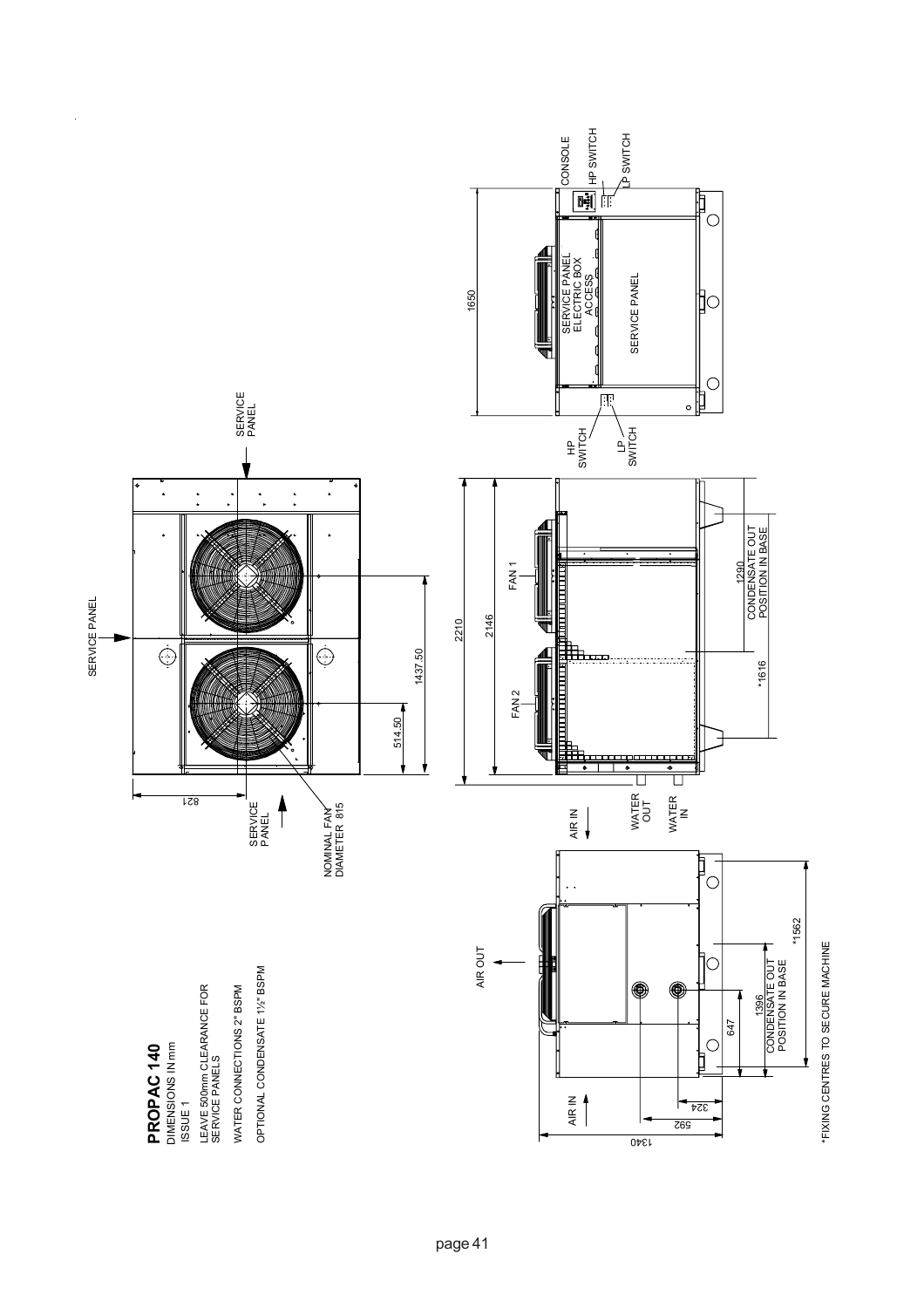# PROPAC 140

DIMENSIONS IN mm

ISSUE 1

LEAVE 500mm CLEARANCE FOR SERVICE PANELS

WATER CONNECTIONS 2" BSPM

OPTIONAL CONDENSATE 1½" BSPM

SERVICE PANEL

SERVICE PANEL

SERVICE PANEL

821

514.50

1437.50

NOMINAL FAN DIAMETER 815

2210

2146

FAN 1

FAN 2

1290 CONDENSATE OUT POSITION IN BASE

*1616

WATER OUT

WATER IN

AIR IN

AIR OUT

AIR IN

1340

592

324

647

1396 CONDENSATE OUT POSITION IN BASE

*1562

1650

CONSOLE

HP SWITCH

LP SWITCH

SERVICE PANEL ELECTRIC BOX ACCESS

SERVICE PANEL

HP SWITCH

LP SWITCH

*FIXING CENTRES TO SECURE MACHINE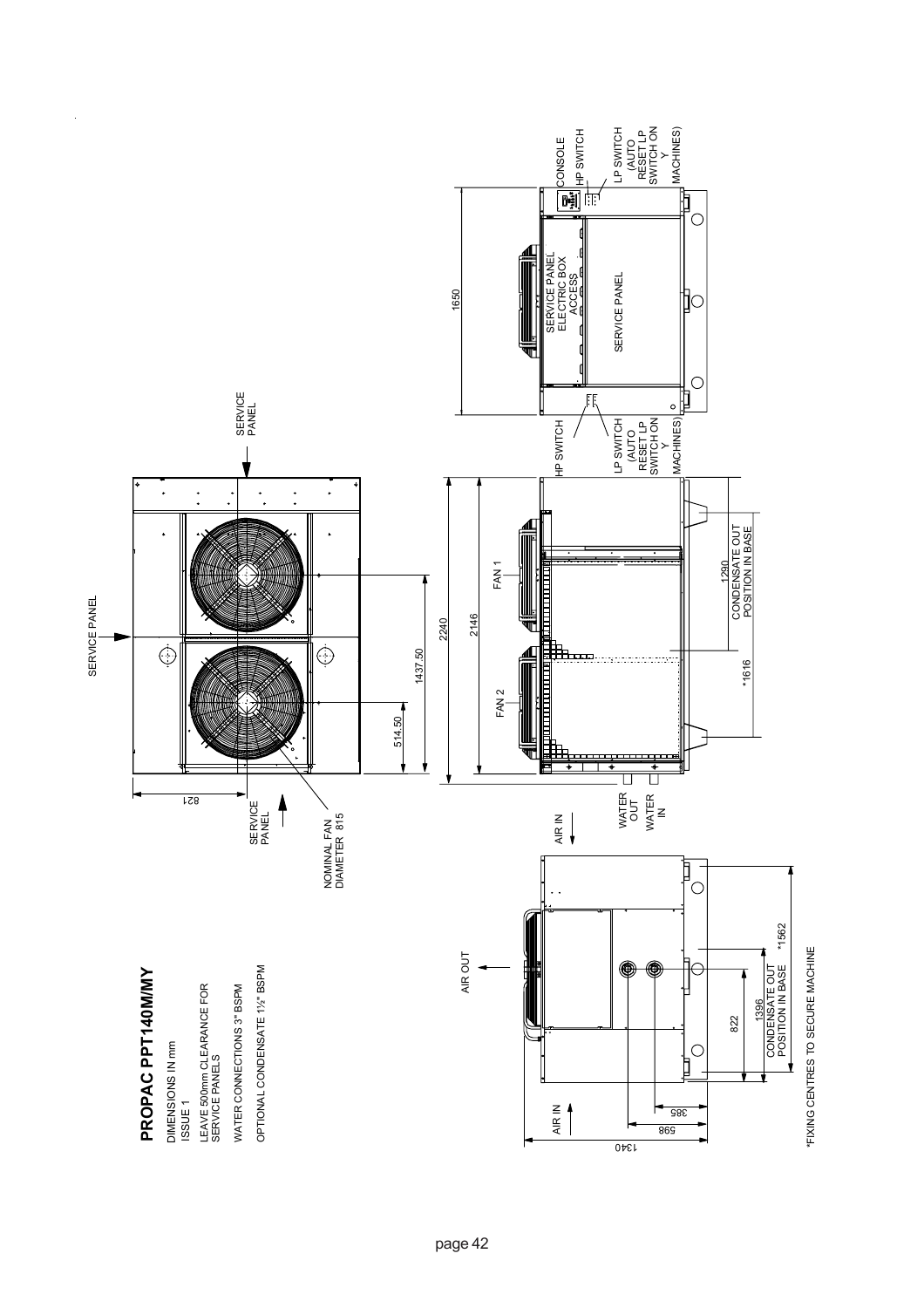# PROPAC PPT140M/MY

DIMENSIONS IN mm

ISSUE 1

LEAVE 500mm CLEARANCE FOR SERVICE PANELS

WATER CONNECTIONS 3" BSPM

OPTIONAL CONDENSATE 1½" BSPM

SERVICE PANEL

SERVICE PANEL

SERVICE PANEL

NOMINAL FAN DIAMETER 815

821

514.50

1437.50

2240

2146

FAN 1

FAN 2

1290

CONDENSATE OUT POSITION IN BASE

*1616

WATER OUT

WATER IN

AIR IN

AIR OUT

AIR IN

1340

598

385

822

1396

CONDENSATE OUT POSITION IN BASE

*1562

1650

SERVICE PANEL ELECTRIC BOX ACCESS

SERVICE PANEL

CONSOLE

HP SWITCH

LP SWITCH (AUTO RESET LP SWITCH ON Y MACHINES)

HP SWITCH

LP SWITCH (AUTO RESET LP SWITCH ON Y MACHINES)

*FIXING CENTRES TO SECURE MACHINE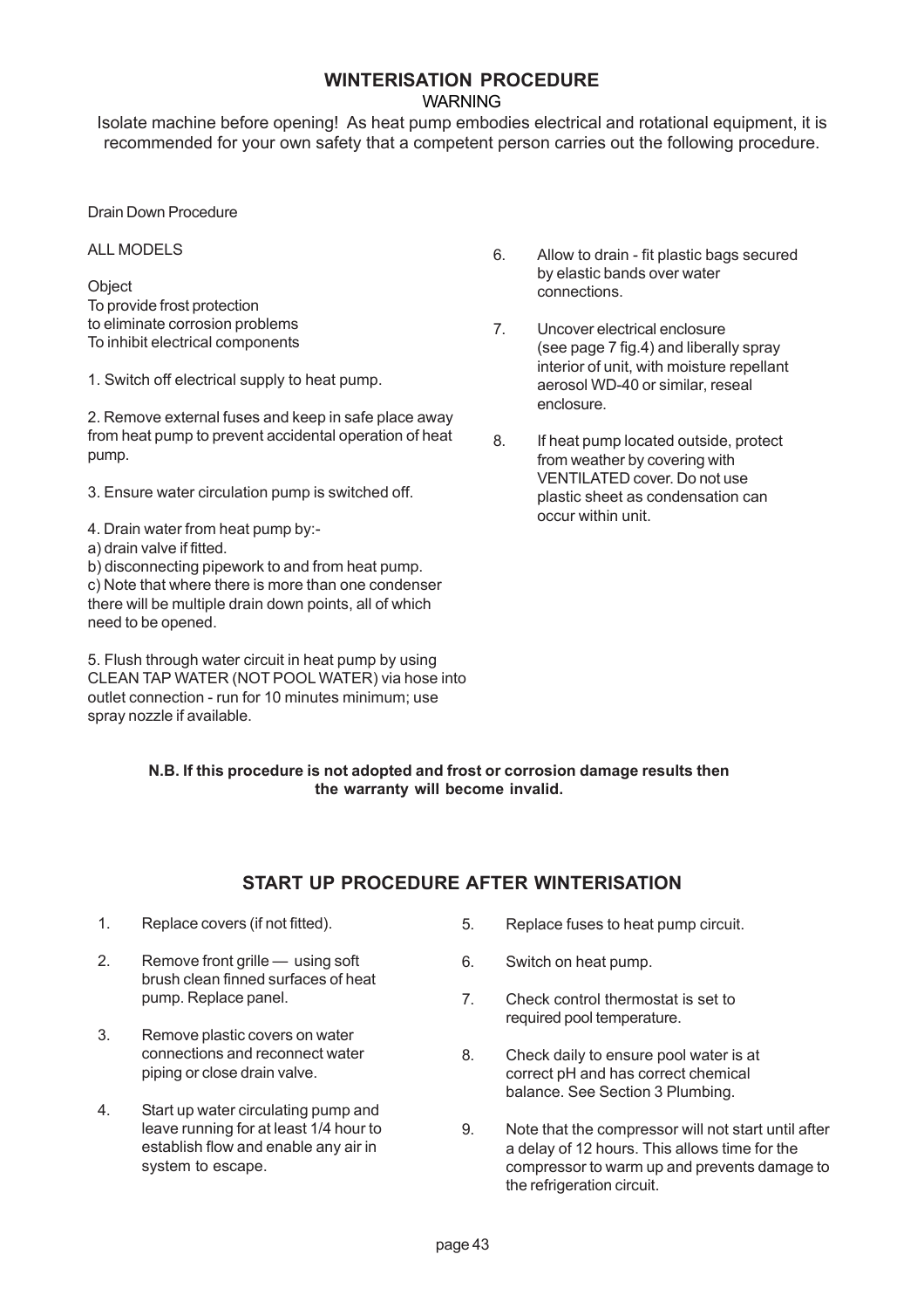## WINTERISATION PROCEDURE

WARNING

Isolate machine before opening! As heat pump embodies electrical and rotational equipment, it is recommended for your own safety that a competent person carries out the following procedure.

Drain Down Procedure

ALL MODELS

Object
To provide frost protection
to eliminate corrosion problems
To inhibit electrical components

1. Switch off electrical supply to heat pump.

2. Remove external fuses and keep in safe place away from heat pump to prevent accidental operation of heat pump.

3. Ensure water circulation pump is switched off.

4. Drain water from heat pump by:-
a) drain valve if fitted.
b) disconnecting pipework to and from heat pump.
c) Note that where there is more than one condenser there will be multiple drain down points, all of which need to be opened.

5. Flush through water circuit in heat pump by using CLEAN TAP WATER (NOT POOL WATER) via hose into outlet connection - run for 10 minutes minimum; use spray nozzle if available.

6. Allow to drain - fit plastic bags secured by elastic bands over water connections.

7. Uncover electrical enclosure (see page 7 fig.4) and liberally spray interior of unit, with moisture repellant aerosol WD-40 or similar, reseal enclosure.

8. If heat pump located outside, protect from weather by covering with VENTILATED cover. Do not use plastic sheet as condensation can occur within unit.

**N.B. If this procedure is not adopted and frost or corrosion damage results then the warranty will become invalid.**

## START UP PROCEDURE AFTER WINTERISATION

1. Replace covers (if not fitted).
2. Remove front grille — using soft brush clean finned surfaces of heat pump. Replace panel.
3. Remove plastic covers on water connections and reconnect water piping or close drain valve.
4. Start up water circulating pump and leave running for at least 1/4 hour to establish flow and enable any air in system to escape.
5. Replace fuses to heat pump circuit.
6. Switch on heat pump.
7. Check control thermostat is set to required pool temperature.
8. Check daily to ensure pool water is at correct pH and has correct chemical balance. See Section 3 Plumbing.
9. Note that the compressor will not start until after a delay of 12 hours. This allows time for the compressor to warm up and prevents damage to the refrigeration circuit.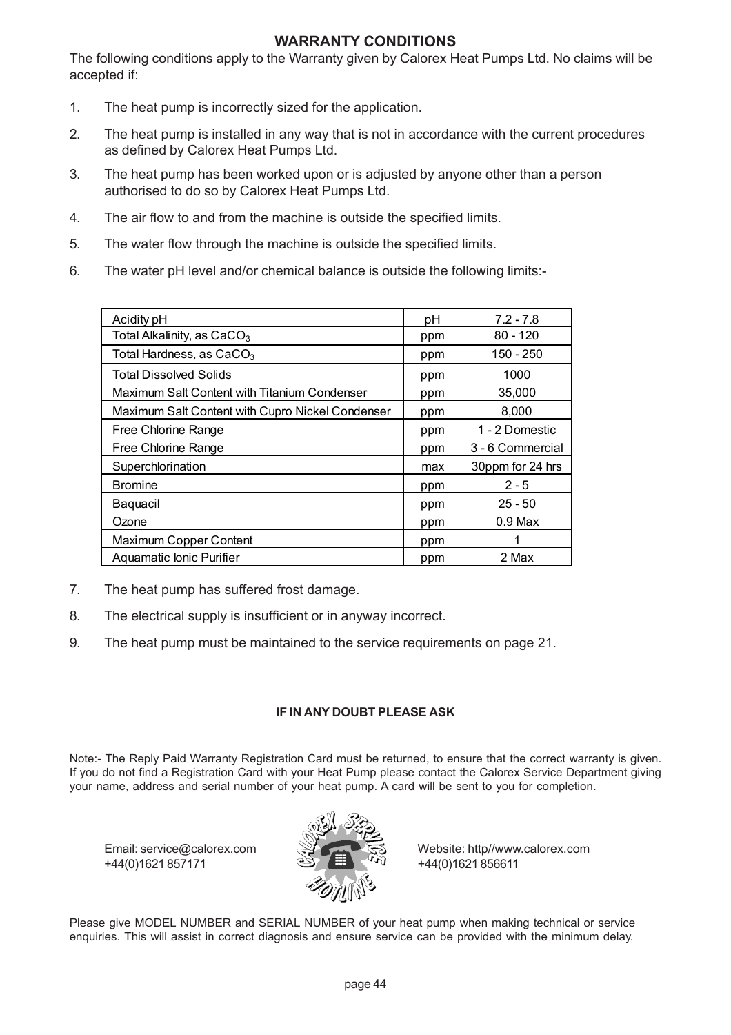## WARRANTY CONDITIONS

The following conditions apply to the Warranty given by Calorex Heat Pumps Ltd. No claims will be accepted if:

1. The heat pump is incorrectly sized for the application.
2. The heat pump is installed in any way that is not in accordance with the current procedures as defined by Calorex Heat Pumps Ltd.
3. The heat pump has been worked upon or is adjusted by anyone other than a person authorised to do so by Calorex Heat Pumps Ltd.
4. The air flow to and from the machine is outside the specified limits.
5. The water flow through the machine is outside the specified limits.
6. The water pH level and/or chemical balance is outside the following limits:-

| | | |
|---|---|---|
| Acidity pH | pH | 7.2 - 7.8 |
| Total Alkalinity, as $CaCO_3$ | ppm | 80 - 120 |
| Total Hardness, as $CaCO_3$ | ppm | 150 - 250 |
| Total Dissolved Solids | ppm | 1000 |
| Maximum Salt Content with Titanium Condenser | ppm | 35,000 |
| Maximum Salt Content with Cupro Nickel Condenser | ppm | 8,000 |
| Free Chlorine Range | ppm | 1 - 2 Domestic |
| Free Chlorine Range | ppm | 3 - 6 Commercial |
| Superchlorination | max | 30ppm for 24 hrs |
| Bromine | ppm | 2 - 5 |
| Baquacil | ppm | 25 - 50 |
| Ozone | ppm | 0.9 Max |
| Maximum Copper Content | ppm | 1 |
| Aquamatic Ionic Purifier | ppm | 2 Max |

7. The heat pump has suffered frost damage.
8. The electrical supply is insufficient or in anyway incorrect.
9. The heat pump must be maintained to the service requirements on page 21.

**IF IN ANY DOUBT PLEASE ASK**

Note:- The Reply Paid Warranty Registration Card must be returned, to ensure that the correct warranty is given. If you do not find a Registration Card with your Heat Pump please contact the Calorex Service Department giving your name, address and serial number of your heat pump. A card will be sent to you for completion.

Email: service@calorex.com
+44(0)1621 857171

CALOREX SERVICE HOTLINE

Website: http//www.calorex.com
+44(0)1621 856611

Please give MODEL NUMBER and SERIAL NUMBER of your heat pump when making technical or service enquiries. This will assist in correct diagnosis and ensure service can be provided with the minimum delay.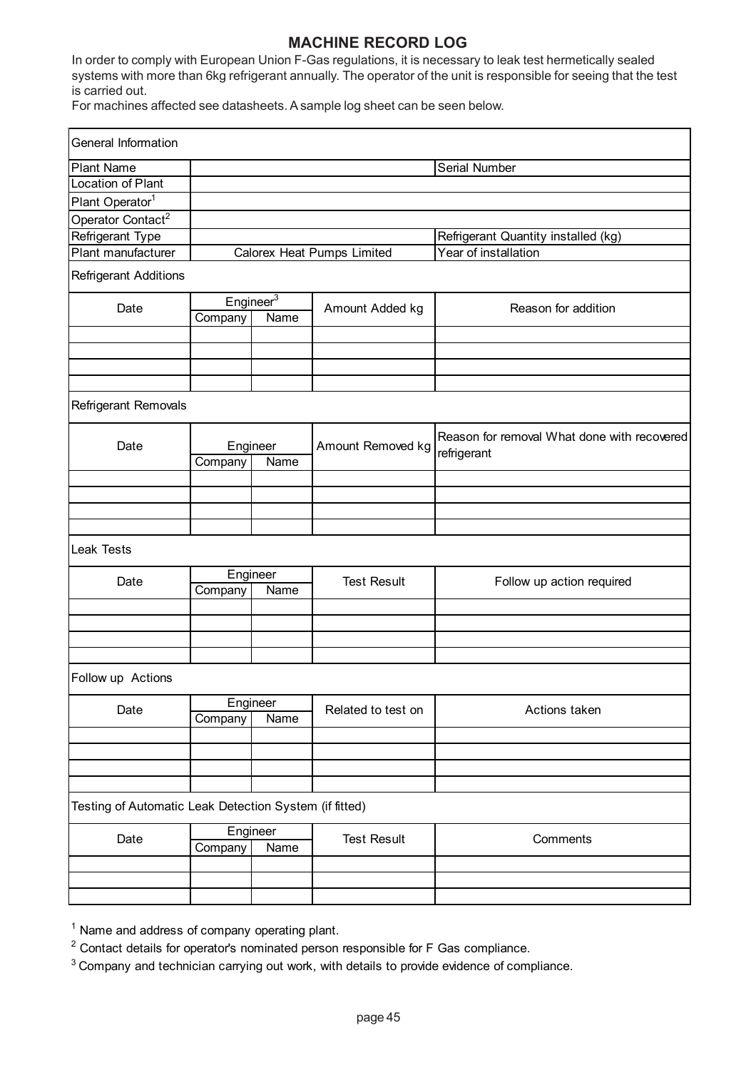# MACHINE RECORD LOG

In order to comply with European Union F-Gas regulations, it is necessary to leak test hermetically sealed systems with more than 6kg refrigerant annually. The operator of the unit is responsible for seeing that the test is carried out.

For machines affected see datasheets. A sample log sheet can be seen below.

| General Information | | |
|---|---|---|
| Plant Name | | Serial Number |
| Location of Plant | | |
| Plant Operator[1] | | |
| Operator Contact[2] | | |
| Refrigerant Type | | Refrigerant Quantity installed (kg) |
| Plant manufacturer | Calorex Heat Pumps Limited | Year of installation |

Refrigerant Additions

| Date | Engineer[3] | | Amount Added kg | Reason for addition |
|---|---|---|---|---|
| | Company | Name | | |
| | | | | |
| | | | | |
| | | | | |
| | | | | |

Refrigerant Removals

| Date | Engineer | | Amount Removed kg | Reason for removal What done with recovered refrigerant |
|---|---|---|---|---|
| | Company | Name | | |
| | | | | |
| | | | | |
| | | | | |
| | | | | |

Leak Tests

| Date | Engineer | | Test Result | Follow up action required |
|---|---|---|---|---|
| | Company | Name | | |
| | | | | |
| | | | | |
| | | | | |
| | | | | |

Follow up Actions

| Date | Engineer | | Related to test on | Actions taken |
|---|---|---|---|---|
| | Company | Name | | |
| | | | | |
| | | | | |
| | | | | |
| | | | | |

Testing of Automatic Leak Detection System (if fitted)

| Date | Engineer | | Test Result | Comments |
|---|---|---|---|---|
| | Company | Name | | |
| | | | | |
| | | | | |
| | | | | |

[1] Name and address of company operating plant.

[2] Contact details for operator's nominated person responsible for F Gas compliance.

[3] Company and technician carrying out work, with details to provide evidence of compliance.